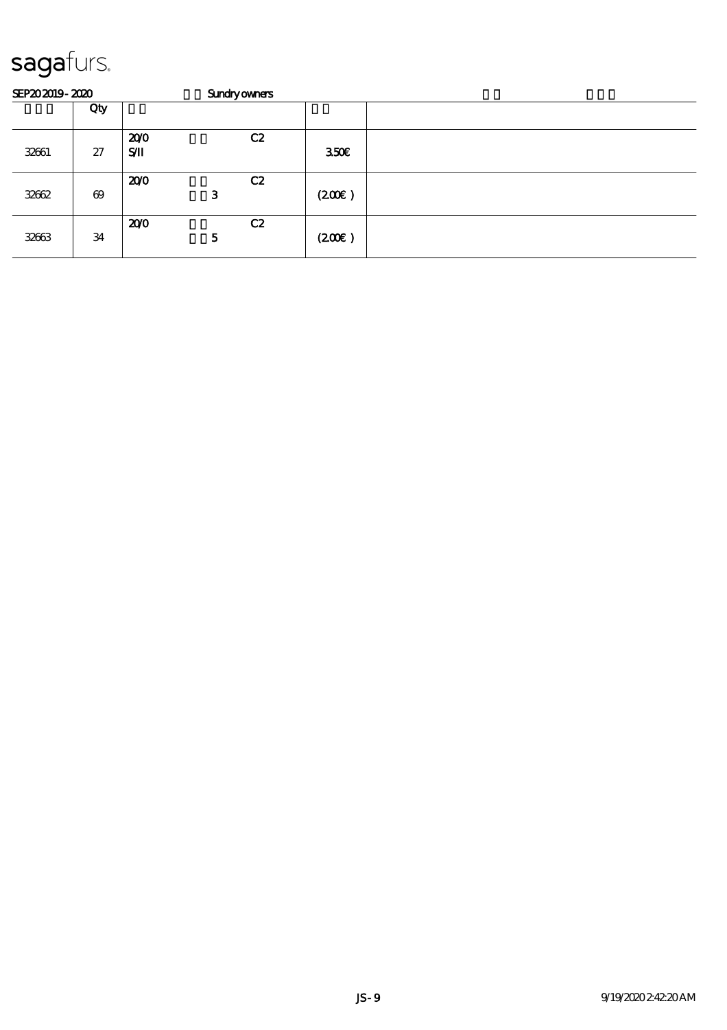# sagafurs.

SEP20 2019 - 2020 Sundry owners

| | Qty | | | | |
|---|---|---|---|---|---|
| 32661 | 27 | 20/0 S/II C2 | | 350€ | |
| 32662 | 69 | 20/0 C2 3 | | (200€) | |
| 32663 | 34 | 20/0 C2 5 | | (200€) | |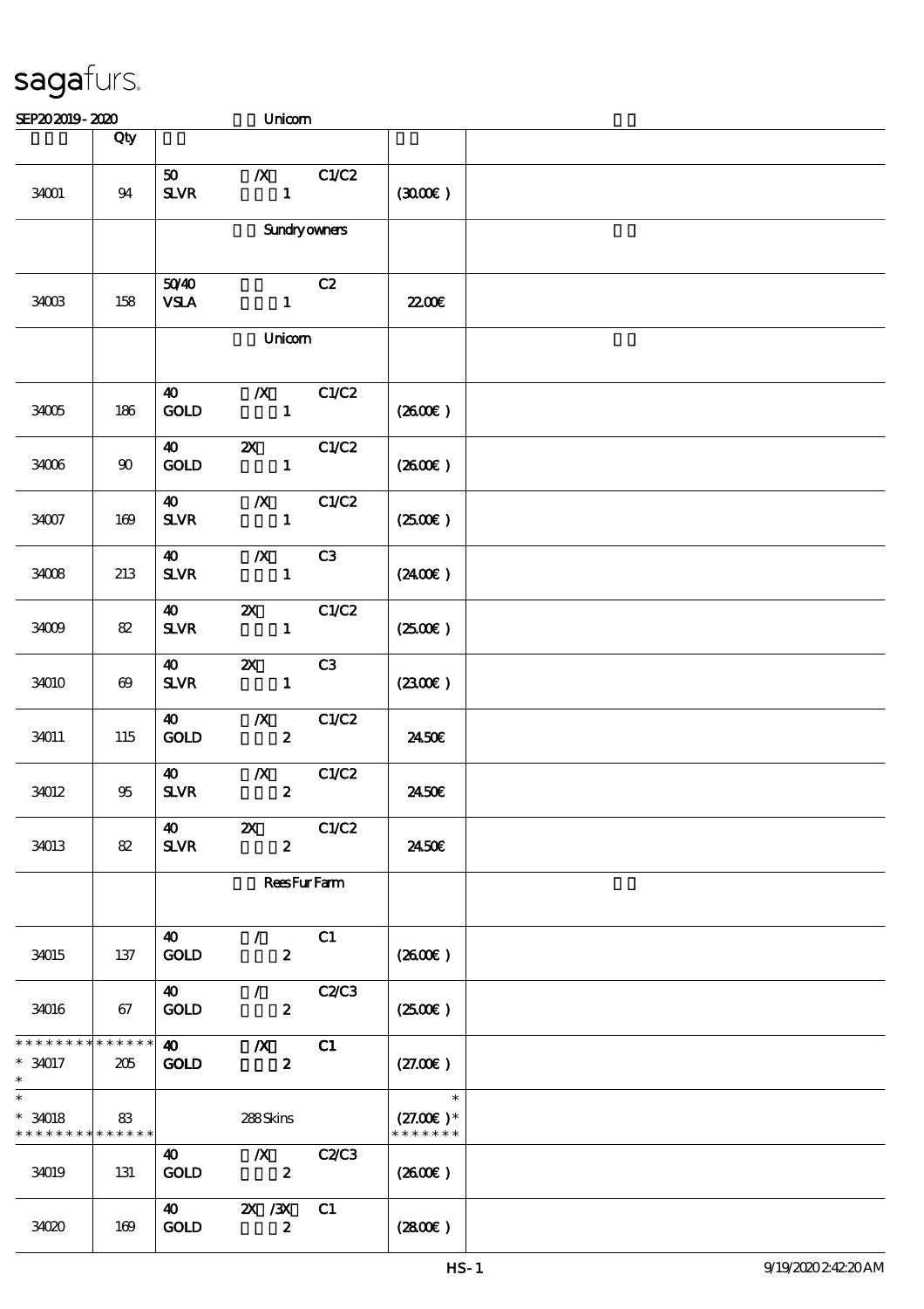sagafurs.

SEP202019 - 2020 Unicorn

| | Qty | | |
|---|---|---|---|
| 34001 | 94 | 50 /X C1/C2<br>SLVR 1 | (30.00€) |
| | | Sundry owners | |
| 34003 | 158 | 50/40 C2<br>VSLA 1 | 22.00€ |
| | | Unicorn | |
| 34005 | 186 | 40 /X C1/C2<br>GOLD 1 | (26.00€) |
| 34006 | 90 | 40 2X C1/C2<br>GOLD 1 | (26.00€) |
| 34007 | 169 | 40 /X C1/C2<br>SLVR 1 | (25.00€) |
| 34008 | 213 | 40 /X C3<br>SLVR 1 | (24.00€) |
| 34009 | 82 | 40 2X C1/C2<br>SLVR 1 | (25.00€) |
| 34010 | 69 | 40 2X C3<br>SLVR 1 | (23.00€) |
| 34011 | 115 | 40 /X C1/C2<br>GOLD 2 | 24.50€ |
| 34012 | 95 | 40 /X C1/C2<br>SLVR 2 | 24.50€ |
| 34013 | 82 | 40 2X C1/C2<br>SLVR 2 | 24.50€ |
| | | Rees Fur Farm | |
| 34015 | 137 | 40 / C1<br>GOLD 2 | (26.00€) |
| 34016 | 67 | 40 / C2/C3<br>GOLD 2 | (25.00€) |
| * * * * * * * * * * * * * *<br>* 34017<br>* | 205 | 40 /X C1<br>GOLD 2 | (27.00€) |
| *<br>* 34018<br>* * * * * * * * * * * * * * | 83 | 288 Skins | *<br>(27.00€) *<br>* * * * * * * |
| 34019 | 131 | 40 /X C2/C3<br>GOLD 2 | (26.00€) |
| 34020 | 169 | 40 2X /3X C1<br>GOLD 2 | (28.00€) |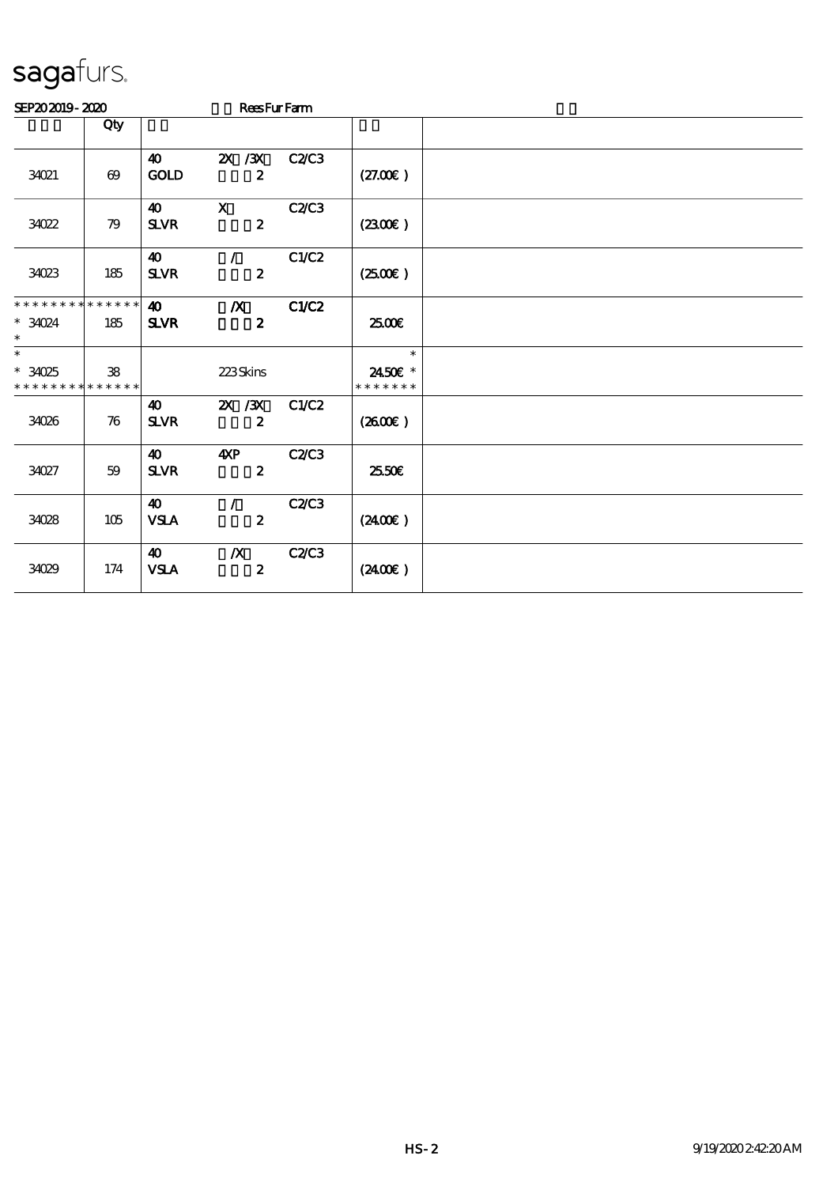# sagafurs.

SEP20 2019 - 2020 Rees Fur Farm

| | Qty | | | |
|---|---|---|---|---|
| 34021 | 69 | 40 GOLD 2X /3X 2 C2/C3 | (27.00€) | |
| 34022 | 79 | 40 SLVR X 2 C2/C3 | (23.00€) | |
| 34023 | 185 | 40 SLVR / 2 C1/C2 | (25.00€) | |
| * * * * * * * * * * * * * * <br>* 34024<br>* | 185 | 40 SLVR /X 2 C1/C2 | 25.00€ | |
| *<br>* 34025<br>* * * * * * * * * * * * * * | 38 | 223 Skins | *<br>24.50€ *<br>* * * * * * * | |
| 34026 | 76 | 40 SLVR 2X /3X 2 C1/C2 | (26.00€) | |
| 34027 | 59 | 40 SLVR 4XP 2 C2/C3 | 25.50€ | |
| 34028 | 105 | 40 VSLA / 2 C2/C3 | (24.00€) | |
| 34029 | 174 | 40 VSLA /X 2 C2/C3 | (24.00€) | |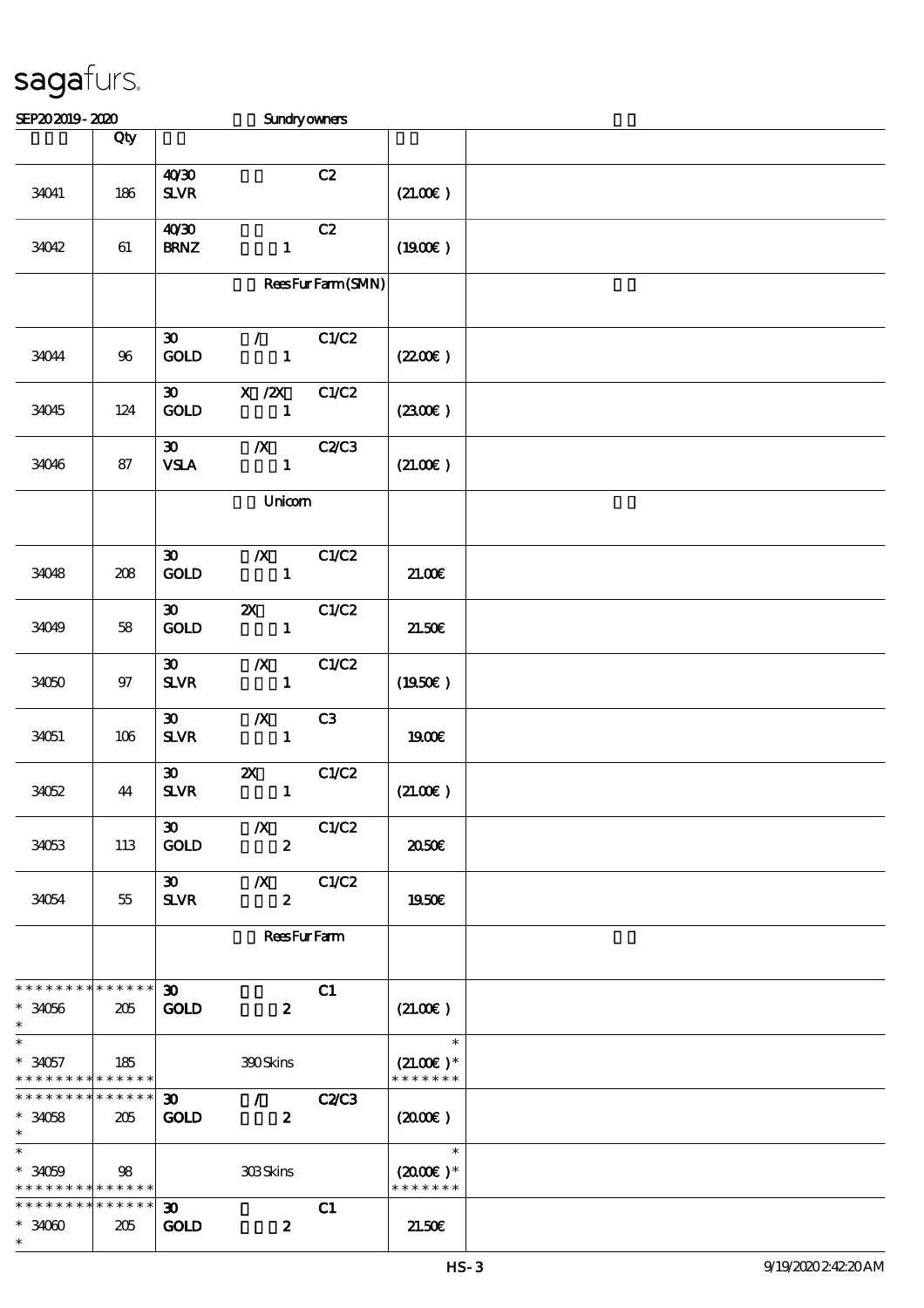# sagafurs.

SEP20 2019 - 2020 Sundry owners

| | Qty | | |
|---|---|---|---|
| 34041 | 186 | 40/30 C2<br>SLVR | (21.00€) |
| 34042 | 61 | 40/30 C2<br>BRNZ 1 | (19.00€) |
| | | Rees Fur Farm (SMN) | |
| 34044 | 96 | 30 / C1/C2<br>GOLD 1 | (22.00€) |
| 34045 | 124 | 30 X /2X C1/C2<br>GOLD 1 | (23.00€) |
| 34046 | 87 | 30 /X C2/C3<br>VSLA 1 | (21.00€) |
| | | Unicorn | |
| 34048 | 208 | 30 /X C1/C2<br>GOLD 1 | 21.00€ |
| 34049 | 58 | 30 2X C1/C2<br>GOLD 1 | 21.50€ |
| 34050 | 97 | 30 /X C1/C2<br>SLVR 1 | (19.50€) |
| 34051 | 106 | 30 /X C3<br>SLVR 1 | 19.00€ |
| 34052 | 44 | 30 2X C1/C2<br>SLVR 1 | (21.00€) |
| 34053 | 113 | 30 /X C1/C2<br>GOLD 2 | 20.50€ |
| 34054 | 55 | 30 /X C1/C2<br>SLVR 2 | 19.50€ |
| | | Rees Fur Farm | |
| * 34056 | 205 | 30 C1<br>GOLD 2 | (21.00€) |
| * 34057 | 185 | 390 Skins | (21.00€)* |
| * 34058 | 205 | 30 / C2/C3<br>GOLD 2 | (20.00€) |
| * 34059 | 98 | 303 Skins | (20.00€)* |
| * 34060 | 205 | 30 C1<br>GOLD 2 | 21.50€ |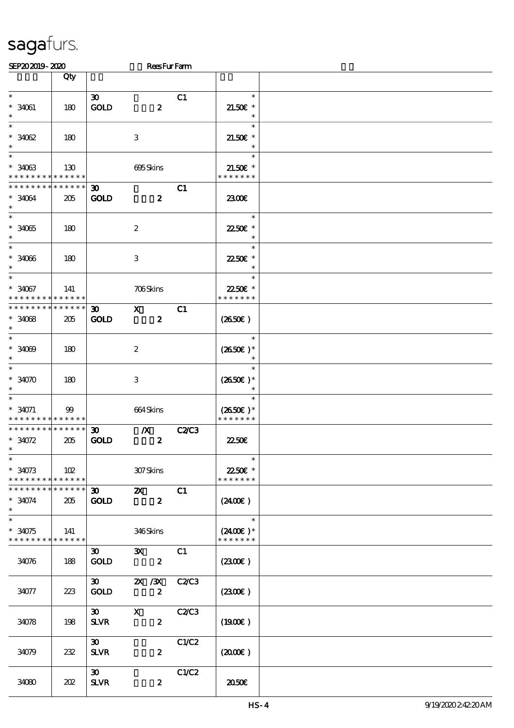| | Qty | | | | | |
|---|---|---|---|---|---|---|
| * 34061 * | 180 | 30 GOLD | 2 | C1 | * 21.50€ * | |
| * 34062 * | 180 | | 3 | | * 21.50€ * | |
| * 34063 * * * * * * * * * * * * * | 130 | | 695 Skins | | * 21.50€ * * * * * * * * | |
| * * * * * * * * * * * * * * 34064 * | 205 | 30 GOLD | 2 | C1 | 23.00€ | |
| * 34065 * | 180 | | 2 | | * 22.50€ * | |
| * 34066 * | 180 | | 3 | | * 22.50€ * | |
| * 34067 * * * * * * * * * * * * * | 141 | | 706 Skins | | * 22.50€ * * * * * * * * | |
| * * * * * * * * * * * * * * 34068 * | 205 | 30 GOLD | X 2 | C1 | (26.50€) | |
| * 34069 * | 180 | | 2 | | * (26.50€) * | |
| * 34070 * | 180 | | 3 | | * (26.50€) * | |
| * 34071 * * * * * * * * * * * * * | 99 | | 664 Skins | | * (26.50€) * * * * * * * * | |
| * * * * * * * * * * * * * * 34072 * | 205 | 30 GOLD | /X 2 | C2/C3 | 22.50€ | |
| * 34073 * * * * * * * * * * * * * | 102 | | 307 Skins | | * 22.50€ * * * * * * * * | |
| * * * * * * * * * * * * * * 34074 * | 205 | 30 GOLD | 2X 2 | C1 | (24.00€) | |
| * 34075 * * * * * * * * * * * * * | 141 | | 346 Skins | | * (24.00€) * * * * * * * * | |
| 34076 | 188 | 30 GOLD | 3X 2 | C1 | (23.00€) | |
| 34077 | 223 | 30 GOLD | 2X /3X 2 | C2/C3 | (23.00€) | |
| 34078 | 198 | 30 SLVR | X 2 | C2/C3 | (19.00€) | |
| 34079 | 232 | 30 SLVR | 2 | C1/C2 | (20.00€) | |
| 34080 | 202 | 30 SLVR | 2 | C1/C2 | 20.50€ | |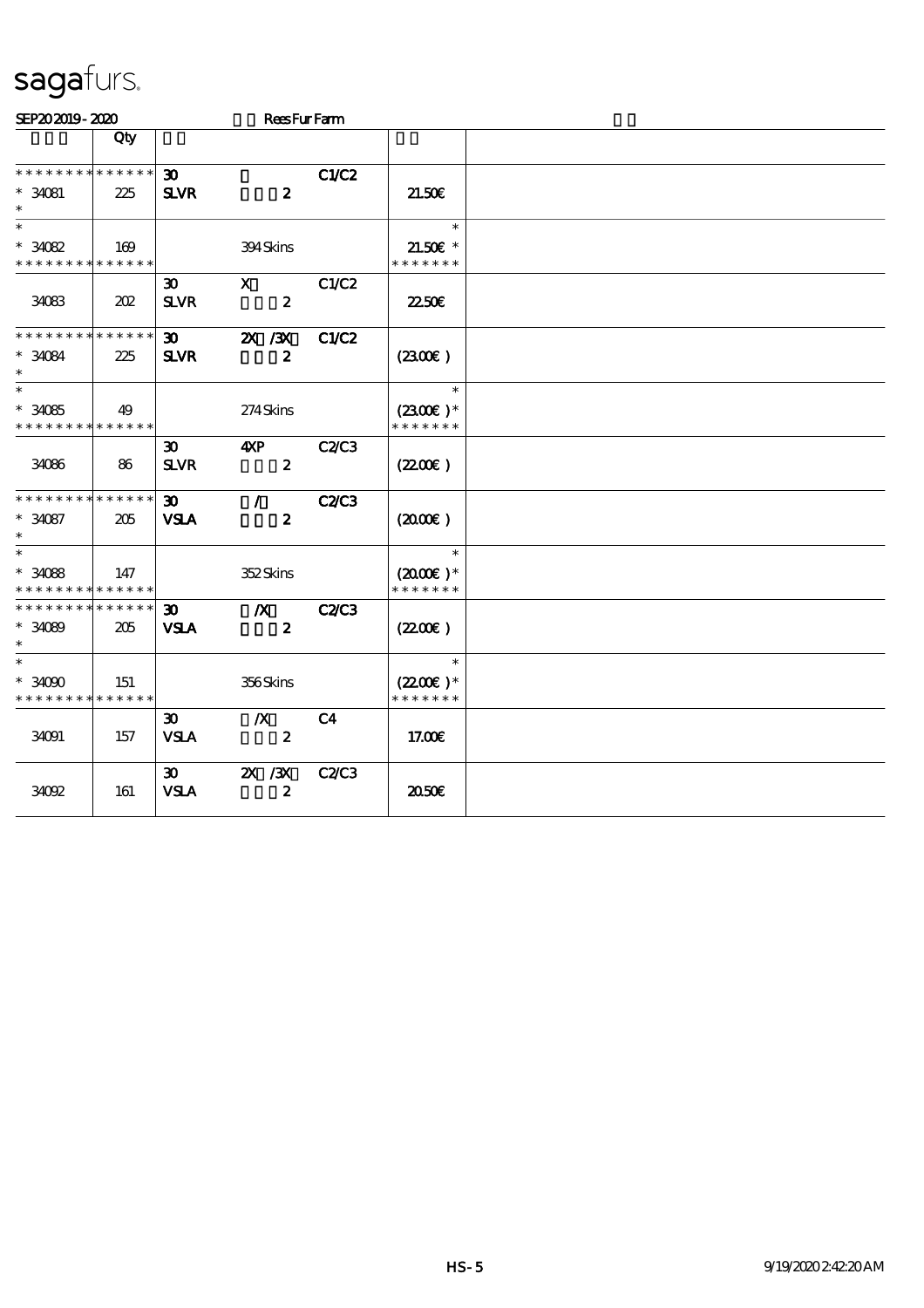# sagafurs.

SEP20 2019 - 2020 Rees Fur Farm

| | Qty | | | | | |
|---|---|---|---|---|---|---|
| * * * * * * * * * * * * * * | | 30 | | C1/C2 | | |
| * 34081 | 225 | SLVR | 2 | | 21.50€ | |
| * | | | | | | |
| * | | | | | * | |
| * 34082 | 169 | | 394 Skins | | 21.50€ * | |
| * * * * * * * * * * * * * * | | | | | * * * * * * * | |
| | | 30 | X | C1/C2 | | |
| 34083 | 202 | SLVR | 2 | | 22.50€ | |
| * * * * * * * * * * * * * * | | 30 | 2X /3X | C1/C2 | | |
| * 34084 | 225 | SLVR | 2 | | (23.00€ ) | |
| * | | | | | | |
| * | | | | | * | |
| * 34085 | 49 | | 274 Skins | | (23.00€ )* | |
| * * * * * * * * * * * * * * | | | | | * * * * * * * | |
| | | 30 | 4XP | C2/C3 | | |
| 34086 | 86 | SLVR | 2 | | (22.00€ ) | |
| * * * * * * * * * * * * * * | | 30 | / | C2/C3 | | |
| * 34087 | 205 | VSLA | 2 | | (20.00€ ) | |
| * | | | | | | |
| * | | | | | * | |
| * 34088 | 147 | | 352 Skins | | (20.00€ )* | |
| * * * * * * * * * * * * * * | | | | | * * * * * * * | |
| * * * * * * * * * * * * * * | | 30 | /X | C2/C3 | | |
| * 34089 | 205 | VSLA | 2 | | (22.00€ ) | |
| * | | | | | | |
| * | | | | | * | |
| * 34090 | 151 | | 356 Skins | | (22.00€ )* | |
| * * * * * * * * * * * * * * | | | | | * * * * * * * | |
| | | 30 | /X | C4 | | |
| 34091 | 157 | VSLA | 2 | | 17.00€ | |
| | | 30 | 2X /3X | C2/C3 | | |
| 34092 | 161 | VSLA | 2 | | 20.50€ | |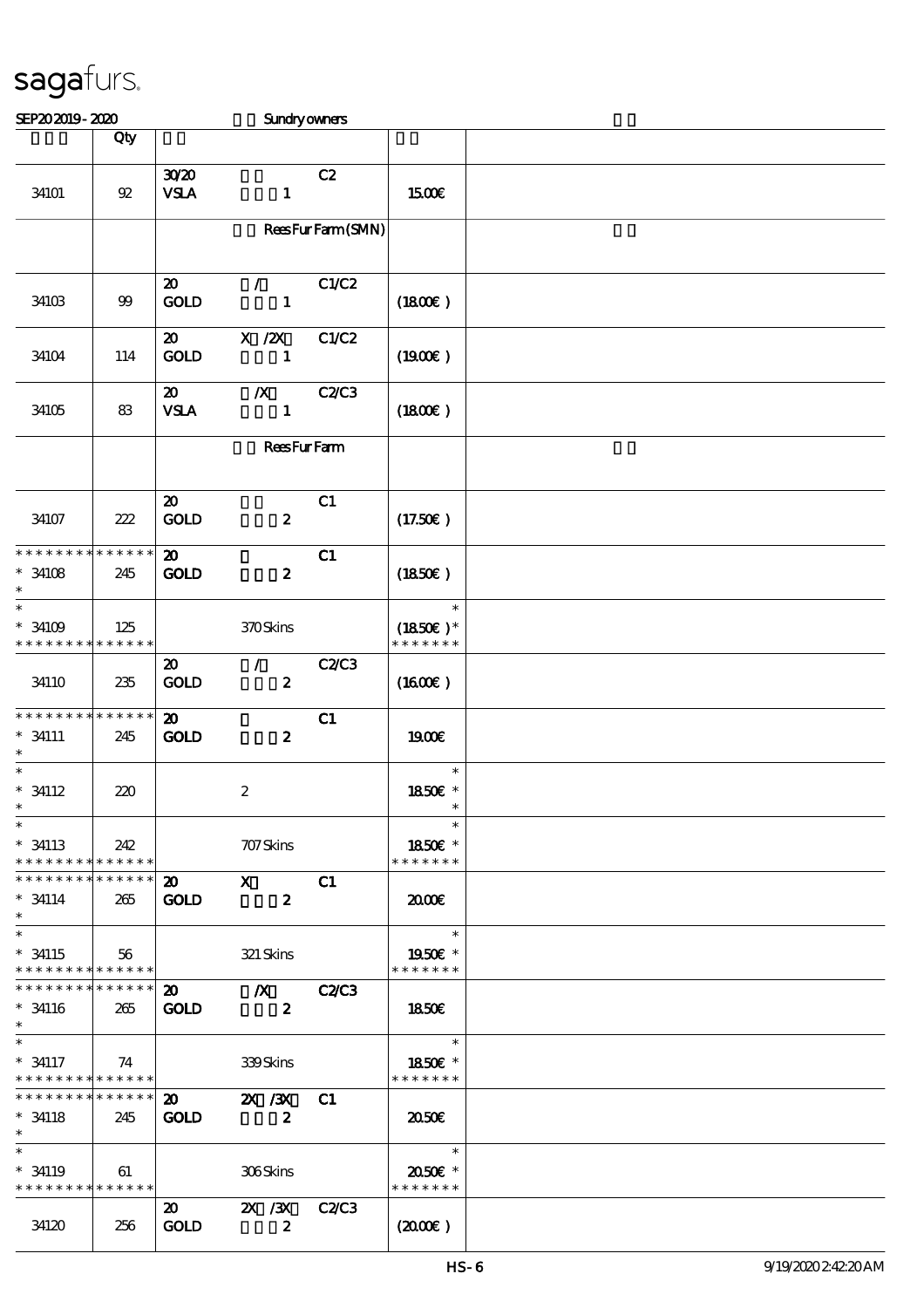sagafurs.

SEP20 2019 - 2020 Sundry owners

| | Qty | | |
|---|---|---|---|
| 34101 | 92 | 30/20 VSLA 1 C2 | 15.00€ |
| | | Rees Fur Farm (SMN) | |
| 34103 | 99 | 20 / GOLD 1 C1/C2 | (18.00€ ) |
| 34104 | 114 | 20 X /2X GOLD 1 C1/C2 | (19.00€ ) |
| 34105 | 83 | 20 /X VSLA 1 C2/C3 | (18.00€ ) |
| | | Rees Fur Farm | |
| 34107 | 222 | 20 GOLD 2 C1 | (17.50€ ) |
| * * * * * * * * * * * * * * <br>* 34108<br>* | 245 | 20 GOLD 2 C1 | (18.50€ ) |
| *<br>* 34109<br>* * * * * * * * * * * * * * | 125 | 370 Skins | *<br>(18.50€ )*<br>* * * * * * * |
| 34110 | 235 | 20 / GOLD 2 C2/C3 | (16.00€ ) |
| * * * * * * * * * * * * * * <br>* 34111<br>* | 245 | 20 GOLD 2 C1 | 19.00€ |
| *<br>* 34112<br>* | 220 | 2 | *<br>18.50€ *<br>* |
| *<br>* 34113<br>* * * * * * * * * * * * * * | 242 | 707 Skins | *<br>18.50€ *<br>* * * * * * * |
| * * * * * * * * * * * * * * <br>* 34114<br>* | 265 | 20 X GOLD 2 C1 | 20.00€ |
| *<br>* 34115<br>* * * * * * * * * * * * * * | 56 | 321 Skins | *<br>19.50€ *<br>* * * * * * * |
| * * * * * * * * * * * * * * <br>* 34116<br>* | 265 | 20 /X GOLD 2 C2/C3 | 18.50€ |
| *<br>* 34117<br>* * * * * * * * * * * * * * | 74 | 339 Skins | *<br>18.50€ *<br>* * * * * * * |
| * * * * * * * * * * * * * * <br>* 34118<br>* | 245 | 20 2X /3X GOLD 2 C1 | 20.50€ |
| *<br>* 34119<br>* * * * * * * * * * * * * * | 61 | 306 Skins | *<br>20.50€ *<br>* * * * * * * |
| 34120 | 256 | 20 2X /3X GOLD 2 C2/C3 | (20.00€ ) |

HS-6 9/19/2020 2:42:20 AM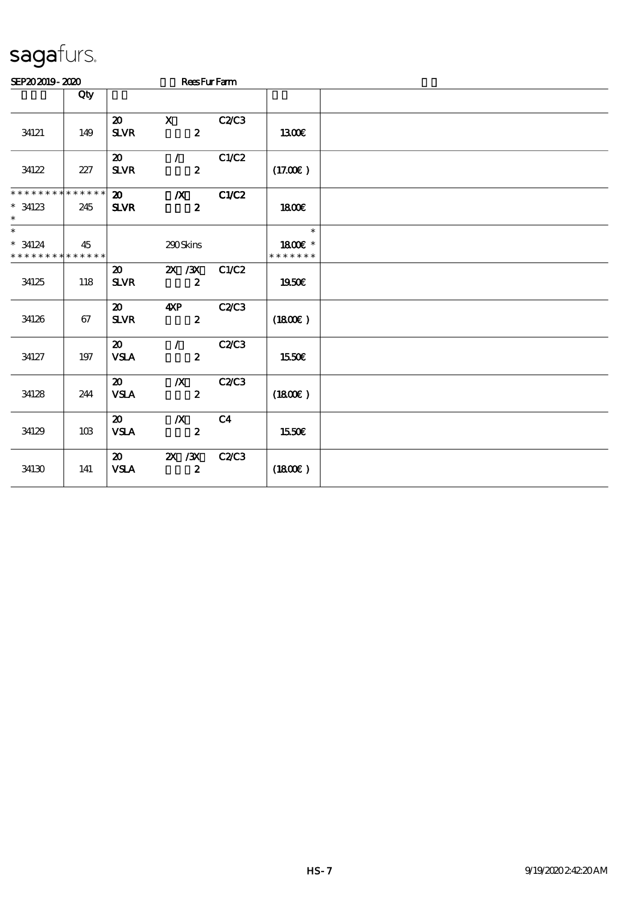# sagafurs.

SEP20 2019 - 2020 Rees Fur Farm

| | Qty | | | | | |
|---|---|---|---|---|---|---|
| 34121 | 149 | 20 SLVR | X 2 | C2/C3 | 13.00€ | |
| 34122 | 227 | 20 SLVR | / 2 | C1/C2 | (17.00€ ) | |
| ************** * 34123 * | 245 | 20 SLVR | /X 2 | C1/C2 | 18.00€ | |
| * * 34124 ************** | 45 | | 290 Skins | | * 18.00€ * ******* | |
| 34125 | 118 | 20 SLVR | 2X /3X 2 | C1/C2 | 19.50€ | |
| 34126 | 67 | 20 SLVR | 4XP 2 | C2/C3 | (18.00€ ) | |
| 34127 | 197 | 20 VSLA | / 2 | C2/C3 | 15.50€ | |
| 34128 | 244 | 20 VSLA | /X 2 | C2/C3 | (18.00€ ) | |
| 34129 | 103 | 20 VSLA | /X 2 | C4 | 15.50€ | |
| 34130 | 141 | 20 VSLA | 2X /3X 2 | C2/C3 | (18.00€ ) | |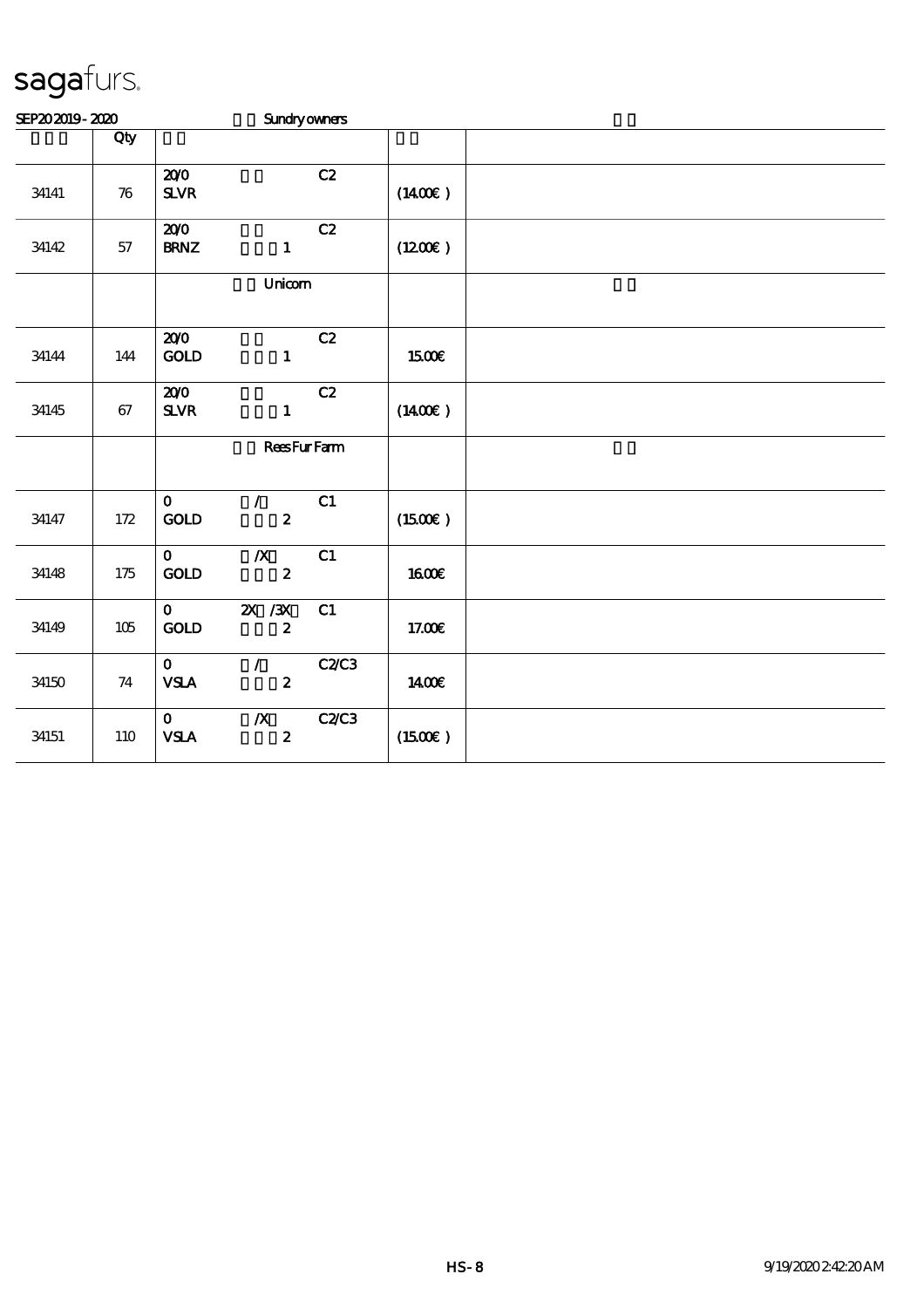# sagafurs.

SEP20 2019 - 2020 Sundry owners

| | Qty | | | |
|---|---|---|---|---|
| 34141 | 76 | 20/0 C2<br>SLVR | (14.00€) | |
| 34142 | 57 | 20/0 C2<br>BRNZ 1 | (12.00€) | |
| | | Unicorn | | |
| 34144 | 144 | 20/0 C2<br>GOLD 1 | 15.00€ | |
| 34145 | 67 | 20/0 C2<br>SLVR 1 | (14.00€) | |
| | | Rees Fur Farm | | |
| 34147 | 172 | 0 / C1<br>GOLD 2 | (15.00€) | |
| 34148 | 175 | 0 /X C1<br>GOLD 2 | 16.00€ | |
| 34149 | 105 | 0 2X /3X C1<br>GOLD 2 | 17.00€ | |
| 34150 | 74 | 0 / C2/C3<br>VSLA 2 | 14.00€ | |
| 34151 | 110 | 0 /X C2/C3<br>VSLA 2 | (15.00€) | |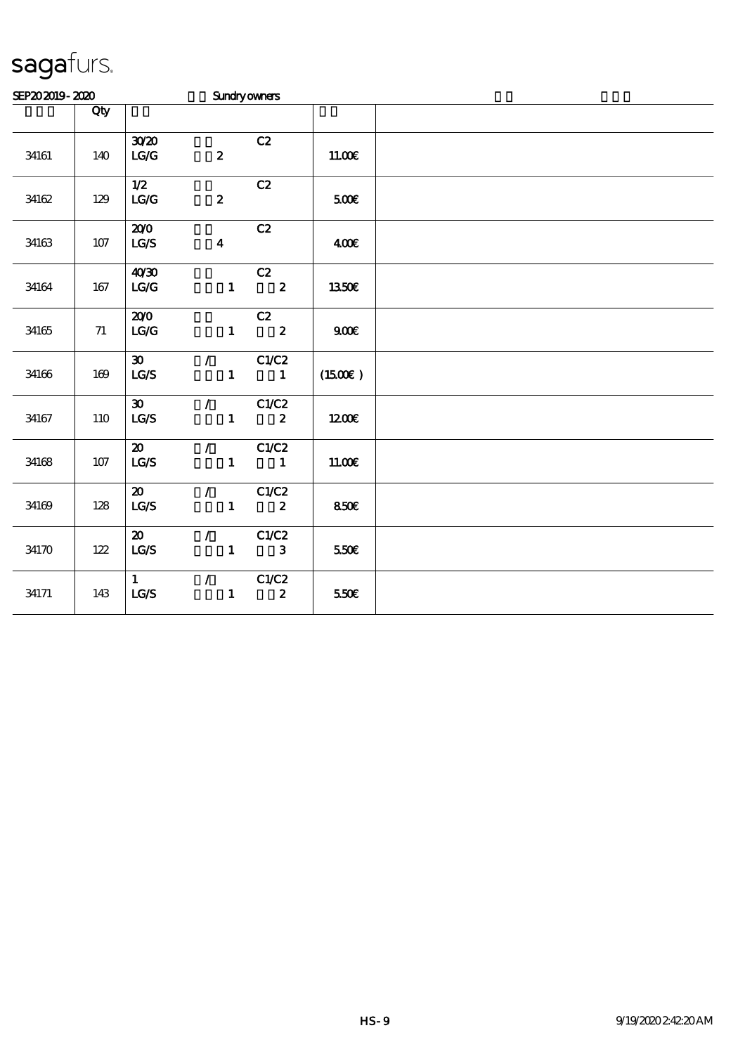sagafurs.

SEP20 2019 - 2020 Sundry owners

| | Qty | | | | | |
|---|---|---|---|---|---|---|
| 34161 | 140 | 30/20 LG/G | 2 | C2 | 11.00€ | |
| 34162 | 129 | 1/2 LG/G | 2 | C2 | 5.00€ | |
| 34163 | 107 | 20/0 LG/S | 4 | C2 | 4.00€ | |
| 34164 | 167 | 40/30 LG/G | 1 | C2 2 | 13.50€ | |
| 34165 | 71 | 20/0 LG/G | 1 | C2 2 | 9.00€ | |
| 34166 | 169 | 30 LG/S | / 1 | C1/C2 1 | (15.00€ ) | |
| 34167 | 110 | 30 LG/S | / 1 | C1/C2 2 | 12.00€ | |
| 34168 | 107 | 20 LG/S | / 1 | C1/C2 1 | 11.00€ | |
| 34169 | 128 | 20 LG/S | / 1 | C1/C2 2 | 8.50€ | |
| 34170 | 122 | 20 LG/S | / 1 | C1/C2 3 | 5.50€ | |
| 34171 | 143 | 1 LG/S | / 1 | C1/C2 2 | 5.50€ | |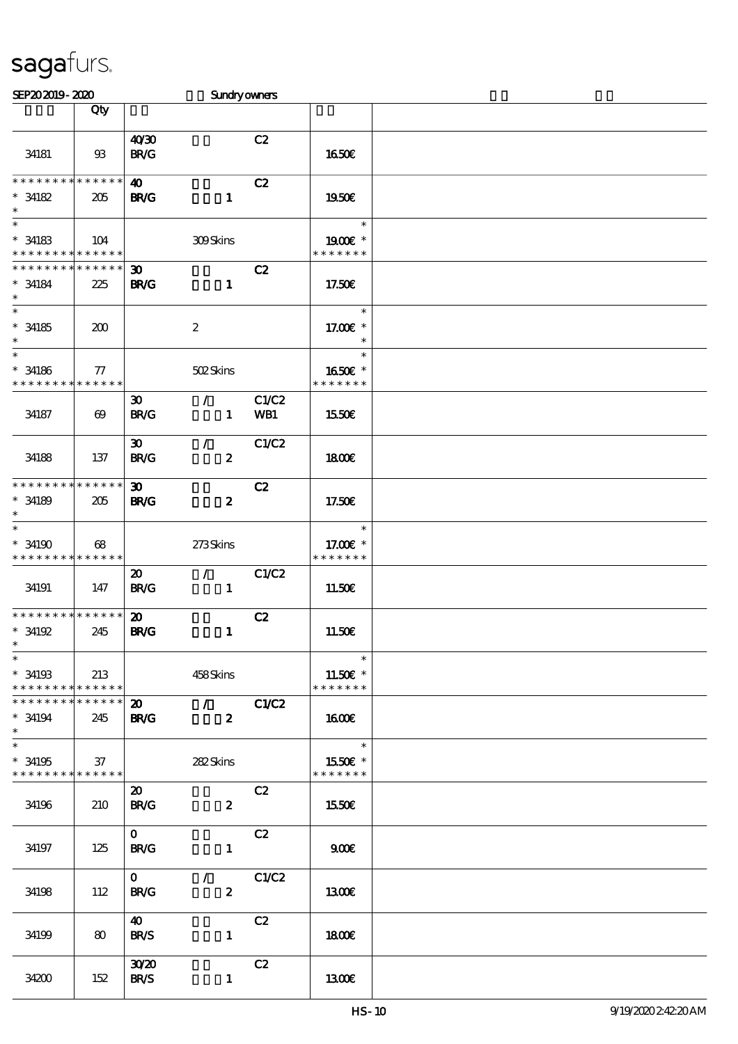# sagafurs.

SEP20 2019 - 2020 Sundry owners

| | Qty | | | | | |
|---|---|---|---|---|---|---|
| 34181 | 93 | 40/30 BR/G | | C2 | 16.50€ | |
| * * * * * * * * * * * * * * 34182 * | 205 | 40 BR/G | 1 | C2 | 19.50€ | |
| * * 34183 * * * * * * * * * * * * * * | 104 | | 309 Skins | | * 19.00€ * * * * * * * * | |
| * * * * * * * * * * * * * * 34184 * | 225 | 30 BR/G | 1 | C2 | 17.50€ | |
| * * 34185 * | 200 | | 2 | | * 17.00€ * * | |
| * * 34186 * * * * * * * * * * * * * * | 77 | | 502 Skins | | * 16.50€ * * * * * * * * | |
| 34187 | 69 | 30 BR/G | / 1 | C1/C2 WB1 | 15.50€ | |
| 34188 | 137 | 30 BR/G | / 2 | C1/C2 | 18.00€ | |
| * * * * * * * * * * * * * * 34189 * | 205 | 30 BR/G | 2 | C2 | 17.50€ | |
| * * 34190 * * * * * * * * * * * * * * | 68 | | 273 Skins | | * 17.00€ * * * * * * * * | |
| 34191 | 147 | 20 BR/G | / 1 | C1/C2 | 11.50€ | |
| * * * * * * * * * * * * * * 34192 * | 245 | 20 BR/G | 1 | C2 | 11.50€ | |
| * * 34193 * * * * * * * * * * * * * * | 213 | | 458 Skins | | * 11.50€ * * * * * * * * | |
| * * * * * * * * * * * * * * 34194 * | 245 | 20 BR/G | / 2 | C1/C2 | 16.00€ | |
| * * 34195 * * * * * * * * * * * * * * | 37 | | 282 Skins | | * 15.50€ * * * * * * * * | |
| 34196 | 210 | 20 BR/G | 2 | C2 | 15.50€ | |
| 34197 | 125 | 0 BR/G | 1 | C2 | 9.00€ | |
| 34198 | 112 | 0 BR/G | / 2 | C1/C2 | 13.00€ | |
| 34199 | 80 | 40 BR/S | 1 | C2 | 18.00€ | |
| 34200 | 152 | 30/20 BR/S | 1 | C2 | 13.00€ | |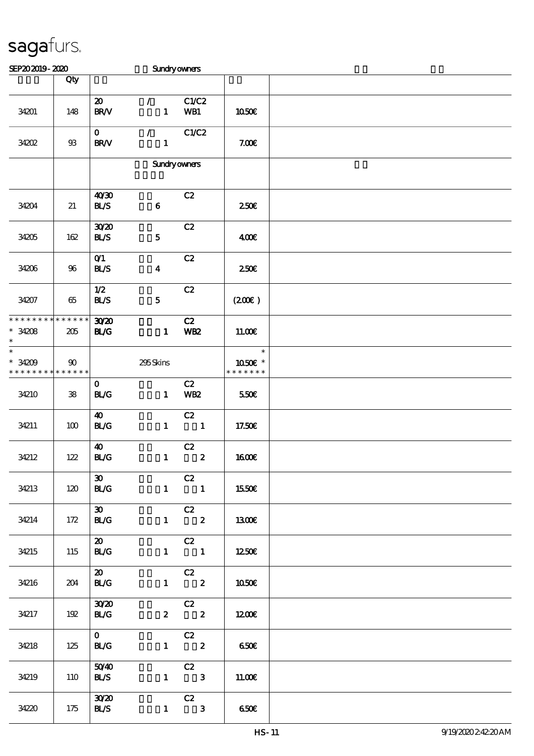# sagafurs.

SEP20 2019 - 2020 Sundry owners

| | Qty | | | |
|---|---|---|---|---|
| 34201 | 148 | 20 / C1/C2<br>BR/V 1 WB1 | 10.50€ | |
| 34202 | 93 | 0 / C1/C2<br>BR/V 1 | 7.00€ | |
| | | Sundry owners | | |
| 34204 | 21 | 40/30 C2<br>BL/S 6 | 2.50€ | |
| 34205 | 162 | 30/20 C2<br>BL/S 5 | 4.00€ | |
| 34206 | 96 | 0/1 C2<br>BL/S 4 | 2.50€ | |
| 34207 | 65 | 1/2 C2<br>BL/S 5 | (2.00€ ) | |
| * * * * * * * * * * * * * *<br>* 34208<br>* | 205 | 30/20 C2<br>BL/G 1 WB2 | 11.00€ | |
| *<br>* 34209<br>* * * * * * * * * * * * * * | 90 | 295 Skins | *<br>10.50€ *<br>* * * * * * * | |
| 34210 | 38 | 0 C2<br>BL/G 1 WB2 | 5.50€ | |
| 34211 | 100 | 40 C2<br>BL/G 1 1 | 17.50€ | |
| 34212 | 122 | 40 C2<br>BL/G 1 2 | 16.00€ | |
| 34213 | 120 | 30 C2<br>BL/G 1 1 | 15.50€ | |
| 34214 | 172 | 30 C2<br>BL/G 1 2 | 13.00€ | |
| 34215 | 115 | 20 C2<br>BL/G 1 1 | 12.50€ | |
| 34216 | 204 | 20 C2<br>BL/G 1 2 | 10.50€ | |
| 34217 | 192 | 30/20 C2<br>BL/G 2 2 | 12.00€ | |
| 34218 | 125 | 0 C2<br>BL/G 1 2 | 6.50€ | |
| 34219 | 110 | 50/40 C2<br>BL/S 1 3 | 11.00€ | |
| 34220 | 175 | 30/20 C2<br>BL/S 1 3 | 6.50€ | |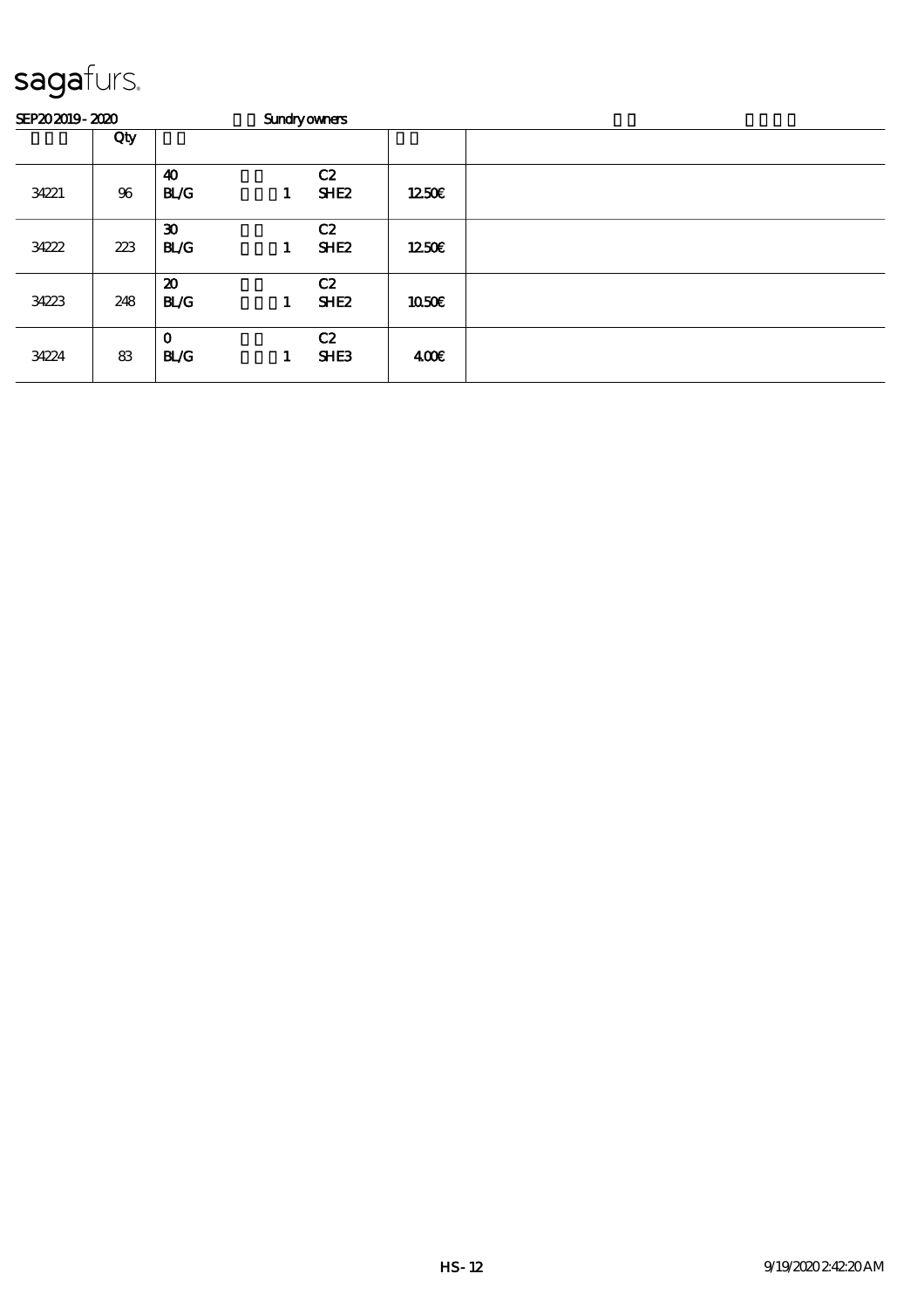**sagafurs.**

SEP20 2019 - 2020　　　Sundry owners

| | Qty | | | | | |
|---|---|---|---|---|---|---|
| 34221 | 96 | 40<br>BL/G | 1 | C2<br>SHE2 | 12.50€ | |
| 34222 | 223 | 30<br>BL/G | 1 | C2<br>SHE2 | 12.50€ | |
| 34223 | 248 | 20<br>BL/G | 1 | C2<br>SHE2 | 10.50€ | |
| 34224 | 83 | 0<br>BL/G | 1 | C2<br>SHE3 | 4.00€ | |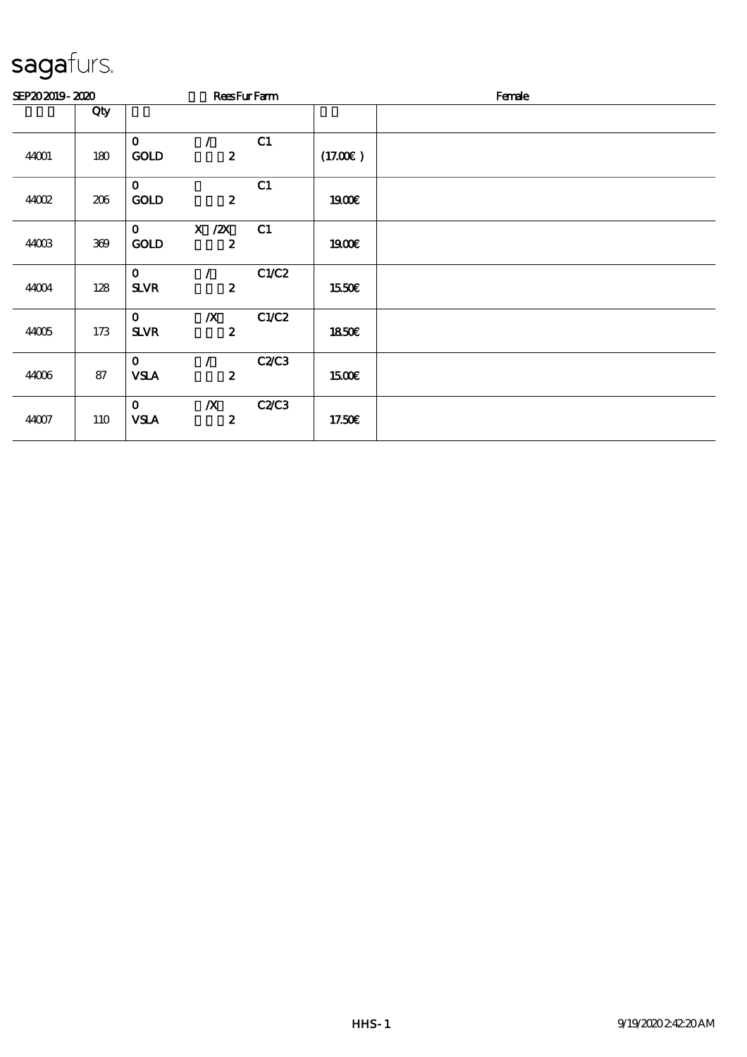sagafurs.

SEP20 2019 - 2020 Rees Fur Farm Female

| | Qty | | | | | |
|---|---|---|---|---|---|---|
| 44001 | 180 | 0<br>GOLD | /<br>2 | C1 | (17.00€) | |
| 44002 | 206 | 0<br>GOLD | <br>2 | C1 | 19.00€ | |
| 44003 | 369 | 0<br>GOLD | X /2X<br>2 | C1 | 19.00€ | |
| 44004 | 128 | 0<br>SLVR | /<br>2 | C1/C2 | 15.50€ | |
| 44005 | 173 | 0<br>SLVR | /X<br>2 | C1/C2 | 18.50€ | |
| 44006 | 87 | 0<br>VSLA | /<br>2 | C2/C3 | 15.00€ | |
| 44007 | 110 | 0<br>VSLA | /X<br>2 | C2/C3 | 17.50€ | |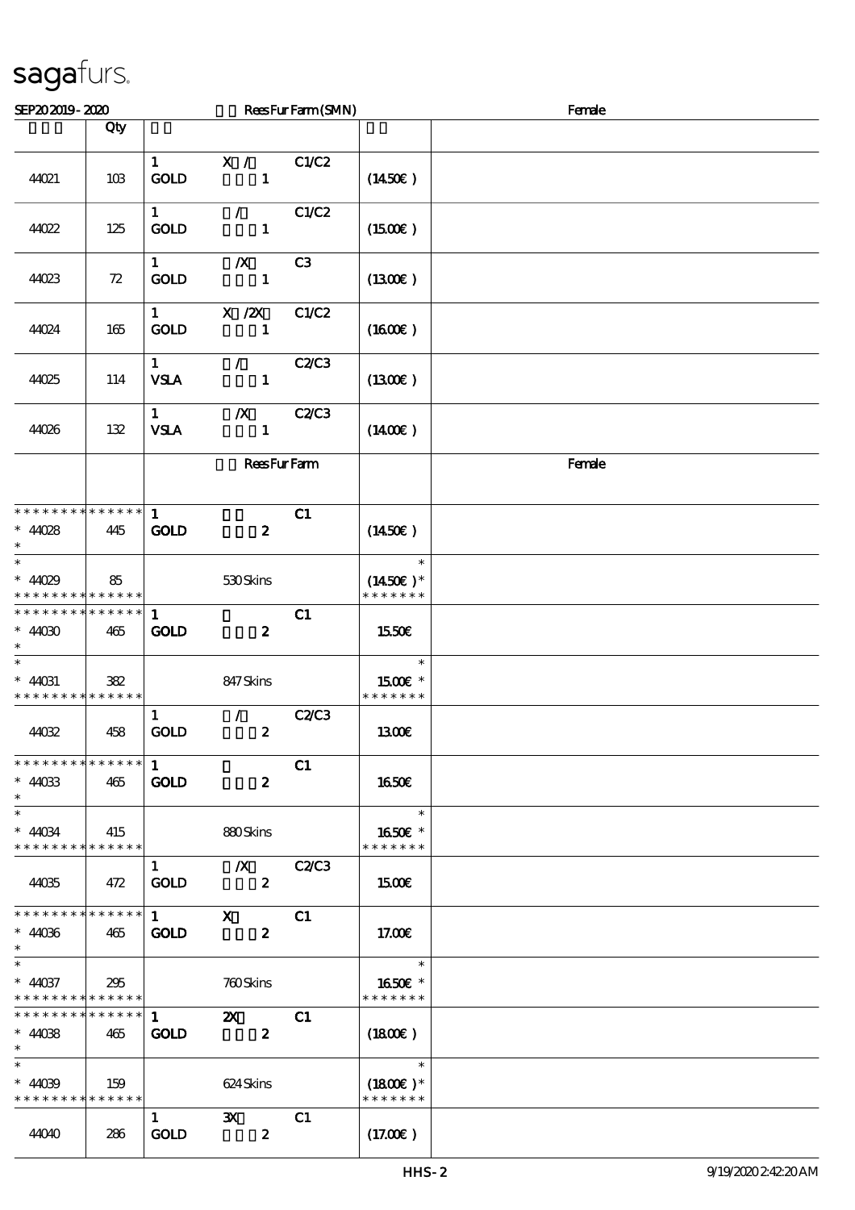sagafurs.

SEP20 2019 - 2020 | Rees Fur Farm (SMN) | Female

| | Qty | | |
|---|---|---|---|---|
| 44021 | 103 | 1 X / C1/C2<br>GOLD 1 | (14.50€) | |
| 44022 | 125 | 1 / C1/C2<br>GOLD 1 | (15.00€) | |
| 44023 | 72 | 1 /X C3<br>GOLD 1 | (13.00€) | |
| 44024 | 165 | 1 X /2X C1/C2<br>GOLD 1 | (16.00€) | |
| 44025 | 114 | 1 / C2/C3<br>VSLA 1 | (13.00€) | |
| 44026 | 132 | 1 /X C2/C3<br>VSLA 1 | (14.00€) | |
| | | Rees Fur Farm | | Female |
| * * * * * * * * * * * * * *<br>* 44028<br>* | 445 | 1 C1<br>GOLD 2 | (14.50€) | |
| *<br>* 44029<br>* * * * * * * * * * * * * * | 85 | 530 Skins | *<br>(14.50€) *<br>* * * * * * * | |
| * * * * * * * * * * * * * *<br>* 44030<br>* | 465 | 1 C1<br>GOLD 2 | 15.50€ | |
| *<br>* 44031<br>* * * * * * * * * * * * * * | 382 | 847 Skins | *<br>15.00€ *<br>* * * * * * * | |
| 44032 | 458 | 1 / C2/C3<br>GOLD 2 | 13.00€ | |
| * * * * * * * * * * * * * *<br>* 44033<br>* | 465 | 1 C1<br>GOLD 2 | 16.50€ | |
| *<br>* 44034<br>* * * * * * * * * * * * * * | 415 | 880 Skins | *<br>16.50€ *<br>* * * * * * * | |
| 44035 | 472 | 1 /X C2/C3<br>GOLD 2 | 15.00€ | |
| * * * * * * * * * * * * * *<br>* 44036<br>* | 465 | 1 X C1<br>GOLD 2 | 17.00€ | |
| *<br>* 44037<br>* * * * * * * * * * * * * * | 295 | 760 Skins | *<br>16.50€ *<br>* * * * * * * | |
| * * * * * * * * * * * * * *<br>* 44038<br>* | 465 | 1 2X C1<br>GOLD 2 | (18.00€) | |
| *<br>* 44039<br>* * * * * * * * * * * * * * | 159 | 624 Skins | *<br>(18.00€) *<br>* * * * * * * | |
| 44040 | 286 | 1 3X C1<br>GOLD 2 | (17.00€) | |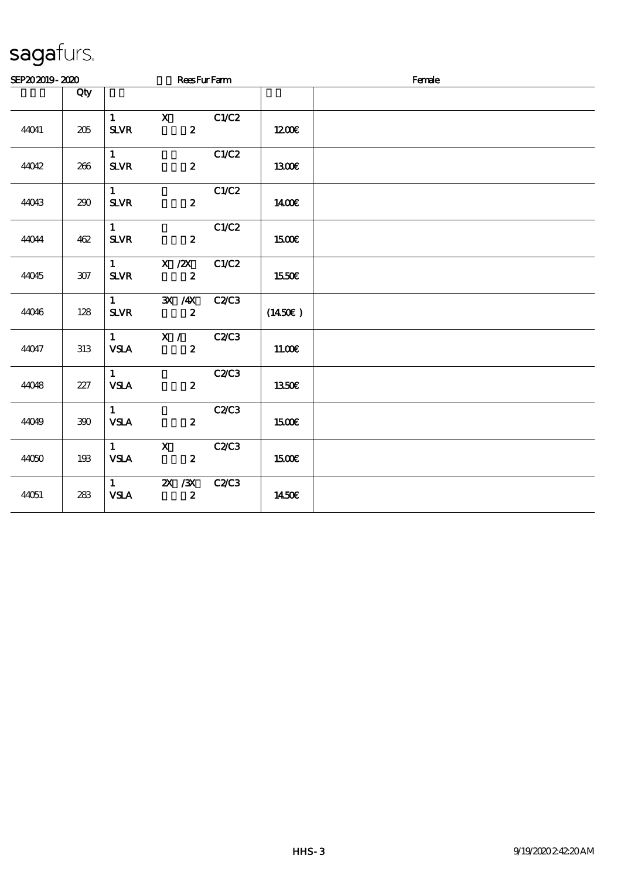sagafurs.

SEP20 2019 - 2020 Rees Fur Farm Female

| | Qty | | | | |
|---|---|---|---|---|---|
| 44041 | 205 | 1 X C1/C2<br>SLVR 2 | | 1200€ | |
| 44042 | 266 | 1 C1/C2<br>SLVR 2 | | 1300€ | |
| 44043 | 290 | 1 C1/C2<br>SLVR 2 | | 1400€ | |
| 44044 | 462 | 1 C1/C2<br>SLVR 2 | | 1500€ | |
| 44045 | 307 | 1 X /2X C1/C2<br>SLVR 2 | | 1550€ | |
| 44046 | 128 | 1 3X /4X C2/C3<br>SLVR 2 | | (1450€ ) | |
| 44047 | 313 | 1 X / C2/C3<br>VSLA 2 | | 1100€ | |
| 44048 | 227 | 1 C2/C3<br>VSLA 2 | | 1350€ | |
| 44049 | 390 | 1 C2/C3<br>VSLA 2 | | 1500€ | |
| 44050 | 193 | 1 X C2/C3<br>VSLA 2 | | 1500€ | |
| 44051 | 283 | 1 2X /3X C2/C3<br>VSLA 2 | | 1450€ | |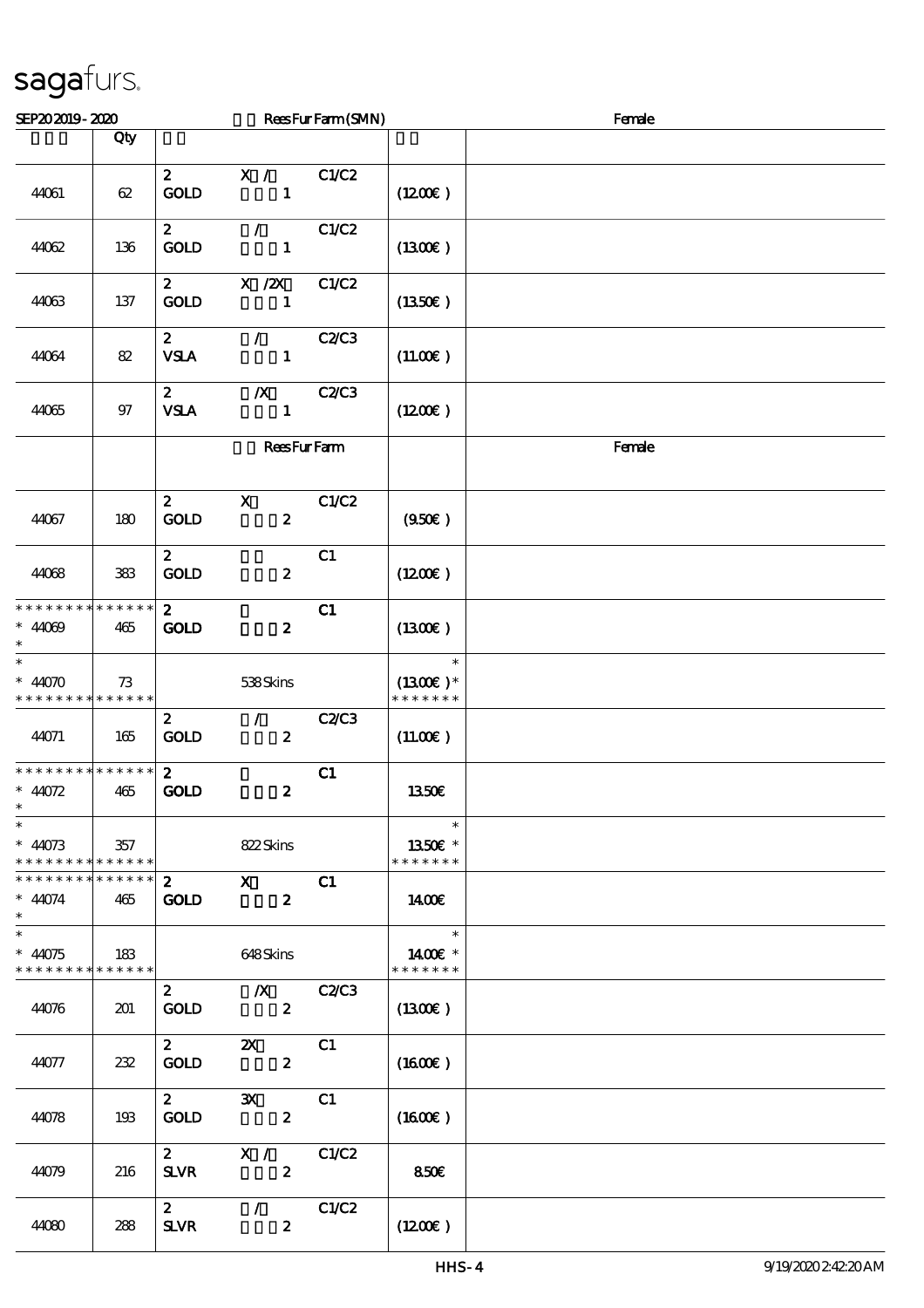# sagafurs.

SEP20 2019 - 2020 Rees Fur Farm (SMN) Female

| | Qty | | | |
|---|---|---|---|---|
| 44061 | 62 | 2 X / C1/C2 GOLD 1 | (12.00€ ) | |
| 44062 | 136 | 2 / C1/C2 GOLD 1 | (13.00€ ) | |
| 44063 | 137 | 2 X /2X C1/C2 GOLD 1 | (13.50€ ) | |
| 44064 | 82 | 2 / C2/C3 VSLA 1 | (11.00€ ) | |
| 44065 | 97 | 2 /X C2/C3 VSLA 1 | (12.00€ ) | |
| | | Rees Fur Farm | | Female |
| 44067 | 180 | 2 X C1/C2 GOLD 2 | (9.50€ ) | |
| 44068 | 383 | 2 C1 GOLD 2 | (12.00€ ) | |
| * * * * * * * * * * * * * * 44069 * | 465 | 2 C1 GOLD 2 | (13.00€ ) | |
| * * 44070 * * * * * * * * * * * * * | 73 | 538 Skins | * (13.00€ )* * * * * * * * | |
| 44071 | 165 | 2 / C2/C3 GOLD 2 | (11.00€ ) | |
| * * * * * * * * * * * * * * 44072 * | 465 | 2 C1 GOLD 2 | 13.50€ | |
| * * 44073 * * * * * * * * * * * * * | 357 | 822 Skins | * 13.50€ * * * * * * * * | |
| * * * * * * * * * * * * * * 44074 * | 465 | 2 X C1 GOLD 2 | 14.00€ | |
| * * 44075 * * * * * * * * * * * * * | 183 | 648 Skins | * 14.00€ * * * * * * * * | |
| 44076 | 201 | 2 /X C2/C3 GOLD 2 | (13.00€ ) | |
| 44077 | 232 | 2 2X C1 GOLD 2 | (16.00€ ) | |
| 44078 | 193 | 2 3X C1 GOLD 2 | (16.00€ ) | |
| 44079 | 216 | 2 X / C1/C2 SLVR 2 | 8.50€ | |
| 44080 | 288 | 2 / C1/C2 SLVR 2 | (12.00€ ) | |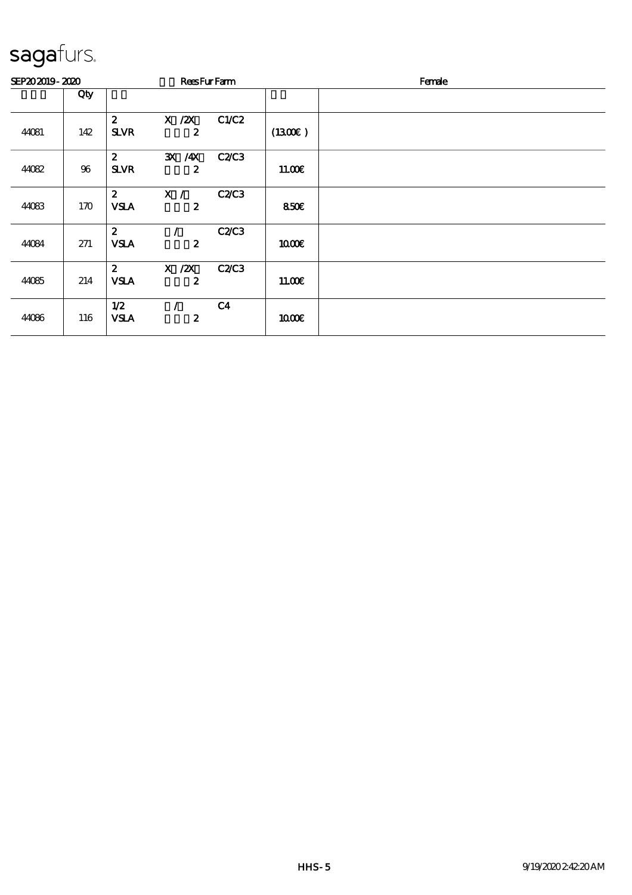sagafurs.

SEP20 2019 - 2020 Rees Fur Farm Female

| | Qty | | | | | |
|---|---|---|---|---|---|---|
| 44081 | 142 | 2 SLVR | X /2X 2 | C1/C2 | (13.00€) | |
| 44082 | 96 | 2 SLVR | 3X /4X 2 | C2/C3 | 11.00€ | |
| 44083 | 170 | 2 VSLA | X / 2 | C2/C3 | 8.50€ | |
| 44084 | 271 | 2 VSLA | / 2 | C2/C3 | 10.00€ | |
| 44085 | 214 | 2 VSLA | X /2X 2 | C2/C3 | 11.00€ | |
| 44086 | 116 | 1/2 VSLA | / 2 | C4 | 10.00€ | |

HHS-5

9/19/2020 2:42:20 AM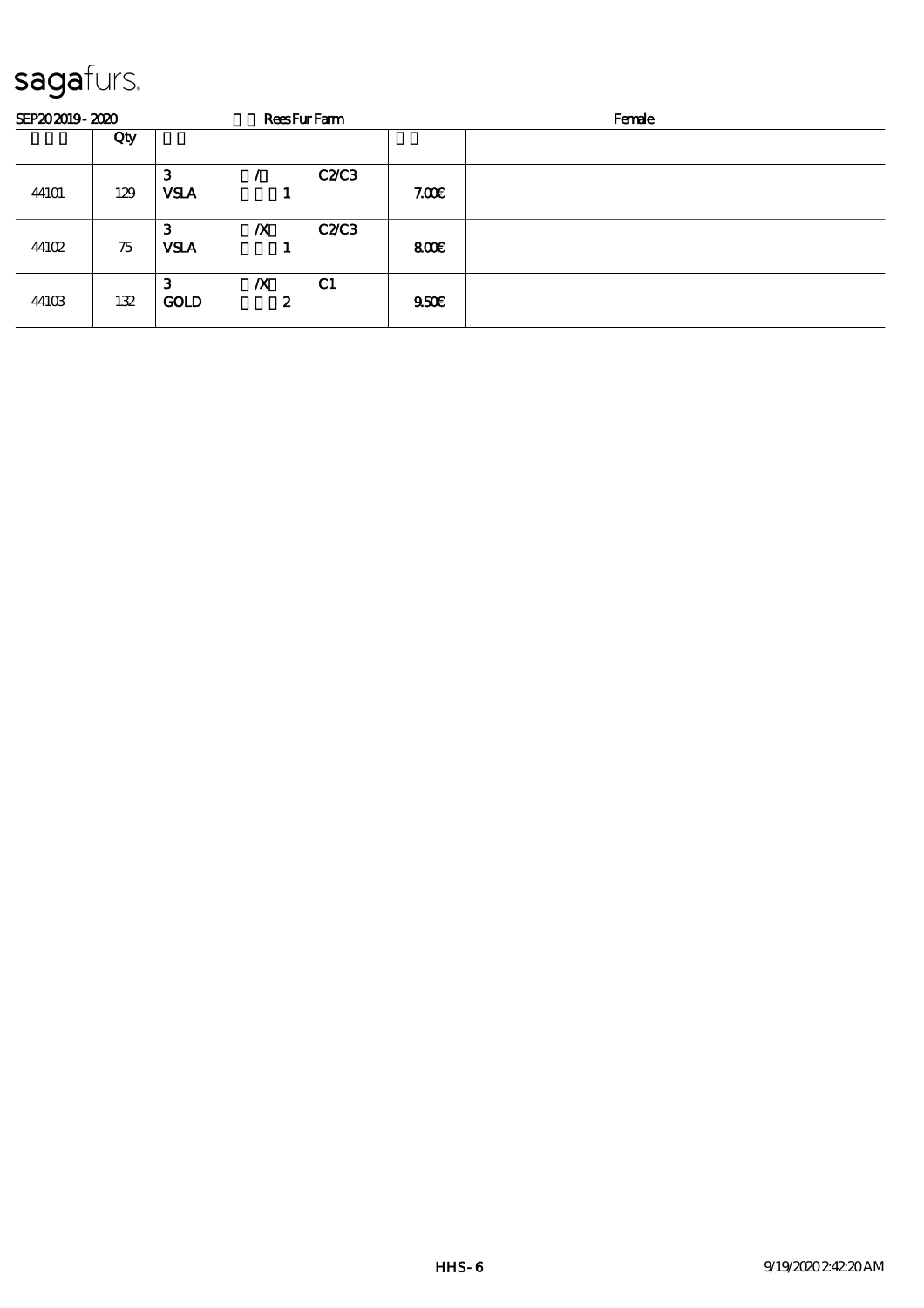**sagafurs.**

SEP20 2019 - 2020 Rees Fur Farm Female

| | Qty | | | | | |
|---|---|---|---|---|---|---|
| 44101 | 129 | 3<br>VSLA | /<br>1 | C2/C3 | 7.00€ | |
| 44102 | 75 | 3<br>VSLA | /X<br>1 | C2/C3 | 8.00€ | |
| 44103 | 132 | 3<br>GOLD | /X<br>2 | C1 | 9.50€ | |

HHS-6 9/19/2020 2:42:20 AM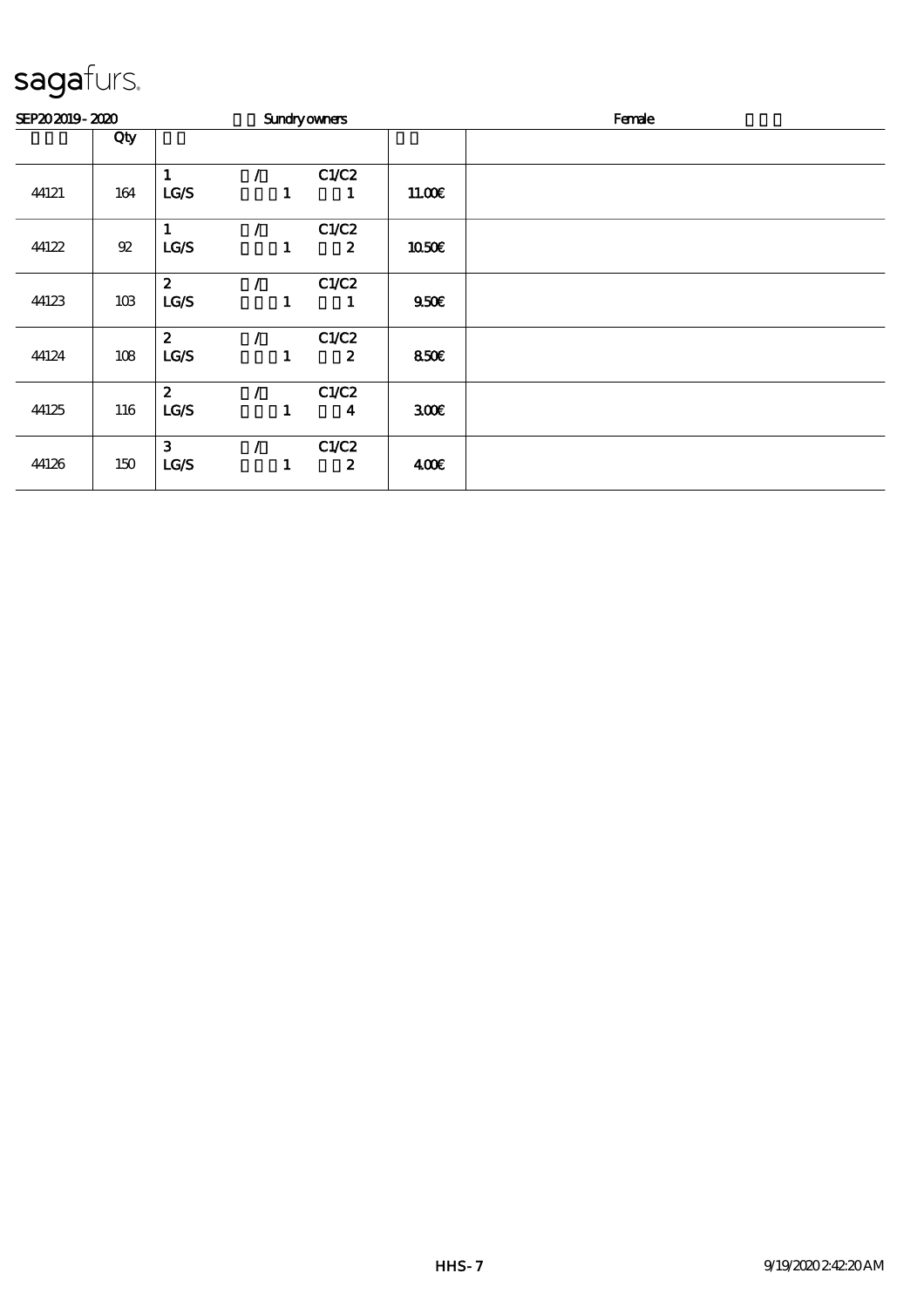sagafurs.

SEP20 2019 - 2020 Sundry owners Female

| | Qty | | | | | |
|---|---|---|---|---|---|---|
| 44121 | 164 | 1<br>LG/S | /<br>1 | C1/C2<br>1 | 11.00€ | |
| 44122 | 92 | 1<br>LG/S | /<br>1 | C1/C2<br>2 | 10.50€ | |
| 44123 | 103 | 2<br>LG/S | /<br>1 | C1/C2<br>1 | 9.50€ | |
| 44124 | 108 | 2<br>LG/S | /<br>1 | C1/C2<br>2 | 8.50€ | |
| 44125 | 116 | 2<br>LG/S | /<br>1 | C1/C2<br>4 | 3.00€ | |
| 44126 | 150 | 3<br>LG/S | /<br>1 | C1/C2<br>2 | 4.00€ | |

HHS-7 9/19/2020 2:42:20 AM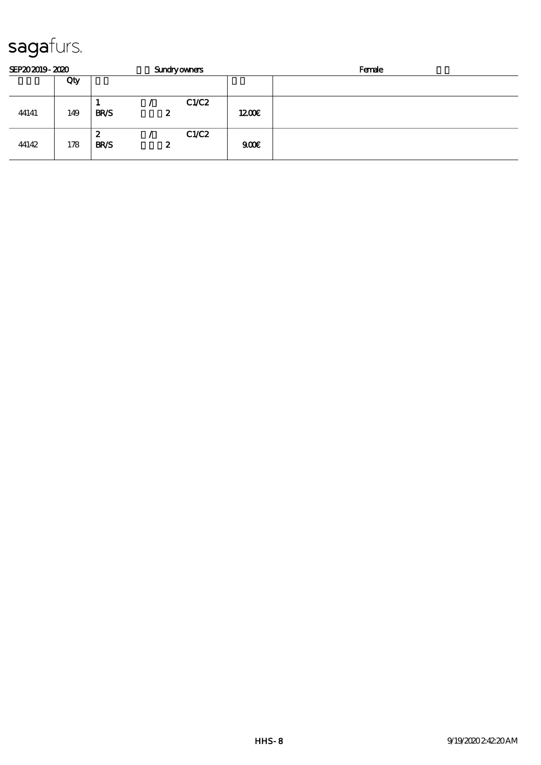# sagafurs.

SEP20 2019 - 2020 Sundry owners Female

| | Qty | | |
|---|---|---|---|
| 44141 | 149 | 1 / C1/C2<br>BR/S 2 | 12.00€ |
| 44142 | 178 | 2 / C1/C2<br>BR/S 2 | 9.00€ |

HHS - 8 9/19/2020 2:42:20 AM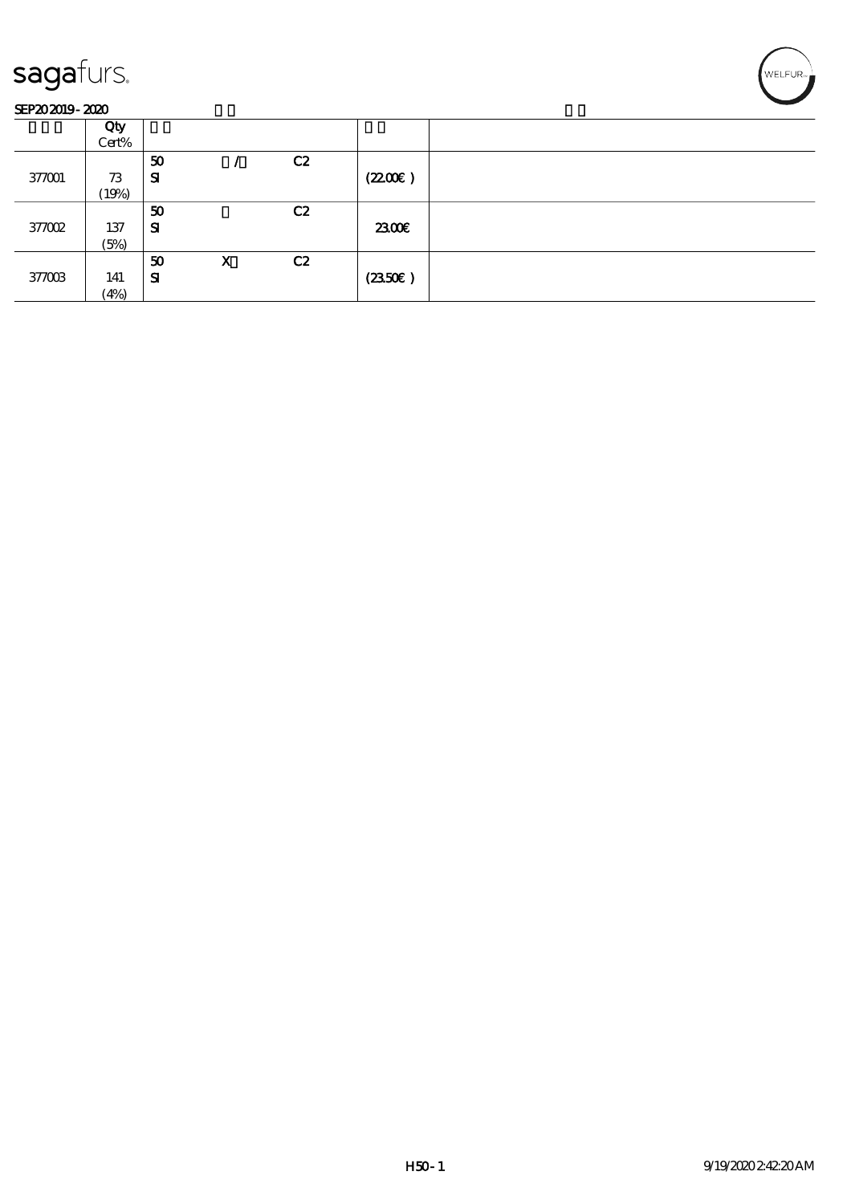sagafurs.

SEP20 2019 - 2020

| | Qty<br>Cert% | | | | | |
|---|---|---|---|---|---|---|
| 377001 | 73<br>(19%) | 50<br>SI | / | C2 | (22.00€) | |
| 377002 | 137<br>(5%) | 50<br>SI | | C2 | 23.00€ | |
| 377003 | 141<br>(4%) | 50<br>SI | X | C2 | (23.50€) | |

H50 - 1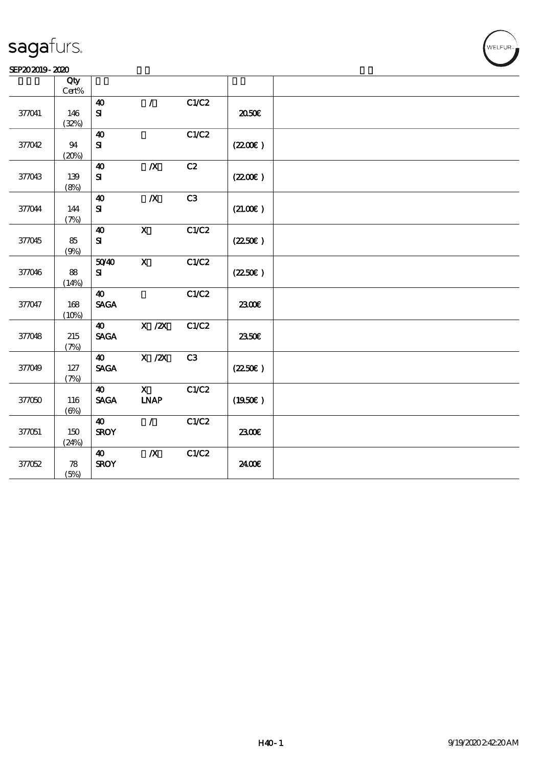sagafurs.

SEP20 2019 - 2020

| | Qty Cert% | | | | | |
|---|---|---|---|---|---|---|
| 377041 | 146 (32%) | 40 SI | / | C1/C2 | 20.50€ | |
| 377042 | 94 (20%) | 40 SI | | C1/C2 | (22.00€ ) | |
| 377043 | 139 (8%) | 40 SI | /X | C2 | (22.00€ ) | |
| 377044 | 144 (7%) | 40 SI | /X | C3 | (21.00€ ) | |
| 377045 | 85 (9%) | 40 SI | X | C1/C2 | (22.50€ ) | |
| 377046 | 88 (14%) | 50/40 SI | X | C1/C2 | (22.50€ ) | |
| 377047 | 168 (10%) | 40 SAGA | | C1/C2 | 23.00€ | |
| 377048 | 215 (7%) | 40 SAGA | X /2X | C1/C2 | 23.50€ | |
| 377049 | 127 (7%) | 40 SAGA | X /2X | C3 | (22.50€ ) | |
| 377050 | 116 (6%) | 40 SAGA | X LNAP | C1/C2 | (19.50€ ) | |
| 377051 | 150 (24%) | 40 SROY | / | C1/C2 | 23.00€ | |
| 377052 | 78 (5%) | 40 SROY | /X | C1/C2 | 24.00€ | |

H40 - 1 9/19/2020 2:42:20 AM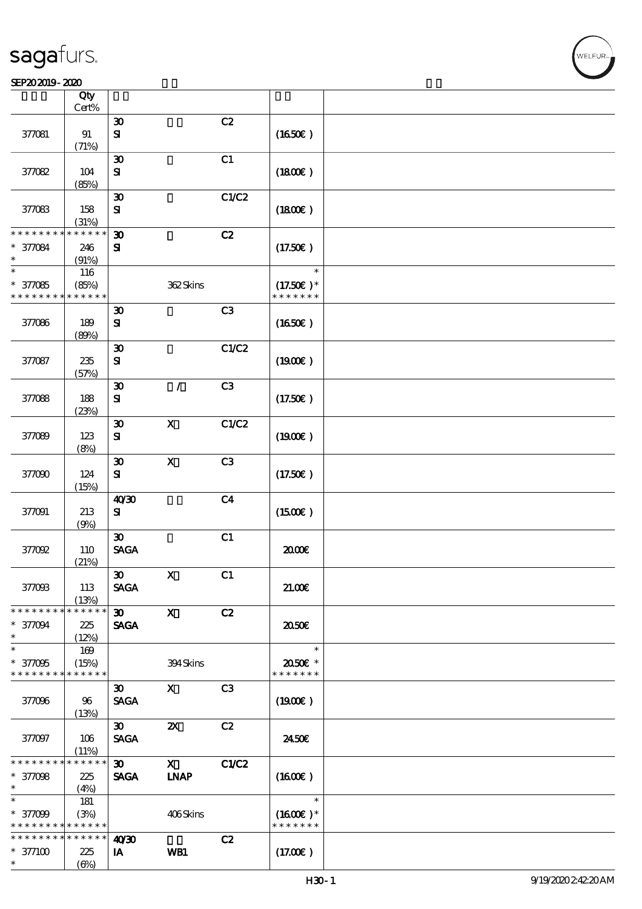| | Qty<br>Cert% | | | | | |
|---|---|---|---|---|---|---|
| 377081 | 91<br>(71%) | 30<br>SI | | C2 | (16.50€) | |
| 377082 | 104<br>(85%) | 30<br>SI | | C1 | (18.00€) | |
| 377083 | 158<br>(31%) | 30<br>SI | | C1/C2 | (18.00€) | |
| * * * * * * * * * * * * * *<br>* 377084<br>* | 246<br>(91%) | 30<br>SI | | C2 | (17.50€) | |
| *<br>* 377085<br>* * * * * * * * * * * * * * | 116<br>(85%) | | 362 Skins | | *<br>(17.50€) *<br>* * * * * * * | |
| 377086 | 189<br>(89%) | 30<br>SI | | C3 | (16.50€) | |
| 377087 | 235<br>(57%) | 30<br>SI | | C1/C2 | (19.00€) | |
| 377088 | 188<br>(23%) | 30<br>SI | / | C3 | (17.50€) | |
| 377089 | 123<br>(8%) | 30<br>SI | X | C1/C2 | (19.00€) | |
| 377090 | 124<br>(15%) | 30<br>SI | X | C3 | (17.50€) | |
| 377091 | 213<br>(9%) | 40/30<br>SI | | C4 | (15.00€) | |
| 377092 | 110<br>(21%) | 30<br>SAGA | | C1 | 20.00€ | |
| 377093 | 113<br>(13%) | 30<br>SAGA | X | C1 | 21.00€ | |
| * * * * * * * * * * * * * *<br>* 377094<br>* | 225<br>(12%) | 30<br>SAGA | X | C2 | 20.50€ | |
| *<br>* 377095<br>* * * * * * * * * * * * * * | 169<br>(15%) | | 394 Skins | | *<br>20.50€ *<br>* * * * * * * | |
| 377096 | 96<br>(13%) | 30<br>SAGA | X | C3 | (19.00€) | |
| 377097 | 106<br>(11%) | 30<br>SAGA | 2X | C2 | 24.50€ | |
| * * * * * * * * * * * * * *<br>* 377098<br>* | 225<br>(4%) | 30<br>SAGA | X<br>LNAP | C1/C2 | (16.00€) | |
| *<br>* 377099<br>* * * * * * * * * * * * * * | 181<br>(3%) | | 406 Skins | | *<br>(16.00€) *<br>* * * * * * * | |
| * * * * * * * * * * * * * *<br>* 377100<br>* | 225<br>(6%) | 40/30<br>IA | WB1 | C2 | (17.00€) | |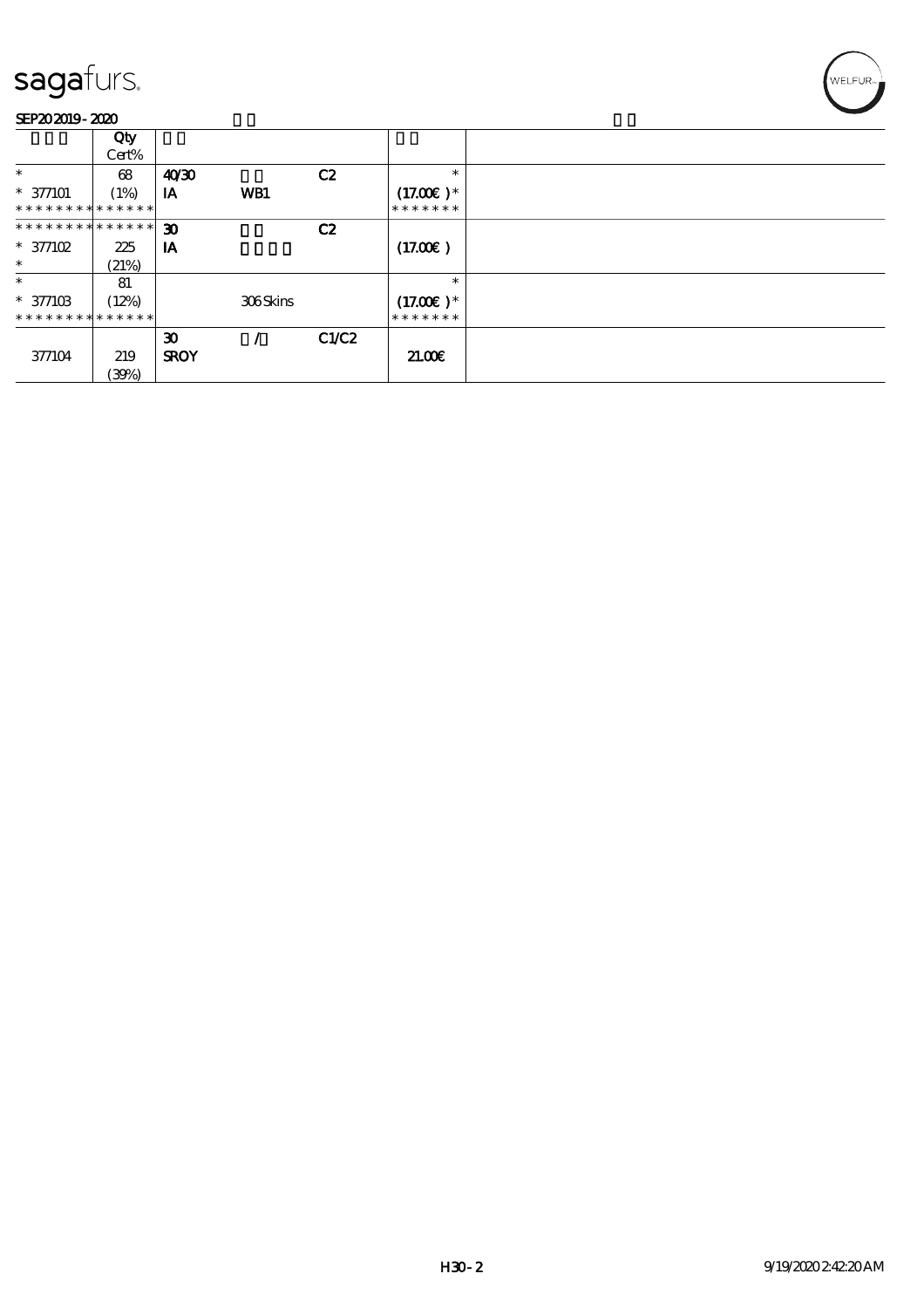| | Qty Cert% | | | | |
|---|---|---|---|---|---|
| * | 68 | 40/30 | | C2 | * |
| * 377101 | (1%) | IA | WB1 | | (17.00€)* |
| ************* | | | | | ******* |
| ************* | | 30 | | C2 | |
| * 377102 | 225 | IA | | | (17.00€) |
| * | (21%) | | | | |
| * | 81 | | | | * |
| * 377103 | (12%) | | 306 Skins | | (17.00€)* |
| ************* | | | | | ******* |
| | | 30 | / | C1/C2 | |
| 377104 | 219 (39%) | SROY | | | 21.00€ |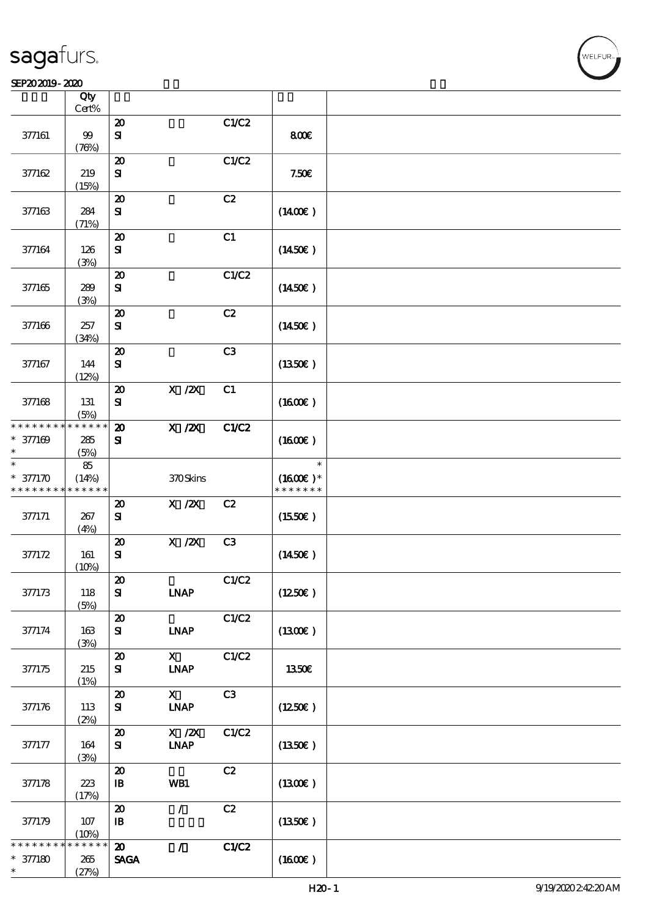sagafurs.

SEP20 2019 - 2020

| | Qty Cert% | | | | | |
|---|---|---|---|---|---|---|
| 377161 | 99 (76%) | 20 SI | | C1/C2 | 8.00€ | |
| 377162 | 219 (15%) | 20 SI | | C1/C2 | 7.50€ | |
| 377163 | 284 (71%) | 20 SI | | C2 | (14.00€ ) | |
| 377164 | 126 (3%) | 20 SI | | C1 | (14.50€ ) | |
| 377165 | 289 (3%) | 20 SI | | C1/C2 | (14.50€ ) | |
| 377166 | 257 (34%) | 20 SI | | C2 | (14.50€ ) | |
| 377167 | 144 (12%) | 20 SI | | C3 | (13.50€ ) | |
| 377168 | 131 (5%) | 20 SI | X /2X | C1 | (16.00€ ) | |
| * * * * * * * * * * * * * * * 377169 * | 285 (5%) | 20 SI | X /2X | C1/C2 | (16.00€ ) | |
| * * 377170 * * * * * * * * * * * * * * | 85 (14%) | | 370 Skins | | * (16.00€ ) * * * * * * * * | |
| 377171 | 267 (4%) | 20 SI | X /2X | C2 | (15.50€ ) | |
| 377172 | 161 (10%) | 20 SI | X /2X | C3 | (14.50€ ) | |
| 377173 | 118 (5%) | 20 SI | LNAP | C1/C2 | (12.50€ ) | |
| 377174 | 163 (3%) | 20 SI | LNAP | C1/C2 | (13.00€ ) | |
| 377175 | 215 (1%) | 20 SI | X LNAP | C1/C2 | 13.50€ | |
| 377176 | 113 (2%) | 20 SI | X LNAP | C3 | (12.50€ ) | |
| 377177 | 164 (3%) | 20 SI | X /2X LNAP | C1/C2 | (13.50€ ) | |
| 377178 | 223 (17%) | 20 IB | WB1 | C2 | (13.00€ ) | |
| 377179 | 107 (10%) | 20 IB | / | C2 | (13.50€ ) | |
| * * * * * * * * * * * * * * * 377180 * | 265 (27%) | 20 SAGA | / | C1/C2 | (16.00€ ) | |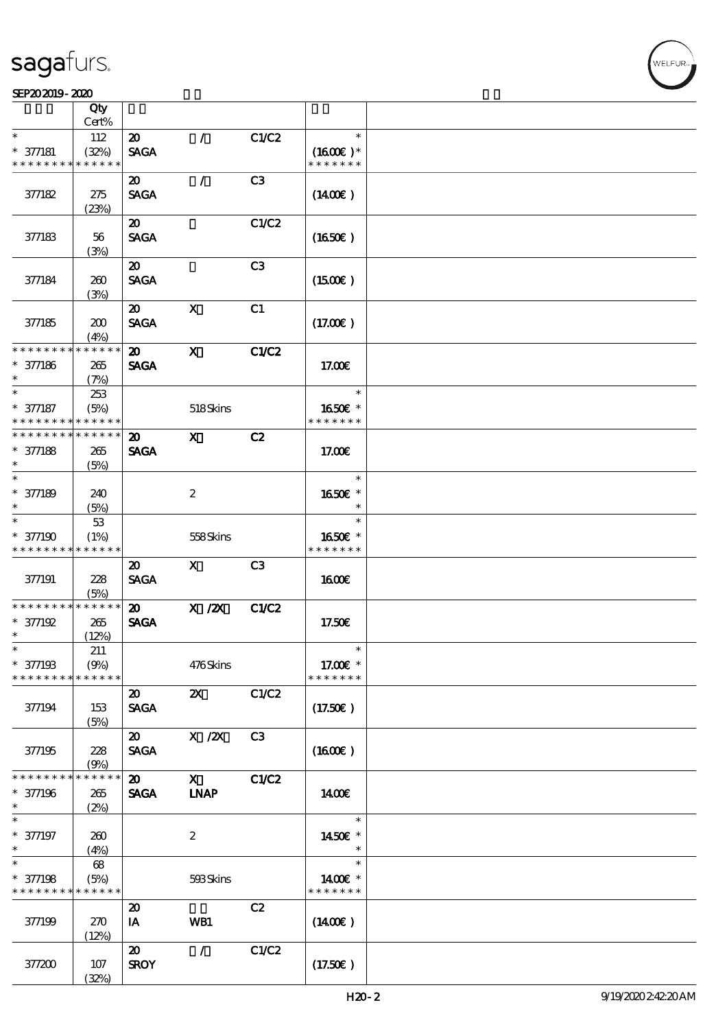| | Qty<br>Cert% | | | | |
|---|---|---|---|---|---|
| * <br>* 377181<br>* * * * * * * * * * * * * * | 112<br>(32%) | 20<br>SAGA | / | C1/C2 | *<br>(16.00€) *<br>* * * * * * * |
| 377182 | 275<br>(23%) | 20<br>SAGA | / | C3 | (14.00€) |
| 377183 | 56<br>(3%) | 20<br>SAGA | | C1/C2 | (16.50€) |
| 377184 | 260<br>(3%) | 20<br>SAGA | | C3 | (15.00€) |
| 377185 | 200<br>(4%) | 20<br>SAGA | X | C1 | (17.00€) |
| * * * * * * * * * * * * * *<br>* 377186<br>* | 265<br>(7%) | 20<br>SAGA | X | C1/C2 | 17.00€ |
| * <br>* 377187<br>* * * * * * * * * * * * * * | 253<br>(5%) | | 518 Skins | | *<br>16.50€ *<br>* * * * * * * |
| * * * * * * * * * * * * * *<br>* 377188<br>* | 265<br>(5%) | 20<br>SAGA | X | C2 | 17.00€ |
| * <br>* 377189<br>* | 240<br>(5%) | | 2 | | *<br>16.50€ *<br>* |
| * <br>* 377190<br>* * * * * * * * * * * * * * | 53<br>(1%) | | 558 Skins | | *<br>16.50€ *<br>* * * * * * * |
| 377191 | 228<br>(5%) | 20<br>SAGA | X | C3 | 16.00€ |
| * * * * * * * * * * * * * *<br>* 377192<br>* | 265<br>(12%) | 20<br>SAGA | X /2X | C1/C2 | 17.50€ |
| * <br>* 377193<br>* * * * * * * * * * * * * * | 211<br>(9%) | | 476 Skins | | *<br>17.00€ *<br>* * * * * * * |
| 377194 | 153<br>(5%) | 20<br>SAGA | 2X | C1/C2 | (17.50€) |
| 377195 | 228<br>(9%) | 20<br>SAGA | X /2X | C3 | (16.00€) |
| * * * * * * * * * * * * * *<br>* 377196<br>* | 265<br>(2%) | 20<br>SAGA | X<br>LNAP | C1/C2 | 14.00€ |
| * <br>* 377197<br>* | 260<br>(4%) | | 2 | | *<br>14.50€ *<br>* |
| * <br>* 377198<br>* * * * * * * * * * * * * * | 68<br>(5%) | | 593 Skins | | *<br>14.00€ *<br>* * * * * * * |
| 377199 | 270<br>(12%) | 20<br>IA | WB1 | C2 | (14.00€) |
| 377200 | 107<br>(32%) | 20<br>SROY | / | C1/C2 | (17.50€) |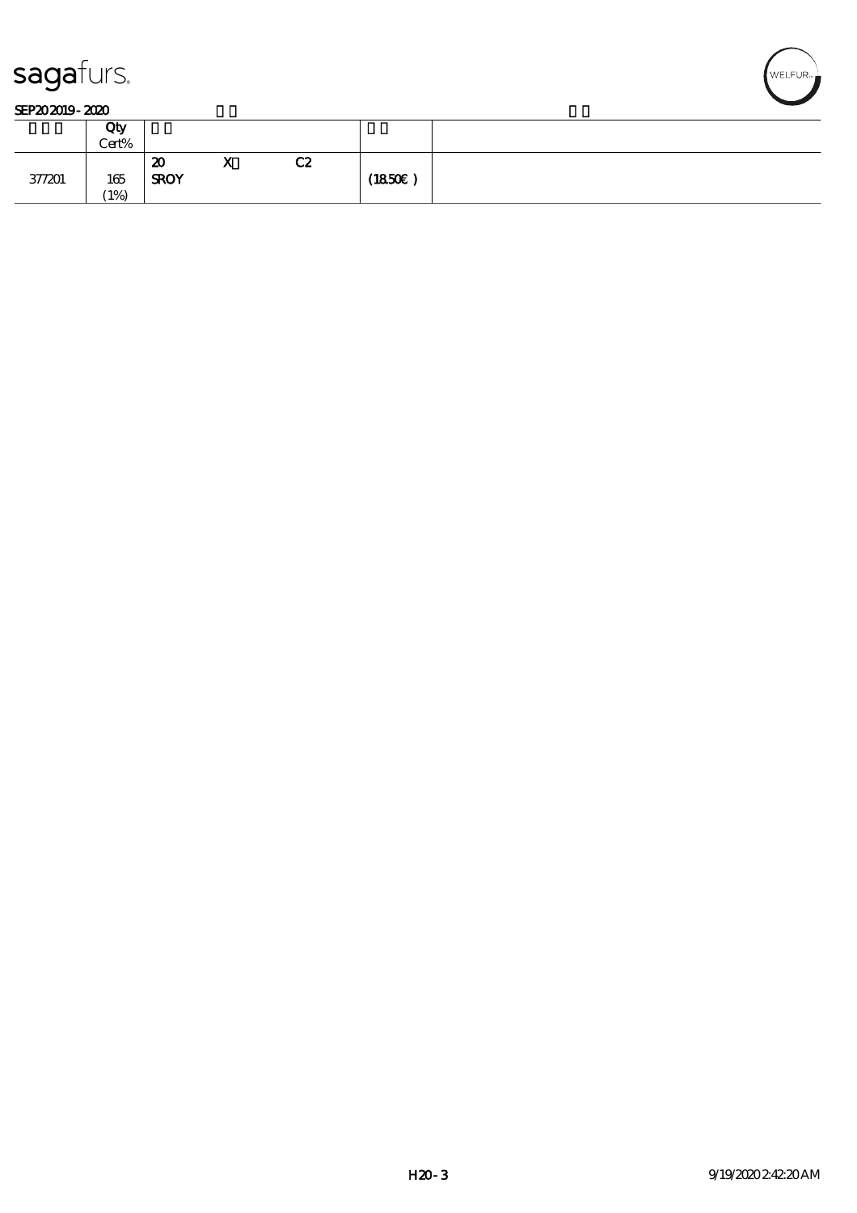sagafurs.

SEP20 2019 - 2020

| | Qty Cert% | | | | |
|---|---|---|---|---|---|
| 377201 | 165 (1%) | 20 SROY X C2 | | (18.50€) | |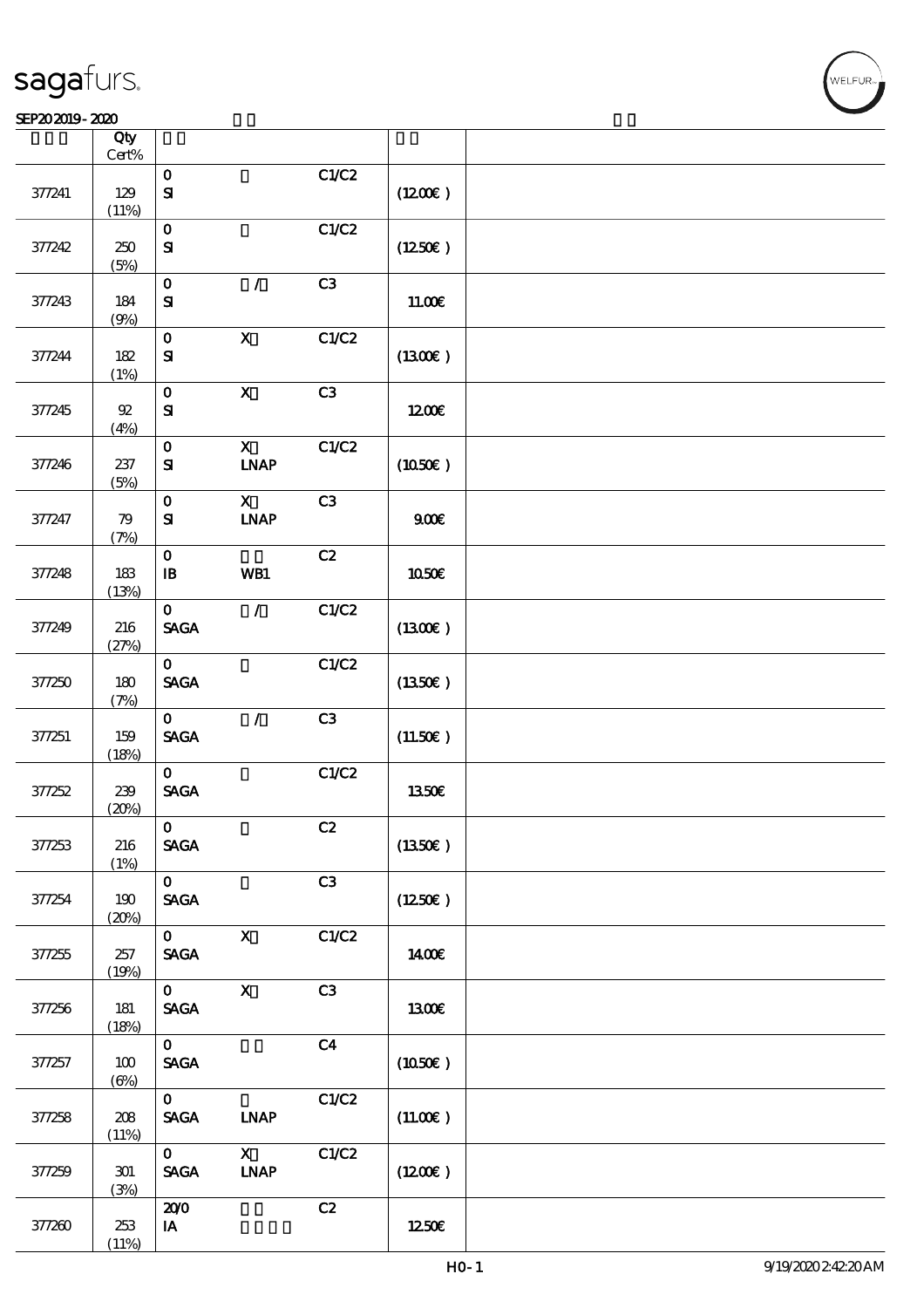| | Qty Cert% | | | | | |
|---|---|---|---|---|---|---|
| 377241 | 129 (11%) | 0 SI | | C1/C2 | (12.00€) | |
| 377242 | 250 (5%) | 0 SI | | C1/C2 | (12.50€) | |
| 377243 | 184 (9%) | 0 SI | / | C3 | 11.00€ | |
| 377244 | 182 (1%) | 0 SI | X | C1/C2 | (13.00€) | |
| 377245 | 92 (4%) | 0 SI | X | C3 | 12.00€ | |
| 377246 | 237 (5%) | 0 SI | X LNAP | C1/C2 | (10.50€) | |
| 377247 | 79 (7%) | 0 SI | X LNAP | C3 | 9.00€ | |
| 377248 | 183 (13%) | 0 IB | WB1 | C2 | 10.50€ | |
| 377249 | 216 (27%) | 0 SAGA | / | C1/C2 | (13.00€) | |
| 377250 | 180 (7%) | 0 SAGA | | C1/C2 | (13.50€) | |
| 377251 | 159 (18%) | 0 SAGA | / | C3 | (11.50€) | |
| 377252 | 239 (20%) | 0 SAGA | | C1/C2 | 13.50€ | |
| 377253 | 216 (1%) | 0 SAGA | | C2 | (13.50€) | |
| 377254 | 190 (20%) | 0 SAGA | | C3 | (12.50€) | |
| 377255 | 257 (19%) | 0 SAGA | X | C1/C2 | 14.00€ | |
| 377256 | 181 (18%) | 0 SAGA | X | C3 | 13.00€ | |
| 377257 | 100 (6%) | 0 SAGA | | C4 | (10.50€) | |
| 377258 | 208 (11%) | 0 SAGA | LNAP | C1/C2 | (11.00€) | |
| 377259 | 301 (3%) | 0 SAGA | X LNAP | C1/C2 | (12.00€) | |
| 377260 | 253 (11%) | 20/0 IA | | C2 | 12.50€ | |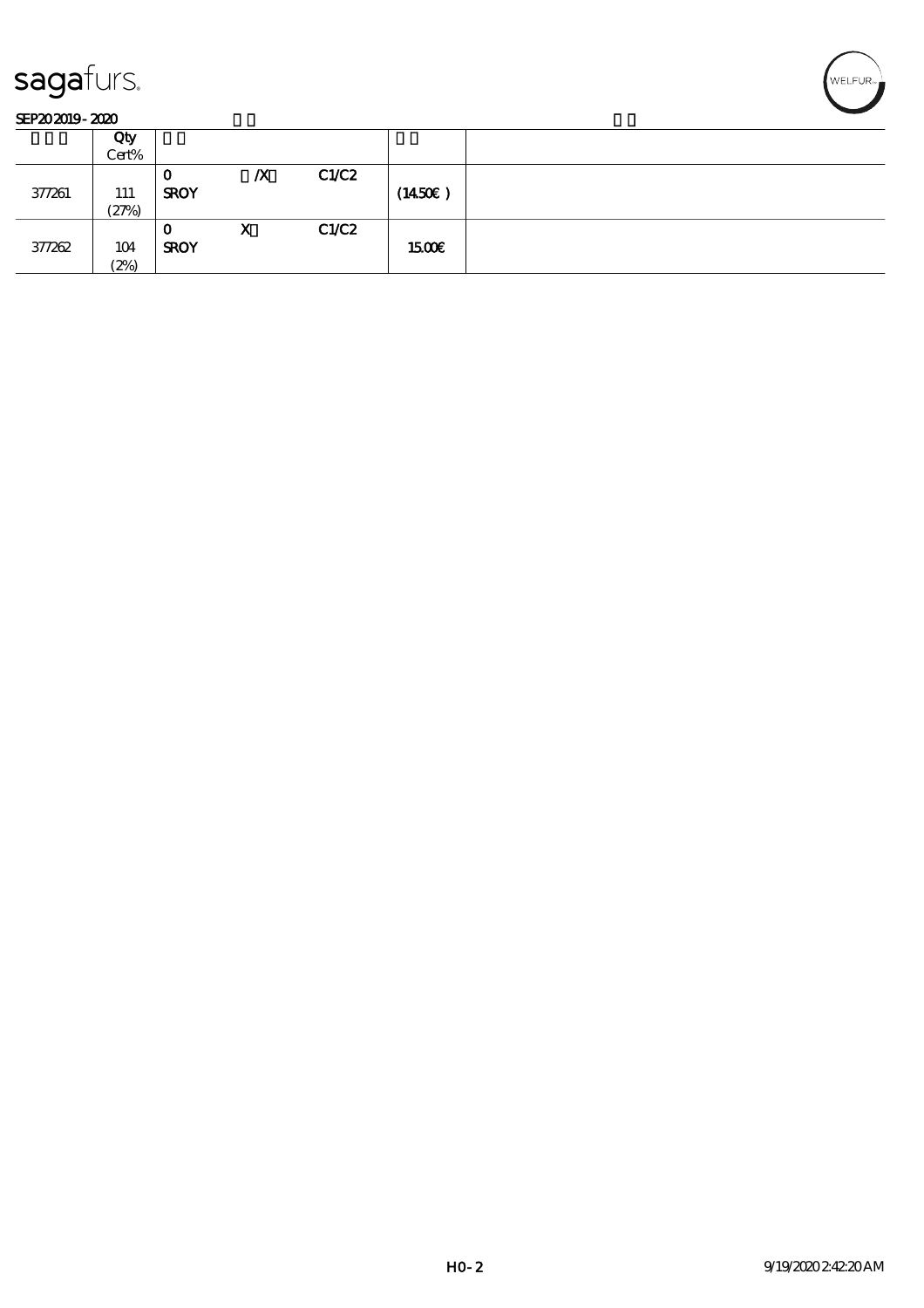sagafurs.

SEP20 2019 - 2020

| | Qty Cert% | | | | | |
|---|---|---|---|---|---|---|
| 377261 | 111 (27%) | 0 SROY | /X | C1/C2 | (14.50€) | |
| 377262 | 104 (2%) | 0 SROY | X | C1/C2 | 15.00€ | |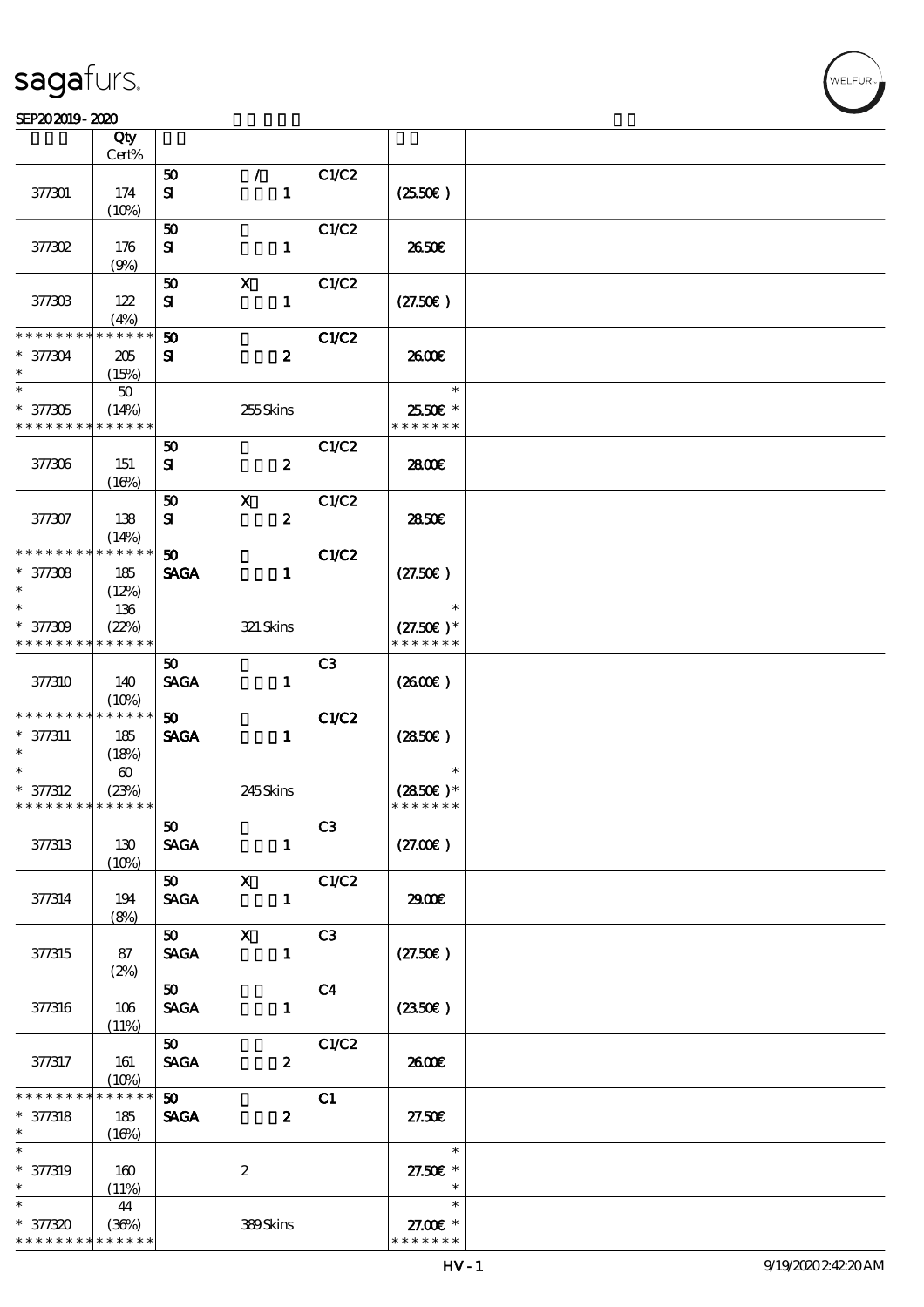| | Qty Cert% | | | | | |
|---|---|---|---|---|---|---|
| 377301 | 174 (10%) | 50 SI | / 1 | C1/C2 | (25.50€) | |
| 377302 | 176 (9%) | 50 SI | 1 | C1/C2 | 26.50€ | |
| 377303 | 122 (4%) | 50 SI | X 1 | C1/C2 | (27.50€) | |
| * * * * * * * * * * * * * * * 377304 * | 205 (15%) | 50 SI | 2 | C1/C2 | 26.00€ | |
| * * 377305 * * * * * * * * * * * * * * | 50 (14%) | | 255 Skins | | * 25.50€ * * * * * * * * | |
| 377306 | 151 (16%) | 50 SI | 2 | C1/C2 | 28.00€ | |
| 377307 | 138 (14%) | 50 SI | X 2 | C1/C2 | 28.50€ | |
| * * * * * * * * * * * * * * * 377308 * | 185 (12%) | 50 SAGA | 1 | C1/C2 | (27.50€) | |
| * * 377309 * * * * * * * * * * * * * * | 136 (22%) | | 321 Skins | | * (27.50€) * * * * * * * * | |
| 377310 | 140 (10%) | 50 SAGA | 1 | C3 | (26.00€) | |
| * * * * * * * * * * * * * * * 377311 * | 185 (18%) | 50 SAGA | 1 | C1/C2 | (28.50€) | |
| * * 377312 * * * * * * * * * * * * * * | 60 (23%) | | 245 Skins | | * (28.50€) * * * * * * * * | |
| 377313 | 130 (10%) | 50 SAGA | 1 | C3 | (27.00€) | |
| 377314 | 194 (8%) | 50 SAGA | X 1 | C1/C2 | 29.00€ | |
| 377315 | 87 (2%) | 50 SAGA | X 1 | C3 | (27.50€) | |
| 377316 | 106 (11%) | 50 SAGA | 1 | C4 | (23.50€) | |
| 377317 | 161 (10%) | 50 SAGA | 2 | C1/C2 | 26.00€ | |
| * * * * * * * * * * * * * * * 377318 * | 185 (16%) | 50 SAGA | 2 | C1 | 27.50€ | |
| * * 377319 * | 160 (11%) | | 2 | | * 27.50€ * * | |
| * * 377320 * * * * * * * * * * * * * * | 44 (36%) | | 389 Skins | | * 27.00€ * * * * * * * * | |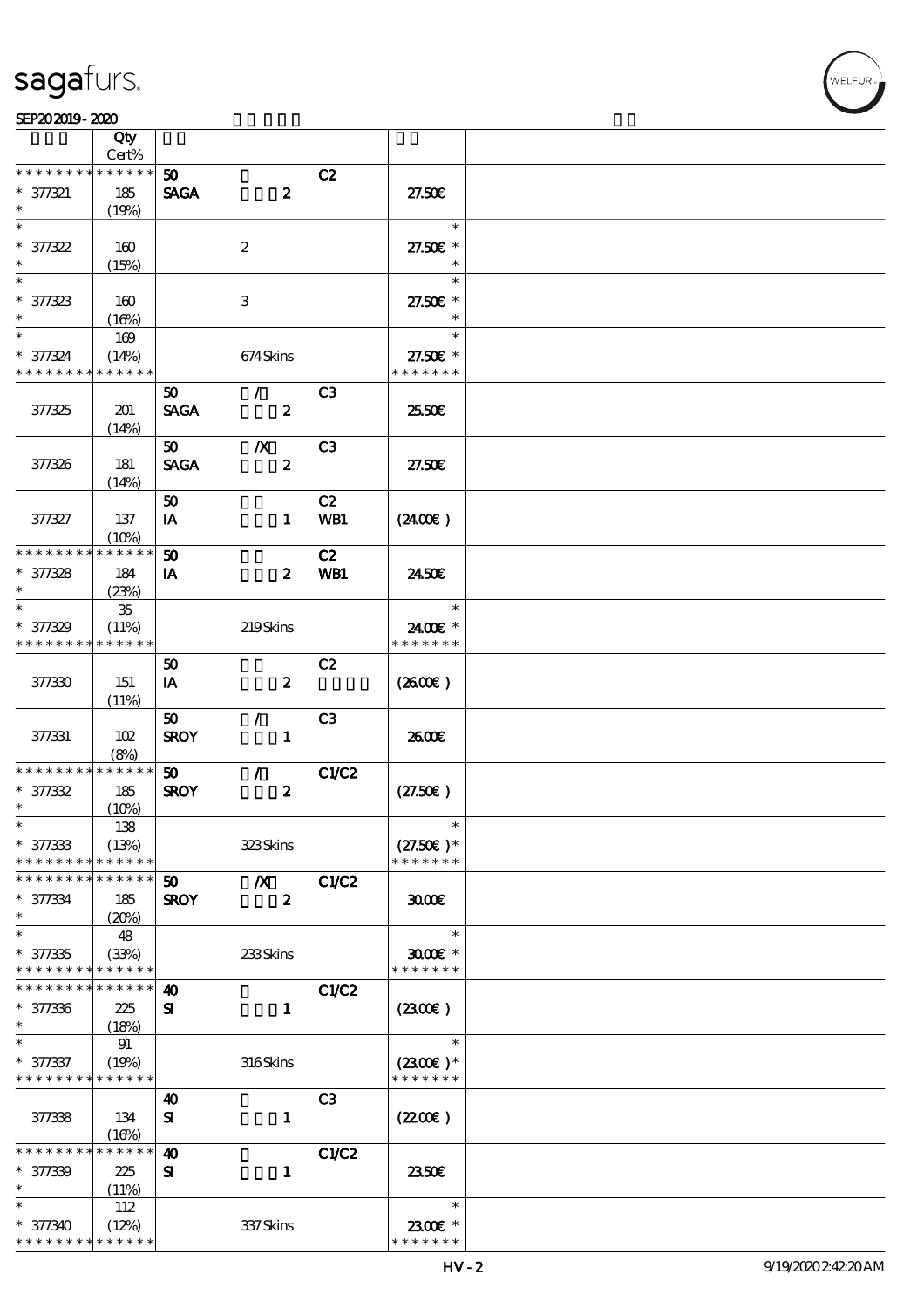| | Qty Cert% | | | | | |
|---|---|---|---|---|---|---|
| * * * * * * * * * * * * * * | | 50 | | C2 | | |
| * 377321 * | 185 (19%) | SAGA | 2 | | 27.50€ | |
| * * 377322 * | 160 (15%) | | 2 | | * 27.50€ * * | |
| * * 377323 * | 160 (16%) | | 3 | | * 27.50€ * * | |
| * * 377324 * * * * * * * * * * * * * | 169 (14%) | | 674 Skins | | * 27.50€ * * * * * * * * | |
| | | 50 | / | C3 | | |
| 377325 | 201 (14%) | SAGA | 2 | | 25.50€ | |
| | | 50 | /X | C3 | | |
| 377326 | 181 (14%) | SAGA | 2 | | 27.50€ | |
| | | 50 | | C2 | | |
| 377327 | 137 (10%) | IA | 1 | WB1 | (24.00€) | |
| * * * * * * * * * * * * * * | | 50 | | C2 | | |
| * 377328 * | 184 (23%) | IA | 2 | WB1 | 24.50€ | |
| * * 377329 * * * * * * * * * * * * * | 35 (11%) | | 219 Skins | | * 24.00€ * * * * * * * * | |
| | | 50 | | C2 | | |
| 377330 | 151 (11%) | IA | 2 | | (26.00€) | |
| | | 50 | / | C3 | | |
| 377331 | 102 (8%) | SROY | 1 | | 26.00€ | |
| * * * * * * * * * * * * * * | | 50 | / | C1/C2 | | |
| * 377332 * | 185 (10%) | SROY | 2 | | (27.50€) | |
| * * 377333 * * * * * * * * * * * * * | 138 (13%) | | 323 Skins | | * (27.50€) * * * * * * * * | |
| * * * * * * * * * * * * * * | | 50 | /X | C1/C2 | | |
| * 377334 * | 185 (20%) | SROY | 2 | | 30.00€ | |
| * * 377335 * * * * * * * * * * * * * | 48 (33%) | | 233 Skins | | * 30.00€ * * * * * * * * | |
| * * * * * * * * * * * * * * | | 40 | | C1/C2 | | |
| * 377336 * | 225 (18%) | SI | 1 | | (23.00€) | |
| * * 377337 * * * * * * * * * * * * * | 91 (19%) | | 316 Skins | | * (23.00€) * * * * * * * * | |
| | | 40 | | C3 | | |
| 377338 | 134 (16%) | SI | 1 | | (22.00€) | |
| * * * * * * * * * * * * * * | | 40 | | C1/C2 | | |
| * 377339 * | 225 (11%) | SI | 1 | | 23.50€ | |
| * * 377340 * * * * * * * * * * * * * | 112 (12%) | | 337 Skins | | * 23.00€ * * * * * * * * | |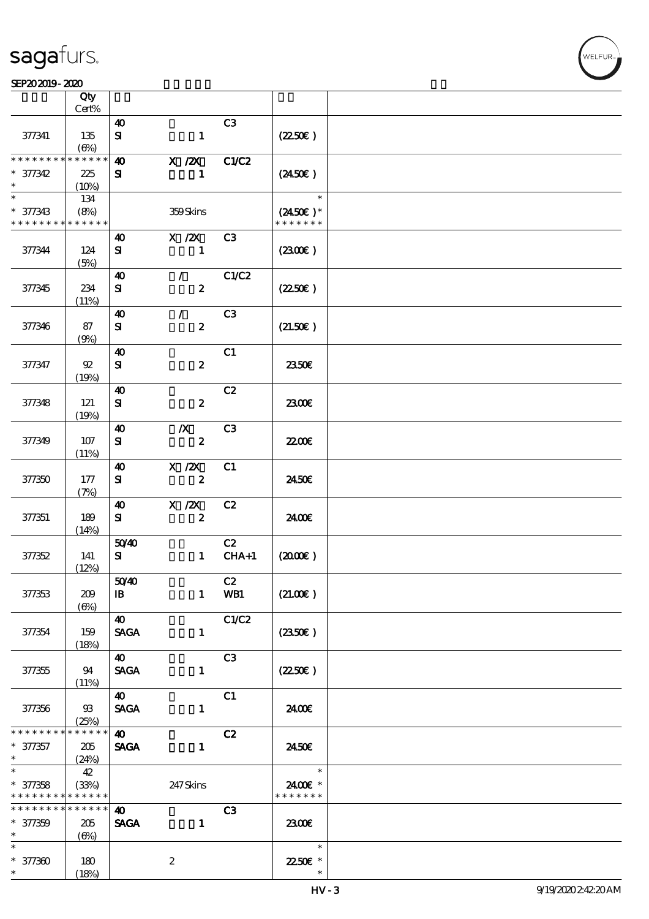| | Qty Cert% | | | | | |
|---|---|---|---|---|---|---|
| 377341 | 135 (6%) | 40 SI | 1 | C3 | (22.50€) | |
| * * * * * * * * * * * * * * * 377342 * | 225 (10%) | 40 SI | X /2X 1 | C1/C2 | (24.50€) | |
| * * 377343 * * * * * * * * * * * * * * | 134 (8%) | | 359 Skins | | * (24.50€) * * * * * * * * | |
| 377344 | 124 (5%) | 40 SI | X /2X 1 | C3 | (23.00€) | |
| 377345 | 234 (11%) | 40 SI | / 2 | C1/C2 | (22.50€) | |
| 377346 | 87 (9%) | 40 SI | / 2 | C3 | (21.50€) | |
| 377347 | 92 (19%) | 40 SI | 2 | C1 | 23.50€ | |
| 377348 | 121 (19%) | 40 SI | 2 | C2 | 23.00€ | |
| 377349 | 107 (11%) | 40 SI | /X 2 | C3 | 22.00€ | |
| 377350 | 177 (7%) | 40 SI | X /2X 2 | C1 | 24.50€ | |
| 377351 | 189 (14%) | 40 SI | X /2X 2 | C2 | 24.00€ | |
| 377352 | 141 (12%) | 50/40 SI | 1 | C2 CHA+1 | (20.00€) | |
| 377353 | 209 (6%) | 50/40 IB | 1 | C2 WB1 | (21.00€) | |
| 377354 | 159 (18%) | 40 SAGA | 1 | C1/C2 | (23.50€) | |
| 377355 | 94 (11%) | 40 SAGA | 1 | C3 | (22.50€) | |
| 377356 | 93 (25%) | 40 SAGA | 1 | C1 | 24.00€ | |
| * * * * * * * * * * * * * * * 377357 * | 205 (24%) | 40 SAGA | 1 | C2 | 24.50€ | |
| * * 377358 * * * * * * * * * * * * * * | 42 (33%) | | 247 Skins | | * 24.00€ * * * * * * * * | |
| * * * * * * * * * * * * * * * 377359 * | 205 (6%) | 40 SAGA | 1 | C3 | 23.00€ | |
| * * 377360 * | 180 (18%) | | 2 | | * 22.50€ * * | |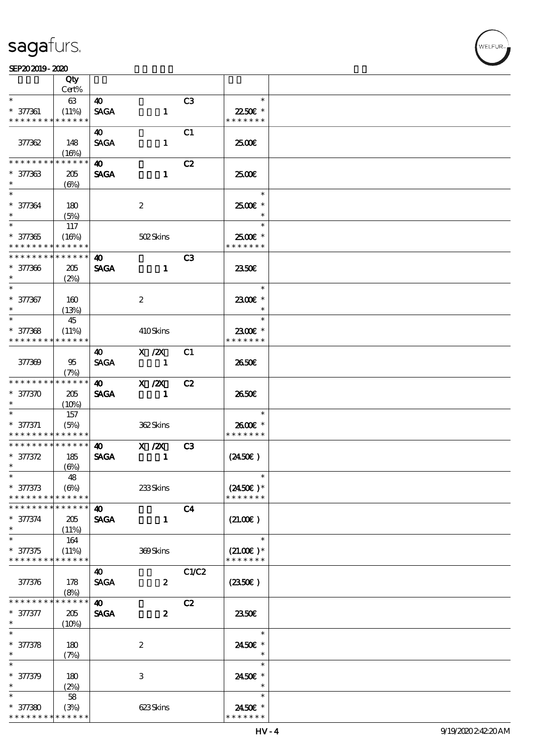sagafurs.

SEP20 2019 - 2020

| | Qty<br>Cert% | | | | | |
|---|---|---|---|---|---|---|
| * <br>* 377361<br>* * * * * * * * * * * * * * | 63<br>(11%) | 40<br>SAGA | 1 | C3 | *<br>22.50€ *<br>* * * * * * * | |
| 377362 | 148<br>(16%) | 40<br>SAGA | 1 | C1 | 25.00€ | |
| * * * * * * * * * * * * * *<br>* 377363<br>* | 205<br>(6%) | 40<br>SAGA | 1 | C2 | 25.00€ | |
| *<br>* 377364<br>* | 180<br>(5%) | | 2 | | *<br>25.00€ *<br>* | |
| *<br>* 377365<br>* * * * * * * * * * * * * * | 117<br>(16%) | | 502 Skins | | *<br>25.00€ *<br>* * * * * * * | |
| * * * * * * * * * * * * * *<br>* 377366<br>* | 205<br>(2%) | 40<br>SAGA | 1 | C3 | 23.50€ | |
| *<br>* 377367<br>* | 160<br>(13%) | | 2 | | *<br>23.00€ *<br>* | |
| *<br>* 377368<br>* * * * * * * * * * * * * * | 45<br>(11%) | | 410 Skins | | *<br>23.00€ *<br>* * * * * * * | |
| 377369 | 95<br>(7%) | 40<br>SAGA | X /2X<br>1 | C1 | 26.50€ | |
| * * * * * * * * * * * * * *<br>* 377370<br>* | 205<br>(10%) | 40<br>SAGA | X /2X<br>1 | C2 | 26.50€ | |
| *<br>* 377371<br>* * * * * * * * * * * * * * | 157<br>(5%) | | 362 Skins | | *<br>26.00€ *<br>* * * * * * * | |
| * * * * * * * * * * * * * *<br>* 377372<br>* | 185<br>(6%) | 40<br>SAGA | X /2X<br>1 | C3 | (24.50€ ) | |
| *<br>* 377373<br>* * * * * * * * * * * * * * | 48<br>(6%) | | 233 Skins | | *<br>(24.50€ )*<br>* * * * * * * | |
| * * * * * * * * * * * * * *<br>* 377374<br>* | 205<br>(11%) | 40<br>SAGA | 1 | C4 | (21.00€ ) | |
| *<br>* 377375<br>* * * * * * * * * * * * * * | 164<br>(11%) | | 369 Skins | | *<br>(21.00€ )*<br>* * * * * * * | |
| 377376 | 178<br>(8%) | 40<br>SAGA | 2 | C1/C2 | (23.50€ ) | |
| * * * * * * * * * * * * * *<br>* 377377<br>* | 205<br>(10%) | 40<br>SAGA | 2 | C2 | 23.50€ | |
| *<br>* 377378<br>* | 180<br>(7%) | | 2 | | *<br>24.50€ *<br>* | |
| *<br>* 377379<br>* | 180<br>(2%) | | 3 | | *<br>24.50€ *<br>* | |
| *<br>* 377380<br>* * * * * * * * * * * * * * | 58<br>(3%) | | 623 Skins | | *<br>24.50€ *<br>* * * * * * * | |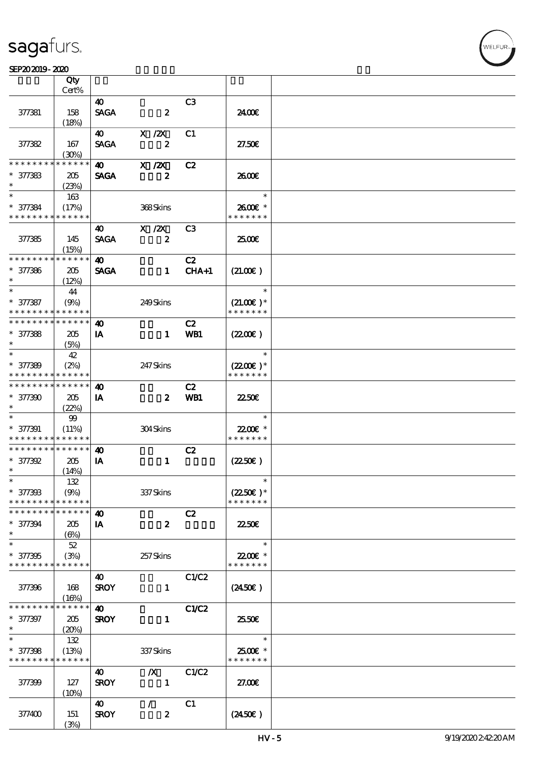| | Qty Cert% | | | | | |
|---|---|---|---|---|---|---|
| 377381 | 158 (18%) | 40 SAGA | 2 | C3 | 24.00€ | |
| 377382 | 167 (30%) | 40 SAGA | X /2X 2 | C1 | 27.50€ | |
| * * * * * * * * * * * * * * 377383 * | 205 (23%) | 40 SAGA | X /2X 2 | C2 | 26.00€ | |
| * * 377384 * * * * * * * * * * * * * | 163 (17%) | | 368 Skins | | * 26.00€ * * * * * * * * | |
| 377385 | 145 (15%) | 40 SAGA | X /2X 2 | C3 | 25.00€ | |
| * * * * * * * * * * * * * * 377386 * | 205 (12%) | 40 SAGA | 1 | C2 CHA+1 | (21.00€ ) | |
| * * 377387 * * * * * * * * * * * * * | 44 (9%) | | 249 Skins | | * (21.00€ )* * * * * * * * | |
| * * * * * * * * * * * * * * 377388 * | 205 (5%) | 40 IA | 1 | C2 WB1 | (22.00€ ) | |
| * * 377389 * * * * * * * * * * * * * | 42 (2%) | | 247 Skins | | * (22.00€ )* * * * * * * * | |
| * * * * * * * * * * * * * * 377390 * | 205 (22%) | 40 IA | 2 | C2 WB1 | 22.50€ | |
| * * 377391 * * * * * * * * * * * * * | 99 (11%) | | 304 Skins | | * 22.00€ * * * * * * * * | |
| * * * * * * * * * * * * * * 377392 * | 205 (14%) | 40 IA | 1 | C2 | (22.50€ ) | |
| * * 377393 * * * * * * * * * * * * * | 132 (9%) | | 337 Skins | | * (22.50€ )* * * * * * * * | |
| * * * * * * * * * * * * * * 377394 * | 205 (6%) | 40 IA | 2 | C2 | 22.50€ | |
| * * 377395 * * * * * * * * * * * * * | 52 (3%) | | 257 Skins | | * 22.00€ * * * * * * * * | |
| 377396 | 168 (16%) | 40 SROY | 1 | C1/C2 | (24.50€ ) | |
| * * * * * * * * * * * * * * 377397 * | 205 (20%) | 40 SROY | 1 | C1/C2 | 25.50€ | |
| * * 377398 * * * * * * * * * * * * * | 132 (13%) | | 337 Skins | | * 25.00€ * * * * * * * * | |
| 377399 | 127 (10%) | 40 SROY | /X 1 | C1/C2 | 27.00€ | |
| 377400 | 151 (3%) | 40 SROY | / 2 | C1 | (24.50€ ) | |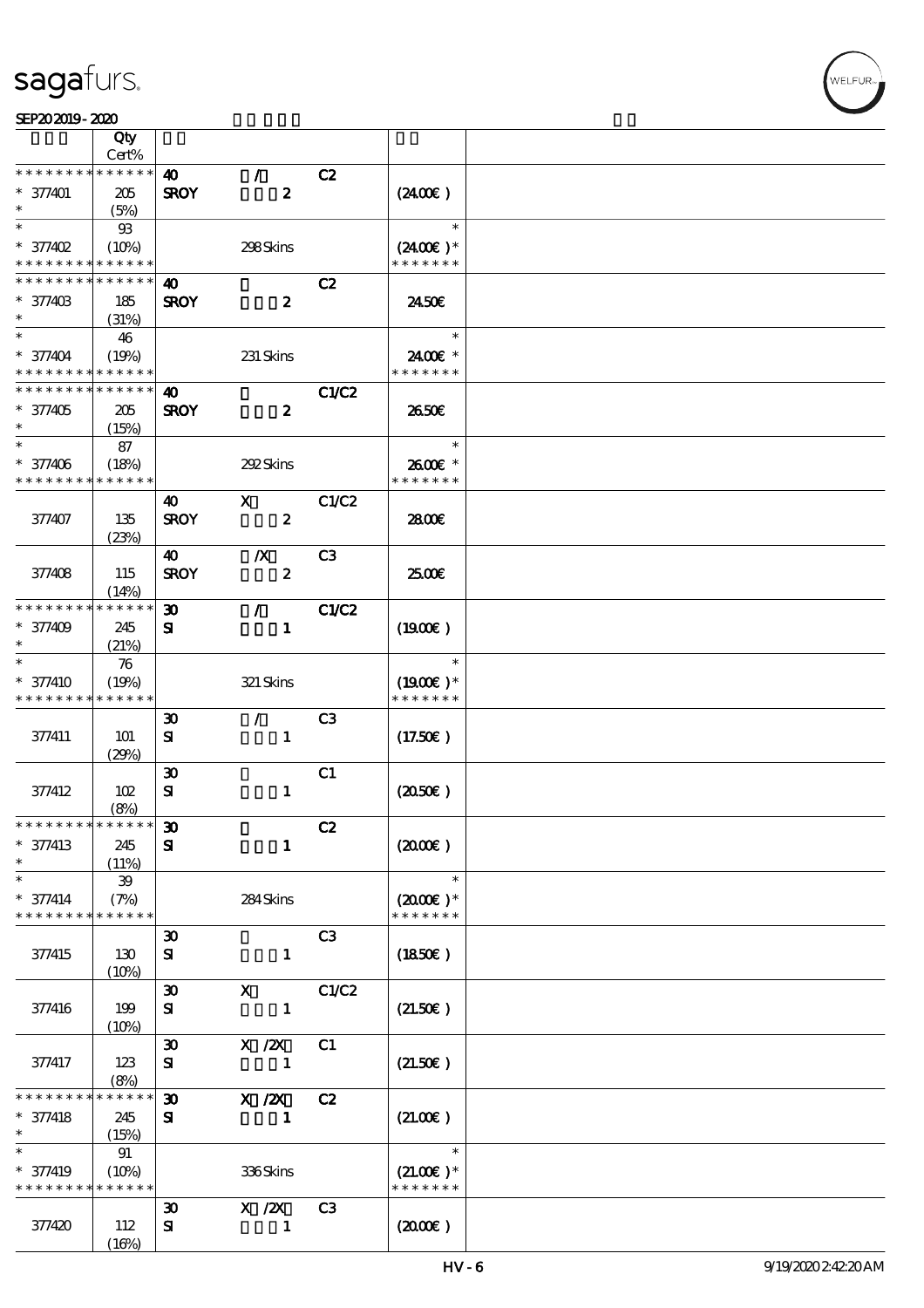| | Qty<br>Cert% | | | | |
|---|---|---|---|---|---|
| * * * * * * * * * * * * * * | | 40 | / | C2 | |
| * 377401 | 205 | SROY | 2 | | (24.00€) |
| * | (5%) | | | | |
| * | 93 | | | | * |
| * 377402 | (10%) | | 298 Skins | | (24.00€)* |
| * * * * * * * * * * * * * * | | | | | * * * * * * * |
| * * * * * * * * * * * * * * | | 40 | | C2 | |
| * 377403 | 185 | SROY | 2 | | 24.50€ |
| * | (31%) | | | | |
| * | 46 | | | | * |
| * 377404 | (19%) | | 231 Skins | | 24.00€ * |
| * * * * * * * * * * * * * * | | | | | * * * * * * * |
| * * * * * * * * * * * * * * | | 40 | | C1/C2 | |
| * 377405 | 205 | SROY | 2 | | 26.50€ |
| * | (15%) | | | | |
| * | 87 | | | | * |
| * 377406 | (18%) | | 292 Skins | | 26.00€ * |
| * * * * * * * * * * * * * * | | | | | * * * * * * * |
| | | 40 | X | C1/C2 | |
| 377407 | 135 | SROY | 2 | | 28.00€ |
| | (23%) | | | | |
| | | 40 | /X | C3 | |
| 377408 | 115 | SROY | 2 | | 25.00€ |
| | (14%) | | | | |
| * * * * * * * * * * * * * * | | 30 | / | C1/C2 | |
| * 377409 | 245 | SI | 1 | | (19.00€) |
| * | (21%) | | | | |
| * | 76 | | | | * |
| * 377410 | (19%) | | 321 Skins | | (19.00€)* |
| * * * * * * * * * * * * * * | | | | | * * * * * * * |
| | | 30 | / | C3 | |
| 377411 | 101 | SI | 1 | | (17.50€) |
| | (29%) | | | | |
| | | 30 | | C1 | |
| 377412 | 102 | SI | 1 | | (20.50€) |
| | (8%) | | | | |
| * * * * * * * * * * * * * * | | 30 | | C2 | |
| * 377413 | 245 | SI | 1 | | (20.00€) |
| * | (11%) | | | | |
| * | 39 | | | | * |
| * 377414 | (7%) | | 284 Skins | | (20.00€)* |
| * * * * * * * * * * * * * * | | | | | * * * * * * * |
| | | 30 | | C3 | |
| 377415 | 130 | SI | 1 | | (18.50€) |
| | (10%) | | | | |
| | | 30 | X | C1/C2 | |
| 377416 | 199 | SI | 1 | | (21.50€) |
| | (10%) | | | | |
| | | 30 | X /2X | C1 | |
| 377417 | 123 | SI | 1 | | (21.50€) |
| | (8%) | | | | |
| * * * * * * * * * * * * * * | | 30 | X /2X | C2 | |
| * 377418 | 245 | SI | 1 | | (21.00€) |
| * | (15%) | | | | |
| * | 91 | | | | * |
| * 377419 | (10%) | | 336 Skins | | (21.00€)* |
| * * * * * * * * * * * * * * | | | | | * * * * * * * |
| | | 30 | X /2X | C3 | |
| 377420 | 112 | SI | 1 | | (20.00€) |
| | (16%) | | | | |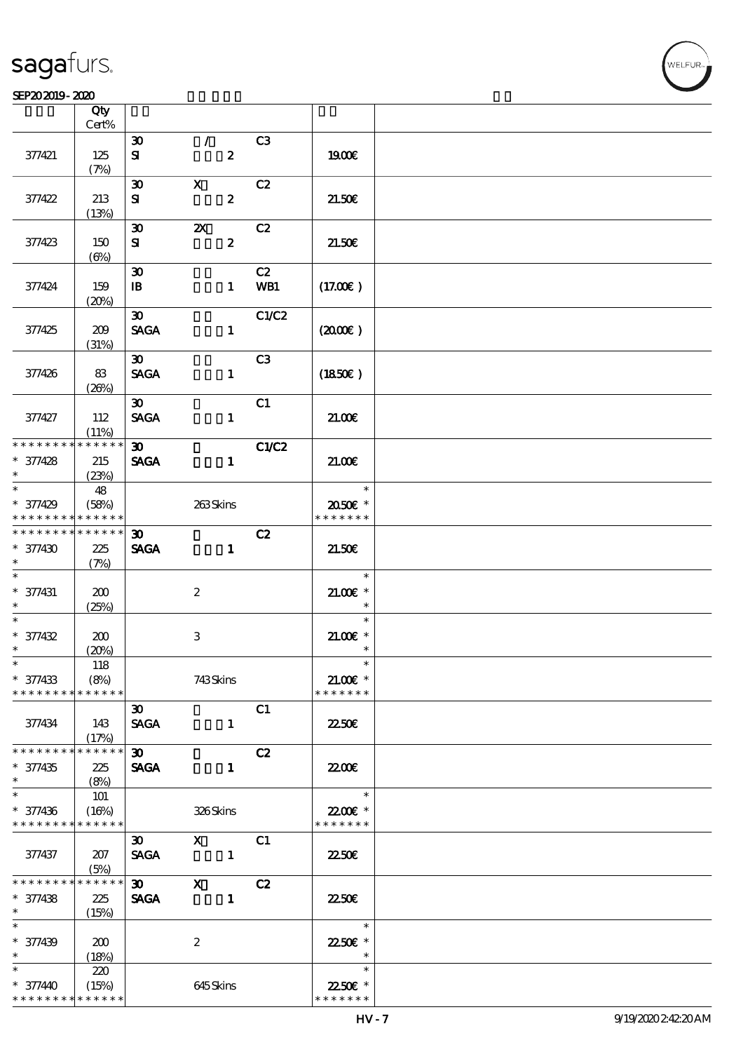sagafurs.

SEP20 2019 - 2020

| | Qty Cert% | | | | | |
|---|---|---|---|---|---|---|
| 377421 | 125 (7%) | 30 SI | / 2 | C3 | 19.00€ | |
| 377422 | 213 (13%) | 30 SI | X 2 | C2 | 21.50€ | |
| 377423 | 150 (6%) | 30 SI | 2X 2 | C2 | 21.50€ | |
| 377424 | 159 (20%) | 30 IB | 1 | C2 WB1 | (17.00€) | |
| 377425 | 209 (31%) | 30 SAGA | 1 | C1/C2 | (20.00€) | |
| 377426 | 83 (26%) | 30 SAGA | 1 | C3 | (18.50€) | |
| 377427 | 112 (11%) | 30 SAGA | 1 | C1 | 21.00€ | |
| * 377428 * | 215 (23%) | 30 SAGA | 1 | C1/C2 | 21.00€ | |
| * 377429 * | 48 (58%) | | 263 Skins | | 20.50€ * | |
| * 377430 * | 225 (7%) | 30 SAGA | 1 | C2 | 21.50€ | |
| * 377431 * | 200 (25%) | | 2 | | 21.00€ * | |
| * 377432 * | 200 (20%) | | 3 | | 21.00€ * | |
| * 377433 * | 118 (8%) | | 743 Skins | | 21.00€ * | |
| 377434 | 143 (17%) | 30 SAGA | 1 | C1 | 22.50€ | |
| * 377435 * | 225 (8%) | 30 SAGA | 1 | C2 | 22.00€ | |
| * 377436 * | 101 (16%) | | 326 Skins | | 22.00€ * | |
| 377437 | 207 (5%) | 30 SAGA | X 1 | C1 | 22.50€ | |
| * 377438 * | 225 (15%) | 30 SAGA | X 1 | C2 | 22.50€ | |
| * 377439 * | 200 (18%) | | 2 | | 22.50€ * | |
| * 377440 * | 220 (15%) | | 645 Skins | | 22.50€ * | |

HV - 7 9/19/2020 2:42:20 AM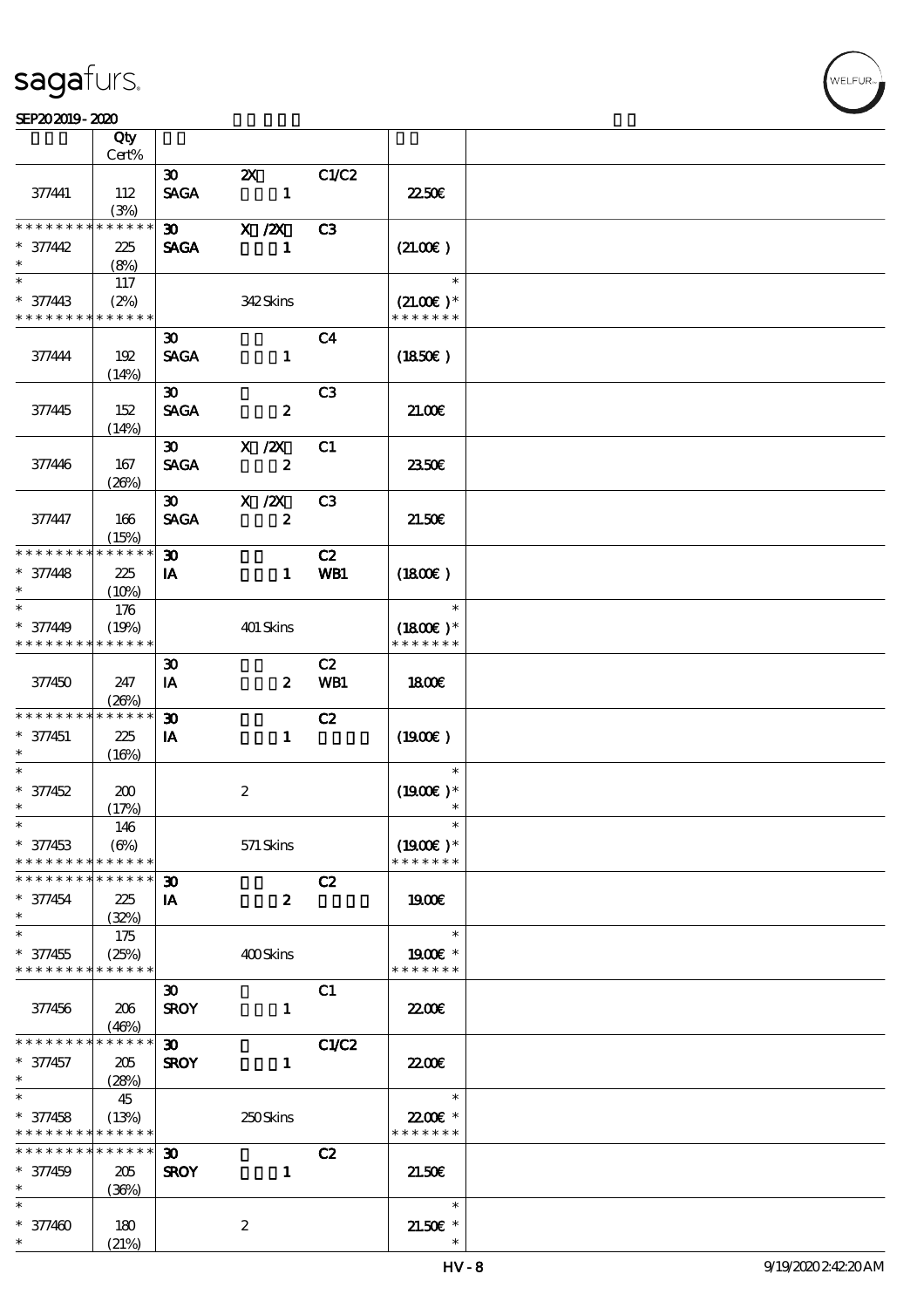sagafurs.

SEP20 2019 - 2020

| | Qty Cert% | | | | | |
|---|---|---|---|---|---|---|
| 377441 | 112 (3%) | 30 SAGA | 2X 1 | C1/C2 | 22.50€ | |
| * * * * * * * * * * * * * * 377442 * | 225 (8%) | 30 SAGA | X /2X 1 | C3 | (21.00€ ) | |
| * * 377443 * * * * * * * * * * * * * | 117 (2%) | | 342 Skins | | * (21.00€ )* * * * * * * * | |
| 377444 | 192 (14%) | 30 SAGA | 1 | C4 | (18.50€ ) | |
| 377445 | 152 (14%) | 30 SAGA | 2 | C3 | 21.00€ | |
| 377446 | 167 (26%) | 30 SAGA | X /2X 2 | C1 | 23.50€ | |
| 377447 | 166 (15%) | 30 SAGA | X /2X 2 | C3 | 21.50€ | |
| * * * * * * * * * * * * * * 377448 * | 225 (10%) | 30 IA | 1 | C2 WB1 | (18.00€ ) | |
| * * 377449 * * * * * * * * * * * * * | 176 (19%) | | 401 Skins | | * (18.00€ )* * * * * * * * | |
| 377450 | 247 (26%) | 30 IA | 2 | C2 WB1 | 18.00€ | |
| * * * * * * * * * * * * * * 377451 * | 225 (16%) | 30 IA | 1 | C2 | (19.00€ ) | |
| * * 377452 * | 200 (17%) | | 2 | | * (19.00€ )* * | |
| * * 377453 * * * * * * * * * * * * * | 146 (6%) | | 571 Skins | | * (19.00€ )* * * * * * * * | |
| * * * * * * * * * * * * * * 377454 * | 225 (32%) | 30 IA | 2 | C2 | 19.00€ | |
| * * 377455 * * * * * * * * * * * * * | 175 (25%) | | 400 Skins | | * 19.00€ * * * * * * * * | |
| 377456 | 206 (46%) | 30 SROY | 1 | C1 | 22.00€ | |
| * * * * * * * * * * * * * * 377457 * | 205 (28%) | 30 SROY | 1 | C1/C2 | 22.00€ | |
| * * 377458 * * * * * * * * * * * * * | 45 (13%) | | 250 Skins | | * 22.00€ * * * * * * * * | |
| * * * * * * * * * * * * * * 377459 * | 205 (36%) | 30 SROY | 1 | C2 | 21.50€ | |
| * * 377460 * | 180 (21%) | | 2 | | * 21.50€ * * | |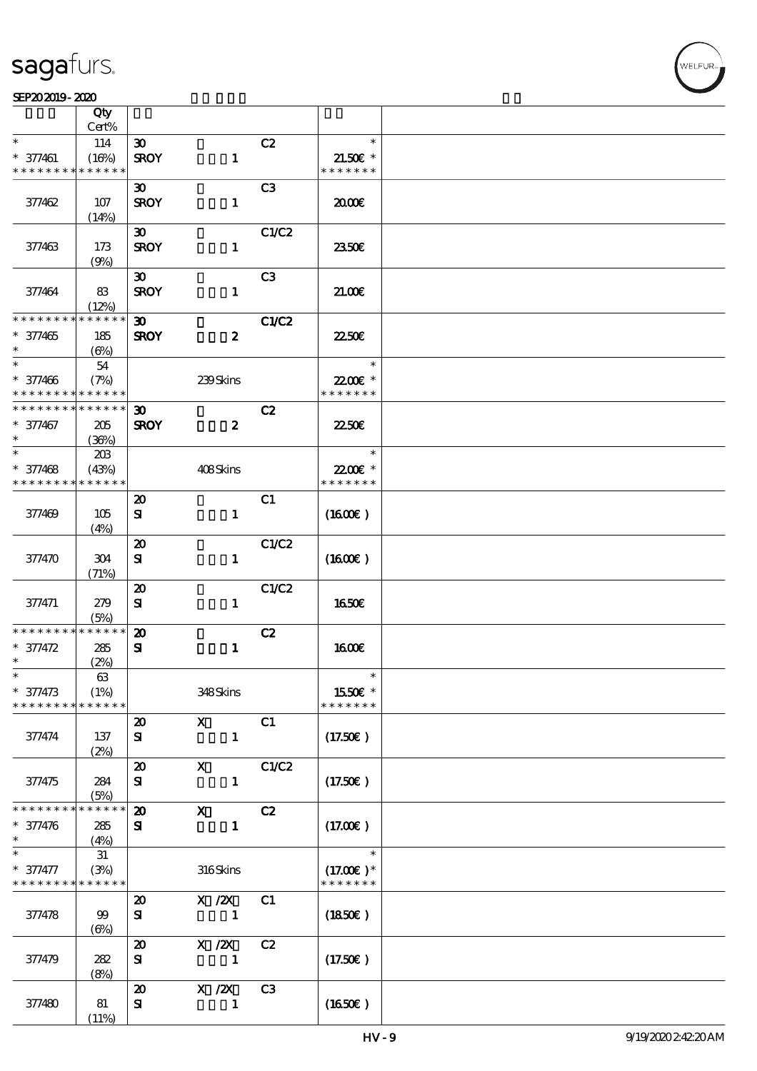sagafurs.

SEP20 2019 - 2020

| | Qty<br>Cert% | | | | | |
|---|---|---|---|---|---|---|
| * <br>* 377461<br>* * * * * * * * * * * * * * | 114<br>(16%) | 30<br>SROY | 1 | C2 | *<br>21.50€ *<br>* * * * * * * | |
| 377462 | 107<br>(14%) | 30<br>SROY | 1 | C3 | 20.00€ | |
| 377463 | 173<br>(9%) | 30<br>SROY | 1 | C1/C2 | 23.50€ | |
| 377464 | 83<br>(12%) | 30<br>SROY | 1 | C3 | 21.00€ | |
| * * * * * * * * * * * * * *<br>* 377465<br>* | 185<br>(6%) | 30<br>SROY | 2 | C1/C2 | 22.50€ | |
| * <br>* 377466<br>* * * * * * * * * * * * * * | 54<br>(7%) | | 239 Skins | | *<br>22.00€ *<br>* * * * * * * | |
| * * * * * * * * * * * * * *<br>* 377467<br>* | 205<br>(36%) | 30<br>SROY | 2 | C2 | 22.50€ | |
| * <br>* 377468<br>* * * * * * * * * * * * * * | 203<br>(43%) | | 408 Skins | | *<br>22.00€ *<br>* * * * * * * | |
| 377469 | 105<br>(4%) | 20<br>SI | 1 | C1 | (16.00€ ) | |
| 377470 | 304<br>(71%) | 20<br>SI | 1 | C1/C2 | (16.00€ ) | |
| 377471 | 279<br>(5%) | 20<br>SI | 1 | C1/C2 | 16.50€ | |
| * * * * * * * * * * * * * *<br>* 377472<br>* | 285<br>(2%) | 20<br>SI | 1 | C2 | 16.00€ | |
| * <br>* 377473<br>* * * * * * * * * * * * * * | 63<br>(1%) | | 348 Skins | | *<br>15.50€ *<br>* * * * * * * | |
| 377474 | 137<br>(2%) | 20<br>SI | X<br>1 | C1 | (17.50€ ) | |
| 377475 | 284<br>(5%) | 20<br>SI | X<br>1 | C1/C2 | (17.50€ ) | |
| * * * * * * * * * * * * * *<br>* 377476<br>* | 285<br>(4%) | 20<br>SI | X<br>1 | C2 | (17.00€ ) | |
| * <br>* 377477<br>* * * * * * * * * * * * * * | 31<br>(3%) | | 316 Skins | | *<br>(17.00€ )*<br>* * * * * * * | |
| 377478 | 99<br>(6%) | 20<br>SI | X /2X<br>1 | C1 | (18.50€ ) | |
| 377479 | 282<br>(8%) | 20<br>SI | X /2X<br>1 | C2 | (17.50€ ) | |
| 377480 | 81<br>(11%) | 20<br>SI | X /2X<br>1 | C3 | (16.50€ ) | |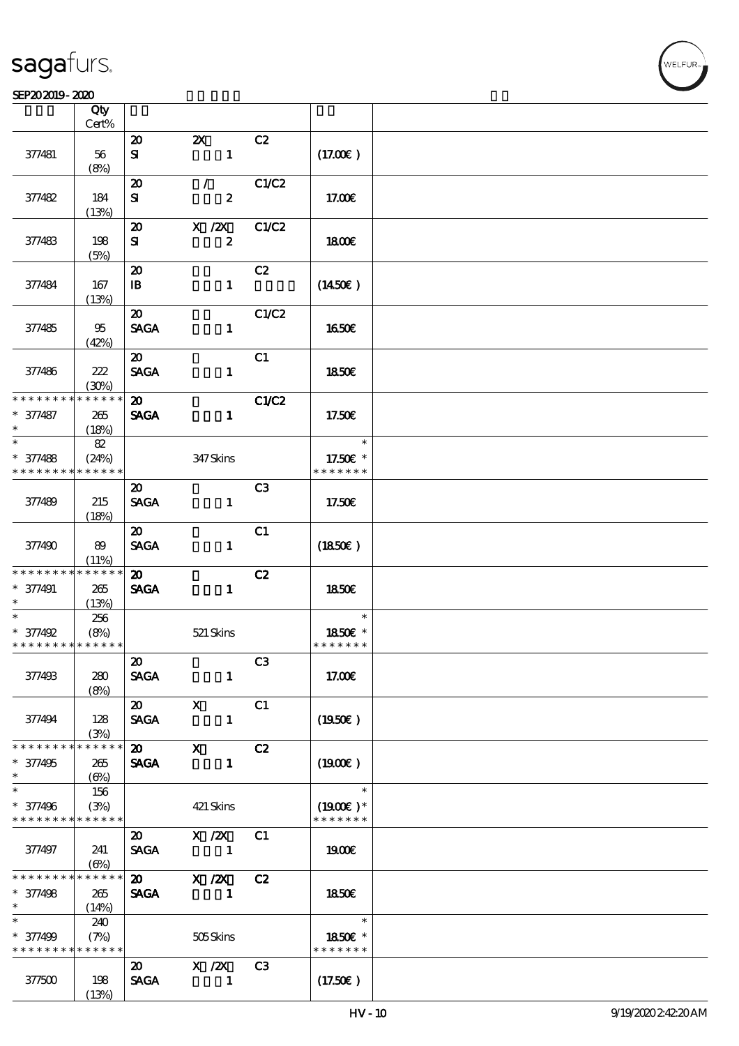sagafurs.

SEP20 2019 - 2020

| | Qty Cert% | | | | | |
|---|---|---|---|---|---|---|
| 377481 | 56 (8%) | 20 SI | 2X 1 | C2 | (17.00€ ) | |
| 377482 | 184 (13%) | 20 SI | / 2 | C1/C2 | 17.00€ | |
| 377483 | 198 (5%) | 20 SI | X /2X 2 | C1/C2 | 18.00€ | |
| 377484 | 167 (13%) | 20 IB | 1 | C2 | (14.50€ ) | |
| 377485 | 95 (42%) | 20 SAGA | 1 | C1/C2 | 16.50€ | |
| 377486 | 222 (30%) | 20 SAGA | 1 | C1 | 18.50€ | |
| * * * * * * * * * * * * * * * 377487 * | 265 (18%) | 20 SAGA | 1 | C1/C2 | 17.50€ | |
| * * 377488 * * * * * * * * * * * * * * | 82 (24%) | | 347 Skins | | * 17.50€ * * * * * * * * | |
| 377489 | 215 (18%) | 20 SAGA | 1 | C3 | 17.50€ | |
| 377490 | 89 (11%) | 20 SAGA | 1 | C1 | (18.50€ ) | |
| * * * * * * * * * * * * * * * 377491 * | 265 (13%) | 20 SAGA | 1 | C2 | 18.50€ | |
| * * 377492 * * * * * * * * * * * * * * | 256 (8%) | | 521 Skins | | * 18.50€ * * * * * * * * | |
| 377493 | 280 (8%) | 20 SAGA | 1 | C3 | 17.00€ | |
| 377494 | 128 (3%) | 20 SAGA | X 1 | C1 | (19.50€ ) | |
| * * * * * * * * * * * * * * * 377495 * | 265 (6%) | 20 SAGA | X 1 | C2 | (19.00€ ) | |
| * * 377496 * * * * * * * * * * * * * * | 156 (3%) | | 421 Skins | | * (19.00€ )* * * * * * * * | |
| 377497 | 241 (6%) | 20 SAGA | X /2X 1 | C1 | 19.00€ | |
| * * * * * * * * * * * * * * * 377498 * | 265 (14%) | 20 SAGA | X /2X 1 | C2 | 18.50€ | |
| * * 377499 * * * * * * * * * * * * * * | 240 (7%) | | 505 Skins | | * 18.50€ * * * * * * * * | |
| 377500 | 198 (13%) | 20 SAGA | X /2X 1 | C3 | (17.50€ ) | |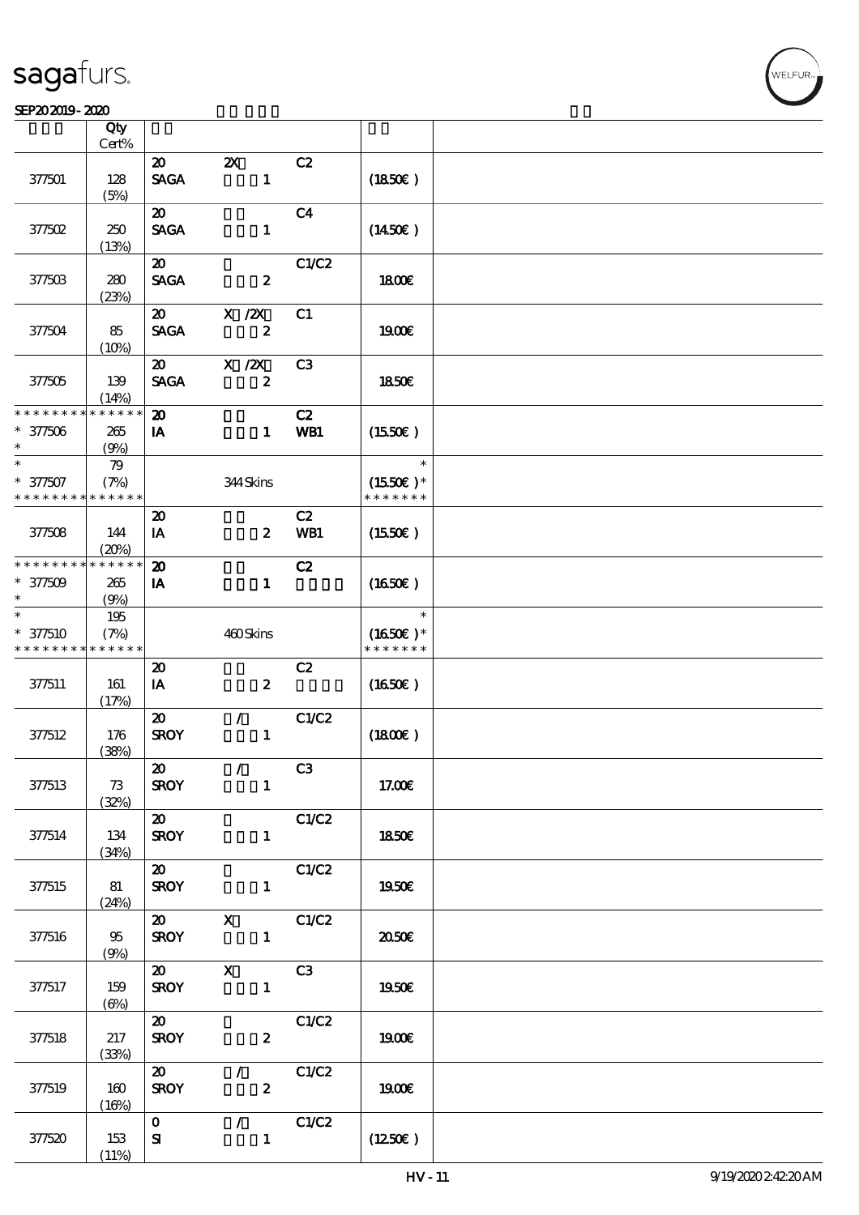sagafurs.

SEP20 2019 - 2020

| | Qty Cert% | | | | | |
|---|---|---|---|---|---|---|
| 377501 | 128 (5%) | 20 SAGA | 2X 1 | C2 | (18.50€) | |
| 377502 | 250 (13%) | 20 SAGA | 1 | C4 | (14.50€) | |
| 377503 | 280 (23%) | 20 SAGA | 2 | C1/C2 | 18.00€ | |
| 377504 | 85 (10%) | 20 SAGA | X /2X 2 | C1 | 19.00€ | |
| 377505 | 139 (14%) | 20 SAGA | X /2X 2 | C3 | 18.50€ | |
| * * * * * * * * * * * * * * * 377506 * | 265 (9%) | 20 IA | 1 | C2 WB1 | (15.50€) | |
| * * 377507 * * * * * * * * * * * * * * | 79 (7%) | | 344 Skins | | * (15.50€) * * * * * * * * | |
| 377508 | 144 (20%) | 20 IA | 2 | C2 WB1 | (15.50€) | |
| * * * * * * * * * * * * * * * 377509 * | 265 (9%) | 20 IA | 1 | C2 | (16.50€) | |
| * * 377510 * * * * * * * * * * * * * * | 195 (7%) | | 460 Skins | | * (16.50€) * * * * * * * * | |
| 377511 | 161 (17%) | 20 IA | 2 | C2 | (16.50€) | |
| 377512 | 176 (38%) | 20 SROY | / 1 | C1/C2 | (18.00€) | |
| 377513 | 73 (32%) | 20 SROY | / 1 | C3 | 17.00€ | |
| 377514 | 134 (34%) | 20 SROY | 1 | C1/C2 | 18.50€ | |
| 377515 | 81 (24%) | 20 SROY | 1 | C1/C2 | 19.50€ | |
| 377516 | 95 (9%) | 20 SROY | X 1 | C1/C2 | 20.50€ | |
| 377517 | 159 (6%) | 20 SROY | X 1 | C3 | 19.50€ | |
| 377518 | 217 (33%) | 20 SROY | 2 | C1/C2 | 19.00€ | |
| 377519 | 160 (16%) | 20 SROY | / 2 | C1/C2 | 19.00€ | |
| 377520 | 153 (11%) | 0 SI | / 1 | C1/C2 | (12.50€) | |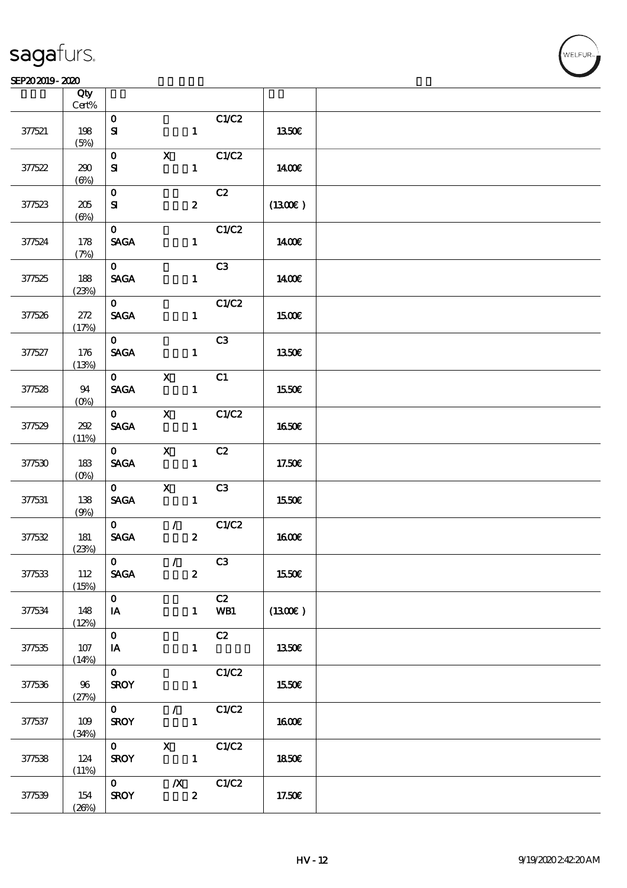sagafurs.

SEP202019 - 2020

| | Qty<br>Cert% | | | | | |
|---|---|---|---|---|---|---|
| 377521 | 198<br>(5%) | 0<br>SI | 1 | C1/C2 | 13.50€ | |
| 377522 | 290<br>(6%) | 0 X<br>SI | 1 | C1/C2 | 14.00€ | |
| 377523 | 205<br>(6%) | 0<br>SI | 2 | C2 | (13.00€) | |
| 377524 | 178<br>(7%) | 0<br>SAGA | 1 | C1/C2 | 14.00€ | |
| 377525 | 188<br>(23%) | 0<br>SAGA | 1 | C3 | 14.00€ | |
| 377526 | 272<br>(17%) | 0<br>SAGA | 1 | C1/C2 | 15.00€ | |
| 377527 | 176<br>(13%) | 0<br>SAGA | 1 | C3 | 13.50€ | |
| 377528 | 94<br>(0%) | 0 X<br>SAGA | 1 | C1 | 15.50€ | |
| 377529 | 292<br>(11%) | 0 X<br>SAGA | 1 | C1/C2 | 16.50€ | |
| 377530 | 183<br>(0%) | 0 X<br>SAGA | 1 | C2 | 17.50€ | |
| 377531 | 138<br>(9%) | 0 X<br>SAGA | 1 | C3 | 15.50€ | |
| 377532 | 181<br>(23%) | 0 /<br>SAGA | 2 | C1/C2 | 16.00€ | |
| 377533 | 112<br>(15%) | 0 /<br>SAGA | 2 | C3 | 15.50€ | |
| 377534 | 148<br>(12%) | 0<br>IA | 1 | C2<br>WB1 | (13.00€) | |
| 377535 | 107<br>(14%) | 0<br>IA | 1 | C2 | 13.50€ | |
| 377536 | 96<br>(27%) | 0<br>SROY | 1 | C1/C2 | 15.50€ | |
| 377537 | 109<br>(34%) | 0 /<br>SROY | 1 | C1/C2 | 16.00€ | |
| 377538 | 124<br>(11%) | 0 X<br>SROY | 1 | C1/C2 | 18.50€ | |
| 377539 | 154<br>(26%) | 0 /X<br>SROY | 2 | C1/C2 | 17.50€ | |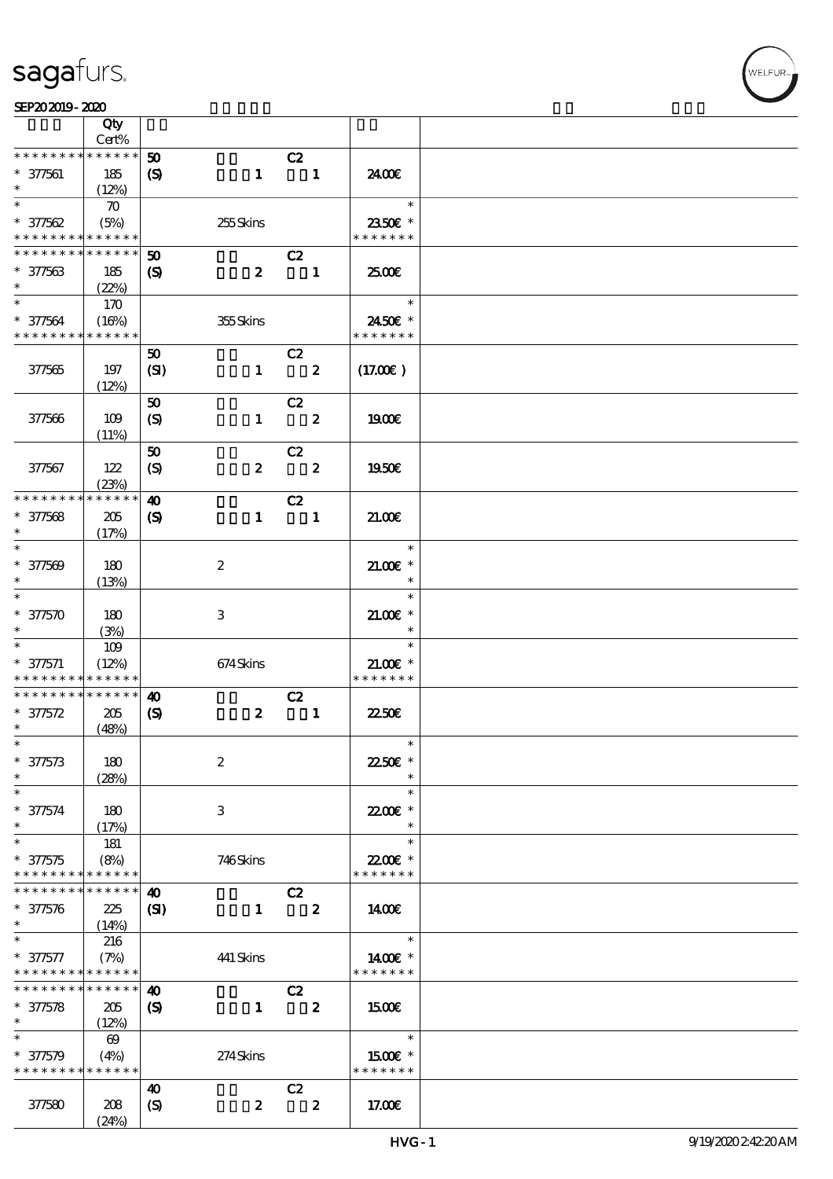SEP20 2019 - 2020

| | Qty Cert% | | | | |
|---|---|---|---|---|---|
| * * * * * * * * * * * * * * | 50 | | C2 | | |
| * 377561 | 185 (12%) | (S) | 1 | 1 | 24.00€ |
| * 377562 | 70 (5%) | | 255 Skins | | 23.50€ * |
| * * * * * * * * * * * * * * | 50 | | C2 | | |
| * 377563 | 185 (22%) | (S) | 2 | 1 | 25.00€ |
| * 377564 | 170 (16%) | | 355 Skins | | 24.50€ * |
| | | 50 | | C2 | |
| 377565 | 197 (12%) | (SI) | 1 | 2 | (17.00€) |
| | | 50 | | C2 | |
| 377566 | 109 (11%) | (S) | 1 | 2 | 19.00€ |
| | | 50 | | C2 | |
| 377567 | 122 (23%) | (S) | 2 | 2 | 19.50€ |
| * * * * * * * * * * * * * * | 40 | | C2 | | |
| * 377568 | 205 (17%) | (S) | 1 | 1 | 21.00€ |
| * 377569 | 180 (13%) | | 2 | | 21.00€ * |
| * 377570 | 180 (3%) | | 3 | | 21.00€ * |
| * 377571 | 109 (12%) | | 674 Skins | | 21.00€ * |
| * * * * * * * * * * * * * * | 40 | | C2 | | |
| * 377572 | 205 (48%) | (S) | 2 | 1 | 22.50€ |
| * 377573 | 180 (28%) | | 2 | | 22.50€ * |
| * 377574 | 180 (17%) | | 3 | | 22.00€ * |
| * 377575 | 181 (8%) | | 746 Skins | | 22.00€ * |
| * * * * * * * * * * * * * * | 40 | | C2 | | |
| * 377576 | 225 (14%) | (SI) | 1 | 2 | 14.00€ |
| * 377577 | 216 (7%) | | 441 Skins | | 14.00€ * |
| * * * * * * * * * * * * * * | 40 | | C2 | | |
| * 377578 | 205 (12%) | (S) | 1 | 2 | 15.00€ |
| * 377579 | 69 (4%) | | 274 Skins | | 15.00€ * |
| | | 40 | | C2 | |
| 377580 | 208 (24%) | (S) | 2 | 2 | 17.00€ |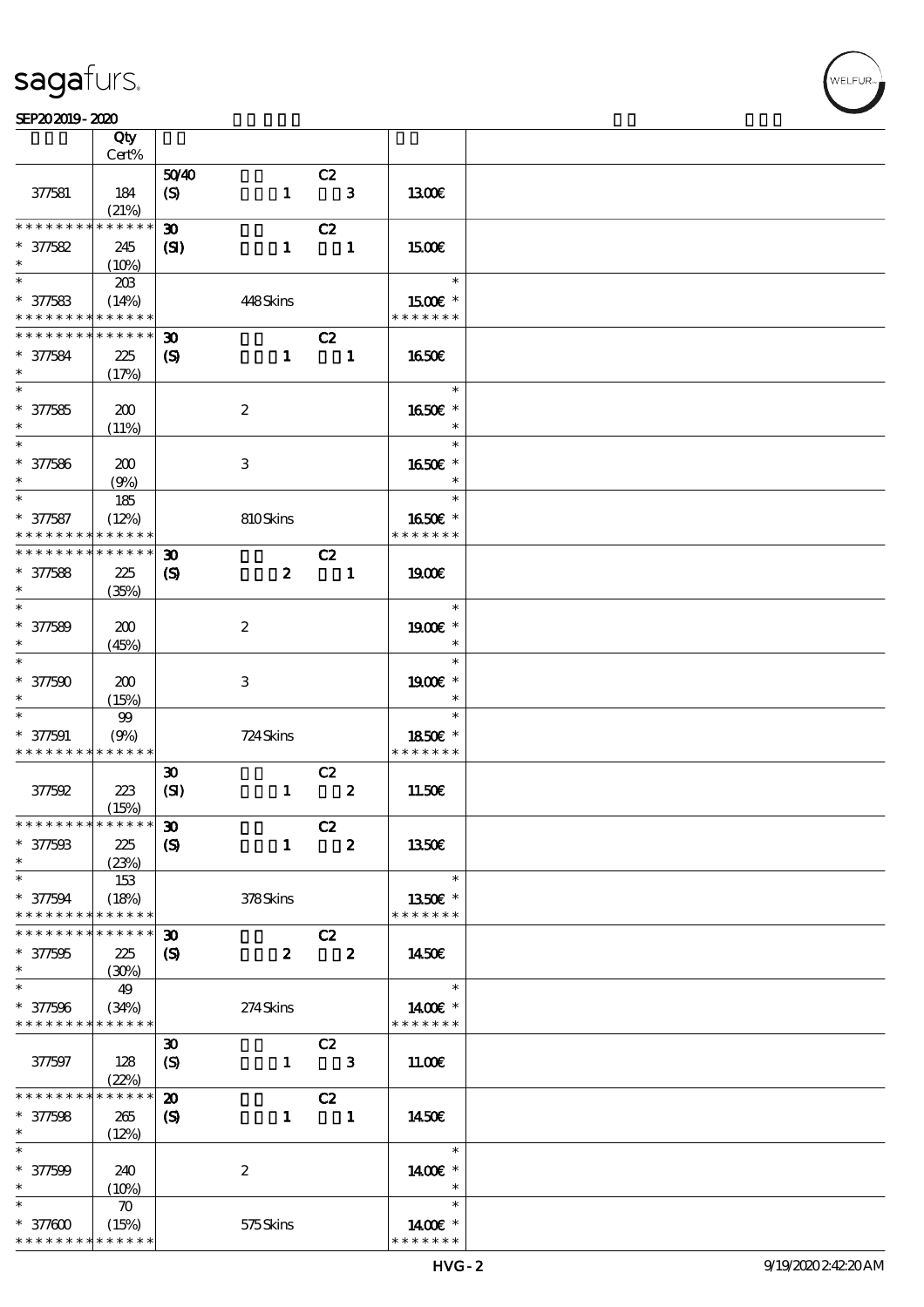| | Qty Cert% | | |
|---|---|---|---|
| 377581 | 184 (21%) | 50/40 C2 (S) 1 3 | 13.00€ |
| * * * * * * * * * * * * * * 377582 * | 245 (10%) | 30 C2 (SI) 1 1 | 15.00€ |
| * * 377583 * * * * * * * * * * * * * * | 203 (14%) | 448 Skins | * 15.00€ * * * * * * * * |
| * * * * * * * * * * * * * * 377584 * | 225 (17%) | 30 C2 (S) 1 1 | 16.50€ |
| * * 377585 * | 200 (11%) | 2 | * 16.50€ * * |
| * * 377586 * | 200 (9%) | 3 | * 16.50€ * * |
| * * 377587 * * * * * * * * * * * * * * | 185 (12%) | 810 Skins | * 16.50€ * * * * * * * * |
| * * * * * * * * * * * * * * 377588 * | 225 (35%) | 30 C2 (S) 2 1 | 19.00€ |
| * * 377589 * | 200 (45%) | 2 | * 19.00€ * * |
| * * 377590 * | 200 (15%) | 3 | * 19.00€ * * |
| * * 377591 * * * * * * * * * * * * * * | 99 (9%) | 724 Skins | * 18.50€ * * * * * * * * |
| 377592 | 223 (15%) | 30 C2 (SI) 1 2 | 11.50€ |
| * * * * * * * * * * * * * * 377593 * | 225 (23%) | 30 C2 (S) 1 2 | 13.50€ |
| * * 377594 * * * * * * * * * * * * * * | 153 (18%) | 378 Skins | * 13.50€ * * * * * * * * |
| * * * * * * * * * * * * * * 377595 * | 225 (30%) | 30 C2 (S) 2 2 | 14.50€ |
| * * 377596 * * * * * * * * * * * * * * | 49 (34%) | 274 Skins | * 14.00€ * * * * * * * * |
| 377597 | 128 (22%) | 30 C2 (S) 1 3 | 11.00€ |
| * * * * * * * * * * * * * * 377598 * | 265 (12%) | 20 C2 (S) 1 1 | 14.50€ |
| * * 377599 * | 240 (10%) | 2 | * 14.00€ * * |
| * * 377600 * * * * * * * * * * * * * * | 70 (15%) | 575 Skins | * 14.00€ * * * * * * * * |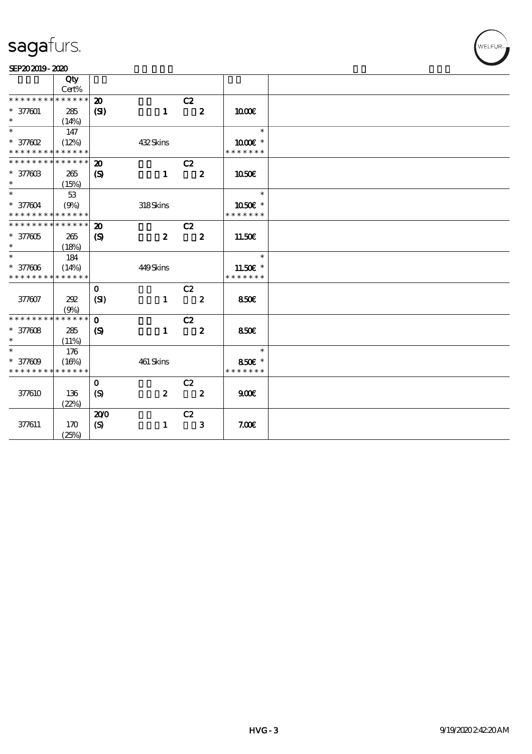# sagafurs.

SEP20 2019 - 2020

| | Qty Cert% | | | | |
|---|---|---|---|---|---|
| * * * * * * * * * * * * * * | | 20 | C2 | | |
| * 377601 | 285 | (SI) 1 | 2 | 10.00€ | |
| * | (14%) | | | | |
| * | 147 | | | * | |
| * 377602 | (12%) | 432 Skins | | 10.00€ * | |
| * * * * * * * * * * * * * * | | | | * * * * * * * | |
| * * * * * * * * * * * * * * | | 20 | C2 | | |
| * 377603 | 265 | (S) 1 | 2 | 10.50€ | |
| * | (15%) | | | | |
| * | 53 | | | * | |
| * 377604 | (9%) | 318 Skins | | 10.50€ * | |
| * * * * * * * * * * * * * * | | | | * * * * * * * | |
| * * * * * * * * * * * * * * | | 20 | C2 | | |
| * 377605 | 265 | (S) 2 | 2 | 11.50€ | |
| * | (18%) | | | | |
| * | 184 | | | * | |
| * 377606 | (14%) | 449 Skins | | 11.50€ * | |
| * * * * * * * * * * * * * * | | | | * * * * * * * | |
| 377607 | 292 (9%) | 0 (SI) 1 | C2 2 | 8.50€ | |
| * * * * * * * * * * * * * * | | 0 | C2 | | |
| * 377608 | 285 | (S) 1 | 2 | 8.50€ | |
| * | (11%) | | | | |
| * | 176 | | | * | |
| * 377609 | (16%) | 461 Skins | | 8.50€ * | |
| * * * * * * * * * * * * * * | | | | * * * * * * * | |
| 377610 | 136 (22%) | 0 (S) 2 | C2 2 | 9.00€ | |
| 377611 | 170 (25%) | 20/0 (S) 1 | C2 3 | 7.00€ | |

HVG - 3

9/19/2020 2:42:20 AM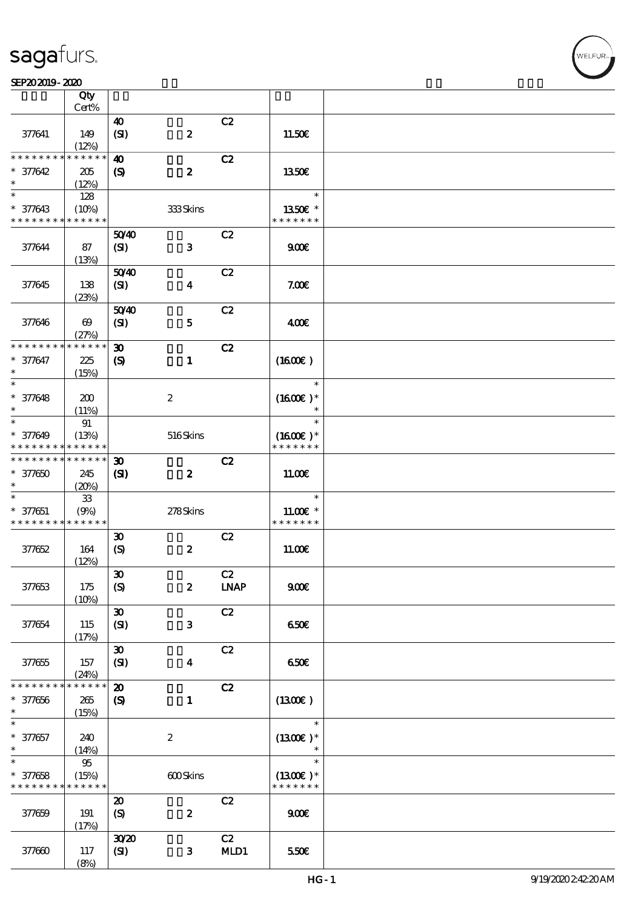sagafurs.

SEP20 2019 - 2020

| | Qty<br>Cert% | | | |
|---|---|---|---|---|
| 377641 | 149<br>(12%) | 40<br>(SI) 2 | C2 | 11.50€ |
| * * * * * * * * * * * * * *<br>* 377642<br>* | 205<br>(12%) | 40<br>(S) 2 | C2 | 13.50€ |
| *<br>* 377643<br>* * * * * * * * * * * * * * | 128<br>(10%) | 333 Skins | | *<br>13.50€ *<br>* * * * * * * |
| 377644 | 87<br>(13%) | 50/40<br>(SI) 3 | C2 | 9.00€ |
| 377645 | 138<br>(23%) | 50/40<br>(SI) 4 | C2 | 7.00€ |
| 377646 | 69<br>(27%) | 50/40<br>(SI) 5 | C2 | 4.00€ |
| * * * * * * * * * * * * * *<br>* 377647<br>* | 225<br>(15%) | 30<br>(S) 1 | C2 | (16.00€ ) |
| *<br>* 377648<br>* | 200<br>(11%) | 2 | | *<br>(16.00€ )*<br>* |
| *<br>* 377649<br>* * * * * * * * * * * * * * | 91<br>(13%) | 516 Skins | | *<br>(16.00€ )*<br>* * * * * * * |
| * * * * * * * * * * * * * *<br>* 377650<br>* | 245<br>(20%) | 30<br>(SI) 2 | C2 | 11.00€ |
| *<br>* 377651<br>* * * * * * * * * * * * * * | 33<br>(9%) | 278 Skins | | *<br>11.00€ *<br>* * * * * * * |
| 377652 | 164<br>(12%) | 30<br>(S) 2 | C2 | 11.00€ |
| 377653 | 175<br>(10%) | 30<br>(S) 2 | C2<br>LNAP | 9.00€ |
| 377654 | 115<br>(17%) | 30<br>(SI) 3 | C2 | 6.50€ |
| 377655 | 157<br>(24%) | 30<br>(SI) 4 | C2 | 6.50€ |
| * * * * * * * * * * * * * *<br>* 377656<br>* | 265<br>(15%) | 20<br>(S) 1 | C2 | (13.00€ ) |
| *<br>* 377657<br>* | 240<br>(14%) | 2 | | *<br>(13.00€ )*<br>* |
| *<br>* 377658<br>* * * * * * * * * * * * * * | 95<br>(15%) | 600 Skins | | *<br>(13.00€ )*<br>* * * * * * * |
| 377659 | 191<br>(17%) | 20<br>(S) 2 | C2 | 9.00€ |
| 377660 | 117<br>(8%) | 30/20<br>(SI) 3 | C2<br>MLD1 | 5.50€ |

HG - 1 9/19/2020 2:42:20 AM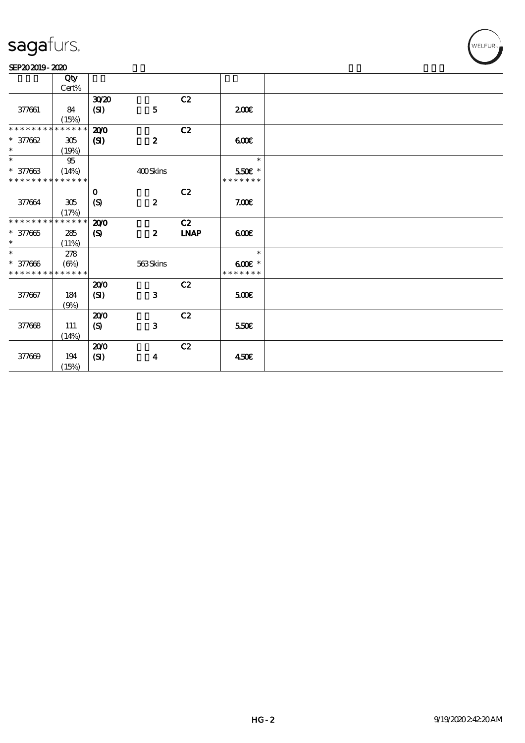sagafurs.

SEP20 2019 - 2020

| | Qty Cert% | | | | | |
|---|---|---|---|---|---|---|
| 377661 | 84 (15%) | 30/20 (SI) | 5 | C2 | 2.00€ | |
| * * * * * * * * * * * * * * 377662 * | 305 (19%) | 20/0 (SI) | 2 | C2 | 6.00€ | |
| * * 377663 * * * * * * * * * * * * * * | 95 (14%) | | 400 Skins | | * 5.50€ * * * * * * * * | |
| 377664 | 305 (17%) | 0 (S) | 2 | C2 | 7.00€ | |
| * * * * * * * * * * * * * * 377665 * | 285 (11%) | 20/0 (S) | 2 | C2 LNAP | 6.00€ | |
| * * 377666 * * * * * * * * * * * * * * | 278 (6%) | | 563 Skins | | * 6.00€ * * * * * * * * | |
| 377667 | 184 (9%) | 20/0 (SI) | 3 | C2 | 5.00€ | |
| 377668 | 111 (14%) | 20/0 (S) | 3 | C2 | 5.50€ | |
| 377669 | 194 (15%) | 20/0 (SI) | 4 | C2 | 4.50€ | |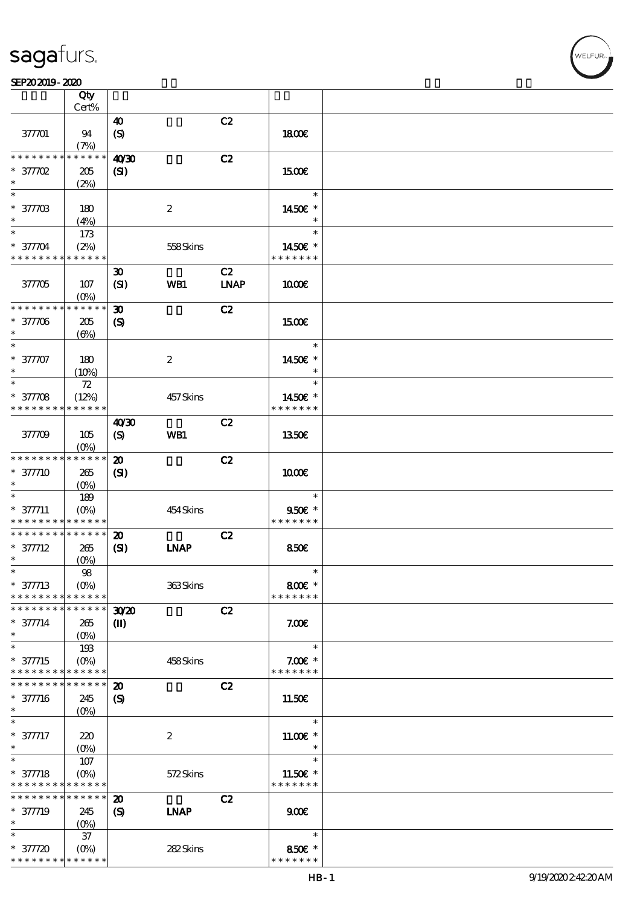sagafurs.

SEP20 2019 - 2020

| | Qty Cert% | | | | |
|---|---|---|---|---|---|
| 377701 | 94 (7%) | 40 (S) | | C2 | 18.00€ |
| * * * * * * * * * * * * * * 377702 * | 205 (2%) | 40/30 (SI) | | C2 | 15.00€ |
| * 377703 * | 180 (4%) | | 2 | | * 14.50€ * * |
| * 377704 * * * * * * * * * * * * * | 173 (2%) | | 558 Skins | | * 14.50€ * * * * * * * * |
| 377705 | 107 (0%) | 30 (SI) | WB1 | C2 LNAP | 10.00€ |
| * * * * * * * * * * * * * * 377706 * | 205 (6%) | 30 (S) | | C2 | 15.00€ |
| * 377707 * | 180 (10%) | | 2 | | * 14.50€ * * |
| * 377708 * * * * * * * * * * * * * | 72 (12%) | | 457 Skins | | * 14.50€ * * * * * * * * |
| 377709 | 105 (0%) | 40/30 (S) | WB1 | C2 | 13.50€ |
| * * * * * * * * * * * * * * 377710 * | 265 (0%) | 20 (SI) | | C2 | 10.00€ |
| * 377711 * * * * * * * * * * * * * | 189 (0%) | | 454 Skins | | * 9.50€ * * * * * * * * |
| * * * * * * * * * * * * * * 377712 * | 265 (0%) | 20 (SI) | LNAP | C2 | 8.50€ |
| * 377713 * * * * * * * * * * * * * | 98 (0%) | | 363 Skins | | * 8.00€ * * * * * * * * |
| * * * * * * * * * * * * * * 377714 * | 265 (0%) | 30/20 (II) | | C2 | 7.00€ |
| * 377715 * * * * * * * * * * * * * | 193 (0%) | | 458 Skins | | * 7.00€ * * * * * * * * |
| * * * * * * * * * * * * * * 377716 * | 245 (0%) | 20 (S) | | C2 | 11.50€ |
| * 377717 * | 220 (0%) | | 2 | | * 11.00€ * * |
| * 377718 * * * * * * * * * * * * * | 107 (0%) | | 572 Skins | | * 11.50€ * * * * * * * * |
| * * * * * * * * * * * * * * 377719 * | 245 (0%) | 20 (S) | LNAP | C2 | 9.00€ |
| * 377720 * * * * * * * * * * * * * | 37 (0%) | | 282 Skins | | * 8.50€ * * * * * * * * |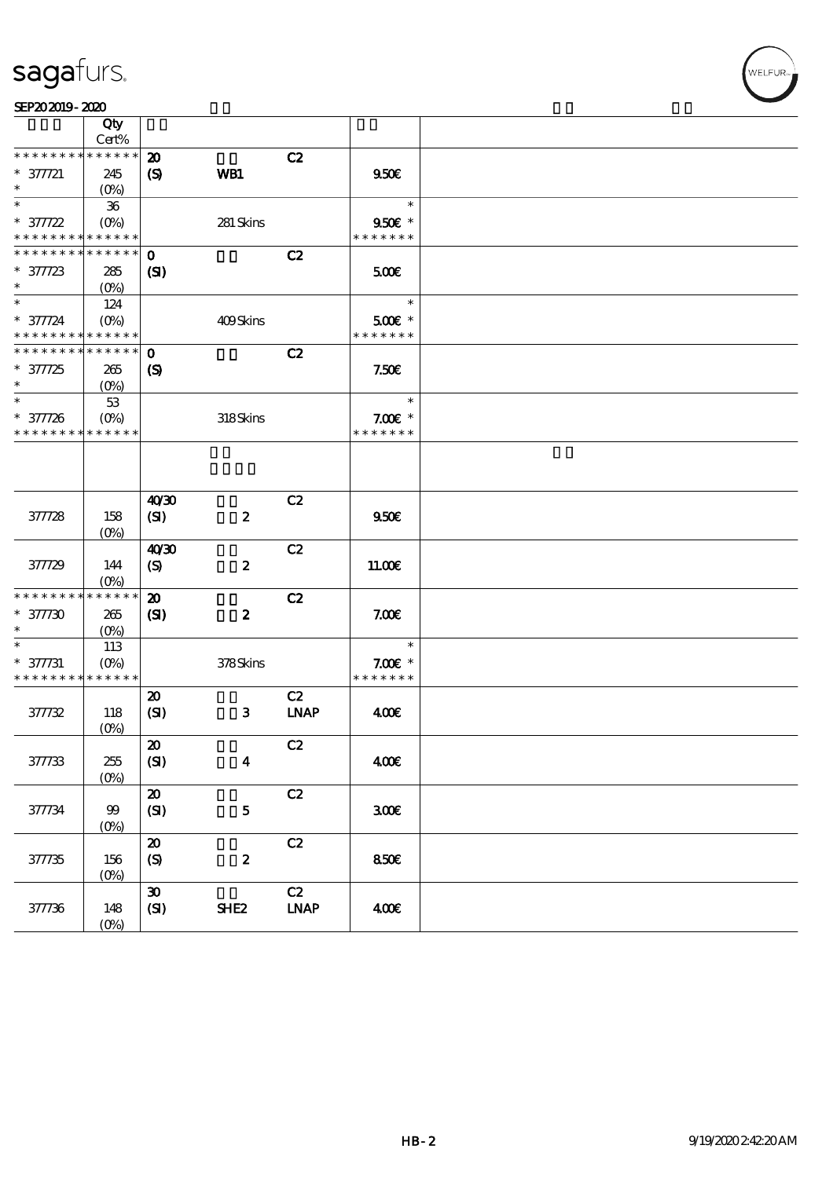| | Qty Cert% | | | | | |
|---|---|---|---|---|---|---|
| * * * * * * * * * * * * * * | 20 | | C2 | | |
| * 377721 | 245 | (S) | WB1 | | 9.50€ | |
| * | (0%) | | | | | |
| * | 36 | | | | * | |
| * 377722 | (0%) | | 281 Skins | | 9.50€ * | |
| * * * * * * * * * * * * * * | | | | | * * * * * * * | |
| * * * * * * * * * * * * * * | 0 | | C2 | | |
| * 377723 | 285 | (SI) | | | 5.00€ | |
| * | (0%) | | | | | |
| * | 124 | | | | * | |
| * 377724 | (0%) | | 409 Skins | | 5.00€ * | |
| * * * * * * * * * * * * * * | | | | | * * * * * * * | |
| * * * * * * * * * * * * * * | 0 | | C2 | | |
| * 377725 | 265 | (S) | | | 7.50€ | |
| * | (0%) | | | | | |
| * | 53 | | | | * | |
| * 377726 | (0%) | | 318 Skins | | 7.00€ * | |
| * * * * * * * * * * * * * * | | | | | * * * * * * * | |
| 377728 | 158 (0%) | 40/30 (SI) | 2 | C2 | 9.50€ | |
| 377729 | 144 (0%) | 40/30 (S) | 2 | C2 | 11.00€ | |
| * * * * * * * * * * * * * * | | 20 | | C2 | | |
| * 377730 | 265 | (SI) | 2 | | 7.00€ | |
| * | (0%) | | | | | |
| * | 113 | | | | * | |
| * 377731 | (0%) | | 378 Skins | | 7.00€ * | |
| * * * * * * * * * * * * * * | | | | | * * * * * * * | |
| 377732 | 118 (0%) | 20 (SI) | 3 | C2 LNAP | 4.00€ | |
| 377733 | 255 (0%) | 20 (SI) | 4 | C2 | 4.00€ | |
| 377734 | 99 (0%) | 20 (SI) | 5 | C2 | 3.00€ | |
| 377735 | 156 (0%) | 20 (S) | 2 | C2 | 8.50€ | |
| 377736 | 148 (0%) | 30 (SI) | SHE2 | C2 LNAP | 4.00€ | |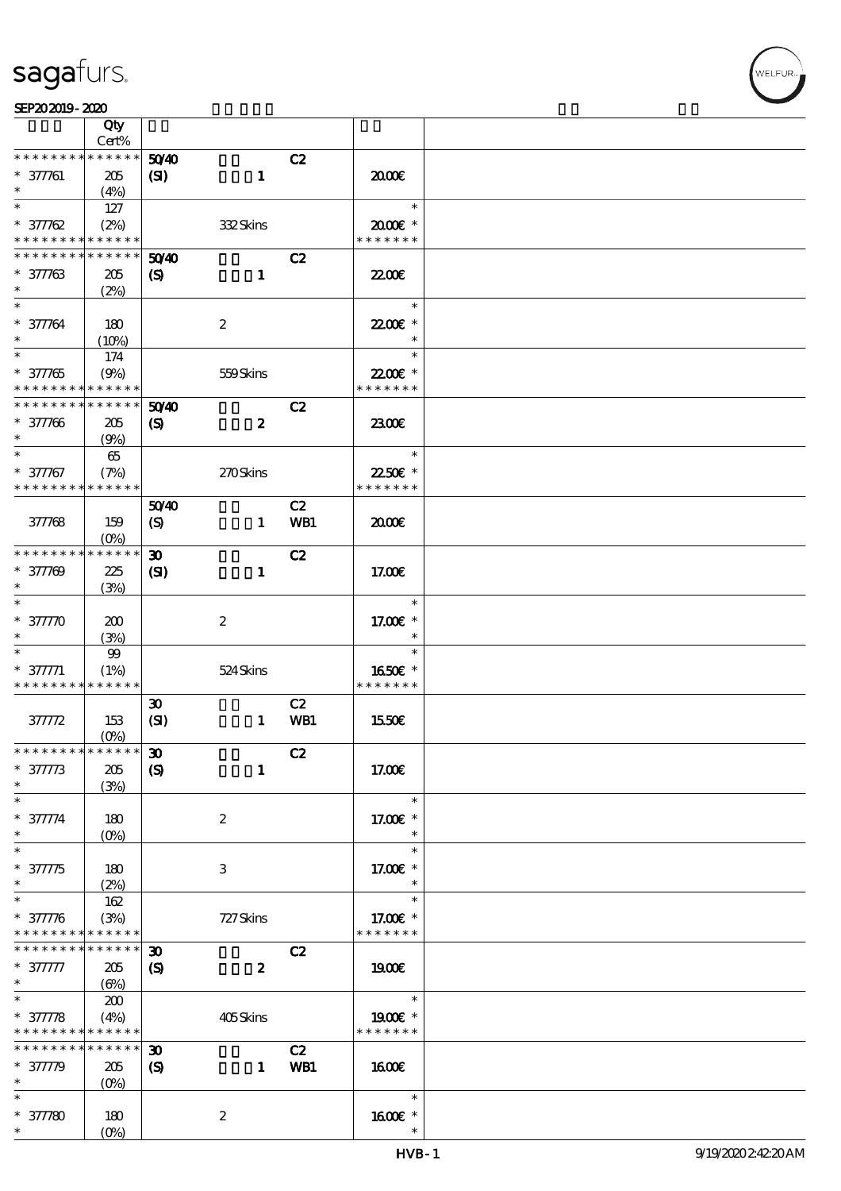| | Qty<br>Cert% | | | | | |
|---|---|---|---|---|---|---|
| * * * * * * * * * * * * * * | | 50/40 | | C2 | | |
| * 377761 | 205 | (SI) | 1 | | 20.00€ | |
| * | (4%) | | | | | |
| * | 127 | | | | * | |
| * 377762 | (2%) | | 332 Skins | | 20.00€ * | |
| * * * * * * * * * * * * * * | | | | | * * * * * * * | |
| * * * * * * * * * * * * * * | | 50/40 | | C2 | | |
| * 377763 | 205 | (S) | 1 | | 22.00€ | |
| * | (2%) | | | | | |
| * | | | | | * | |
| * 377764 | 180 | | 2 | | 22.00€ * | |
| * | (10%) | | | | * | |
| * | 174 | | | | * | |
| * 377765 | (9%) | | 559 Skins | | 22.00€ * | |
| * * * * * * * * * * * * * * | | | | | * * * * * * * | |
| * * * * * * * * * * * * * * | | 50/40 | | C2 | | |
| * 377766 | 205 | (S) | 2 | | 23.00€ | |
| * | (9%) | | | | | |
| * | 65 | | | | * | |
| * 377767 | (7%) | | 270 Skins | | 22.50€ * | |
| * * * * * * * * * * * * * * | | | | | * * * * * * * | |
| | | 50/40 | | C2 | | |
| 377768 | 159 | (S) | 1 | WB1 | 20.00€ | |
| | (0%) | | | | | |
| * * * * * * * * * * * * * * | | 30 | | C2 | | |
| * 377769 | 225 | (SI) | 1 | | 17.00€ | |
| * | (3%) | | | | | |
| * | | | | | * | |
| * 377770 | 200 | | 2 | | 17.00€ * | |
| * | (3%) | | | | * | |
| * | 99 | | | | * | |
| * 377771 | (1%) | | 524 Skins | | 16.50€ * | |
| * * * * * * * * * * * * * * | | | | | * * * * * * * | |
| | | 30 | | C2 | | |
| 377772 | 153 | (SI) | 1 | WB1 | 15.50€ | |
| | (0%) | | | | | |
| * * * * * * * * * * * * * * | | 30 | | C2 | | |
| * 377773 | 205 | (S) | 1 | | 17.00€ | |
| * | (3%) | | | | | |
| * | | | | | * | |
| * 377774 | 180 | | 2 | | 17.00€ * | |
| * | (0%) | | | | * | |
| * | | | | | * | |
| * 377775 | 180 | | 3 | | 17.00€ * | |
| * | (2%) | | | | * | |
| * | 162 | | | | * | |
| * 377776 | (3%) | | 727 Skins | | 17.00€ * | |
| * * * * * * * * * * * * * * | | | | | * * * * * * * | |
| * * * * * * * * * * * * * * | | 30 | | C2 | | |
| * 377777 | 205 | (S) | 2 | | 19.00€ | |
| * | (6%) | | | | | |
| * | 200 | | | | * | |
| * 377778 | (4%) | | 405 Skins | | 19.00€ * | |
| * * * * * * * * * * * * * * | | | | | * * * * * * * | |
| * * * * * * * * * * * * * * | | 30 | | C2 | | |
| * 377779 | 205 | (S) | 1 | WB1 | 16.00€ | |
| * | (0%) | | | | | |
| * | | | | | * | |
| * 377780 | 180 | | 2 | | 16.00€ * | |
| * | (0%) | | | | * | |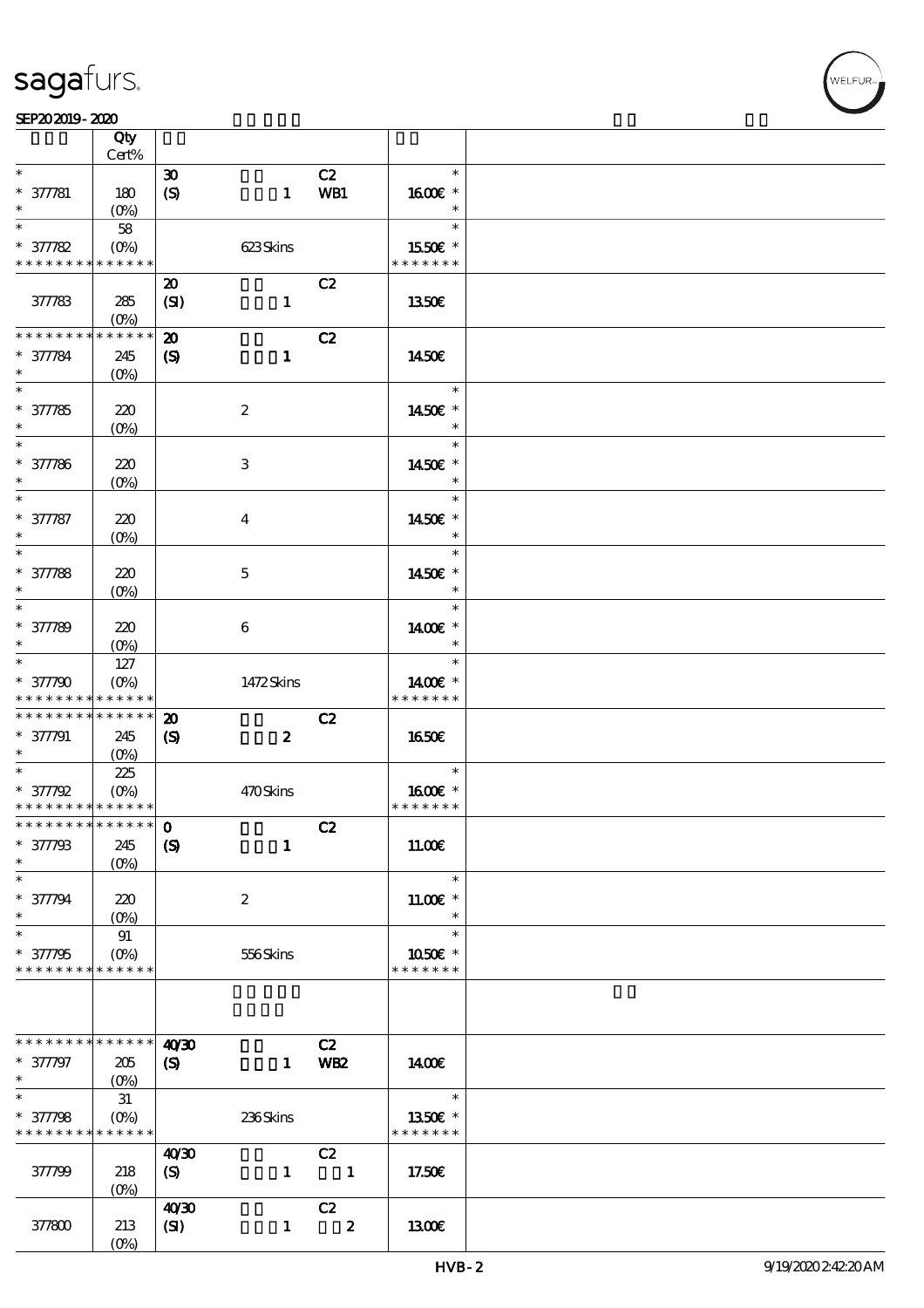| | Qty Cert% | | | | | |
|---|---|---|---|---|---|---|
| * <br> * 377781 <br> * | 180 <br> (0%) | 30 <br> (S) | 1 | C2 <br> WB1 | * <br> 16.00€ * <br> * | |
| * <br> * 377782 <br> * * * * * * * * * * * * * | 58 <br> (0%) | | 623 Skins | | * <br> 15.50€ * <br> * * * * * * * | |
| 377783 | 285 <br> (0%) | 20 <br> (SI) | 1 | C2 | 13.50€ | |
| * * * * * * * * * * * * * <br> * 377784 <br> * | 245 <br> (0%) | 20 <br> (S) | 1 | C2 | 14.50€ | |
| * <br> * 377785 <br> * | 220 <br> (0%) | | 2 | | * <br> 14.50€ * <br> * | |
| * <br> * 377786 <br> * | 220 <br> (0%) | | 3 | | * <br> 14.50€ * <br> * | |
| * <br> * 377787 <br> * | 220 <br> (0%) | | 4 | | * <br> 14.50€ * <br> * | |
| * <br> * 377788 <br> * | 220 <br> (0%) | | 5 | | * <br> 14.50€ * <br> * | |
| * <br> * 377789 <br> * | 220 <br> (0%) | | 6 | | * <br> 14.00€ * <br> * | |
| * <br> * 377790 <br> * * * * * * * * * * * * * | 127 <br> (0%) | | 1472 Skins | | * <br> 14.00€ * <br> * * * * * * * | |
| * * * * * * * * * * * * * <br> * 377791 <br> * | 245 <br> (0%) | 20 <br> (S) | 2 | C2 | 16.50€ | |
| * <br> * 377792 <br> * * * * * * * * * * * * * | 225 <br> (0%) | | 470 Skins | | * <br> 16.00€ * <br> * * * * * * * | |
| * * * * * * * * * * * * * <br> * 377793 <br> * | 245 <br> (0%) | 0 <br> (S) | 1 | C2 | 11.00€ | |
| * <br> * 377794 <br> * | 220 <br> (0%) | | 2 | | * <br> 11.00€ * <br> * | |
| * <br> * 377795 <br> * * * * * * * * * * * * * | 91 <br> (0%) | | 556 Skins | | * <br> 10.50€ * <br> * * * * * * * | |
| | | | | | | |
| * * * * * * * * * * * * * <br> * 377797 <br> * | 205 <br> (0%) | 40/30 <br> (S) | 1 | C2 <br> WB2 | 14.00€ | |
| * <br> * 377798 <br> * * * * * * * * * * * * * | 31 <br> (0%) | | 236 Skins | | * <br> 13.50€ * <br> * * * * * * * | |
| 377799 | 218 <br> (0%) | 40/30 <br> (S) | 1 | C2 <br> 1 | 17.50€ | |
| 377800 | 213 <br> (0%) | 40/30 <br> (SI) | 1 | C2 <br> 2 | 13.00€ | |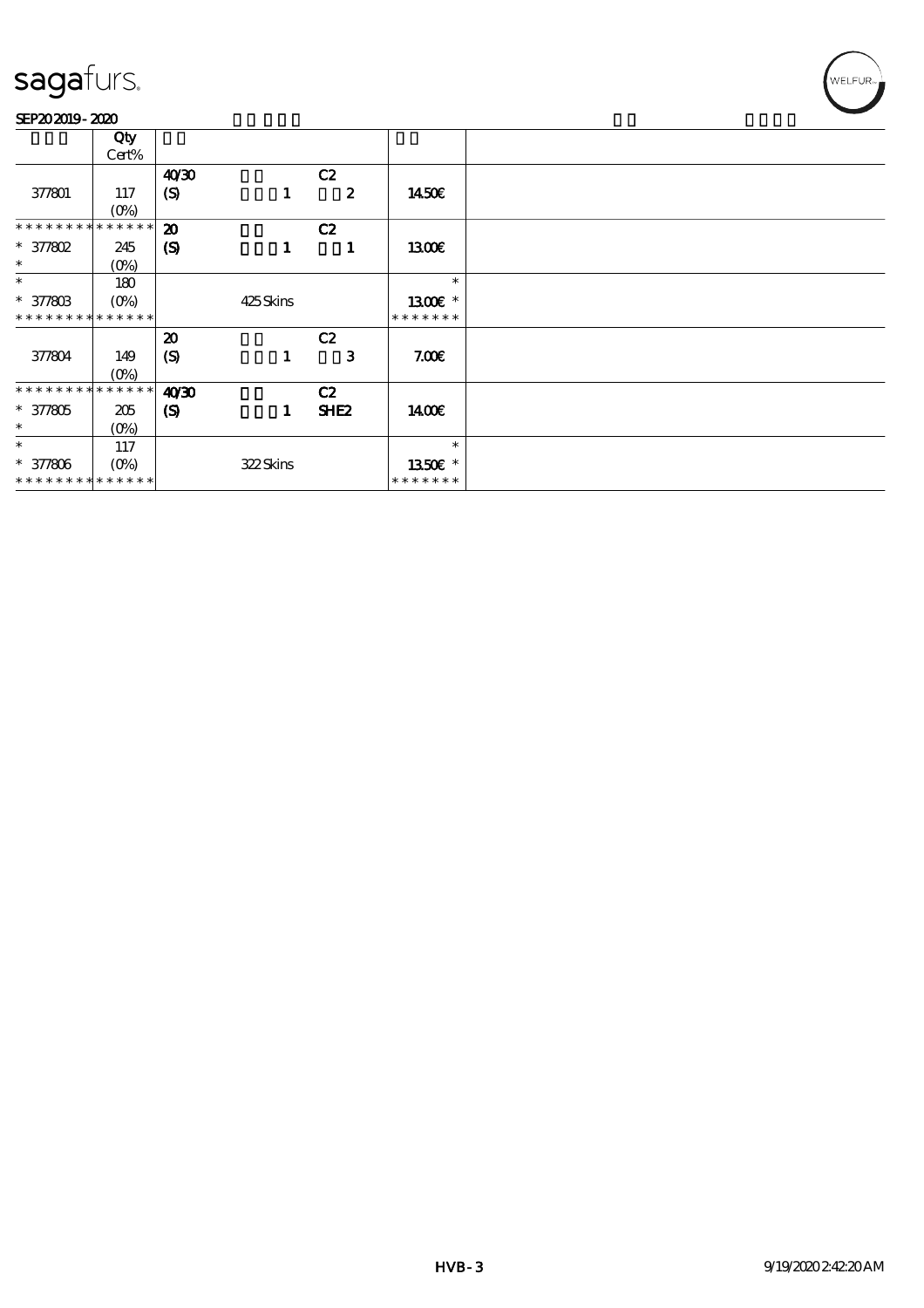| | Qty Cert% | | | | | |
|---|---|---|---|---|---|---|
| | | 40/30 | | C2 | | |
| 377801 | 117 (0%) | (S) | 1 | 2 | 14.50€ | |
| * * * * * * * * * * * * * * | | 20 | | C2 | | |
| * 377802 * | 245 (0%) | (S) | 1 | 1 | 13.00€ | |
| * | 180 | | | | * | |
| * 377803 * * * * * * * * * * * * * * | (0%) | | 425 Skins | | 13.00€ * * * * * * * * | |
| | | 20 | | C2 | | |
| 377804 | 149 (0%) | (S) | 1 | 3 | 7.00€ | |
| * * * * * * * * * * * * * * | | 40/30 | | C2 | | |
| * 377805 * | 205 (0%) | (S) | 1 | SHE2 | 14.00€ | |
| * | 117 | | | | * | |
| * 377806 * * * * * * * * * * * * * * | (0%) | | 322 Skins | | 13.50€ * * * * * * * * | |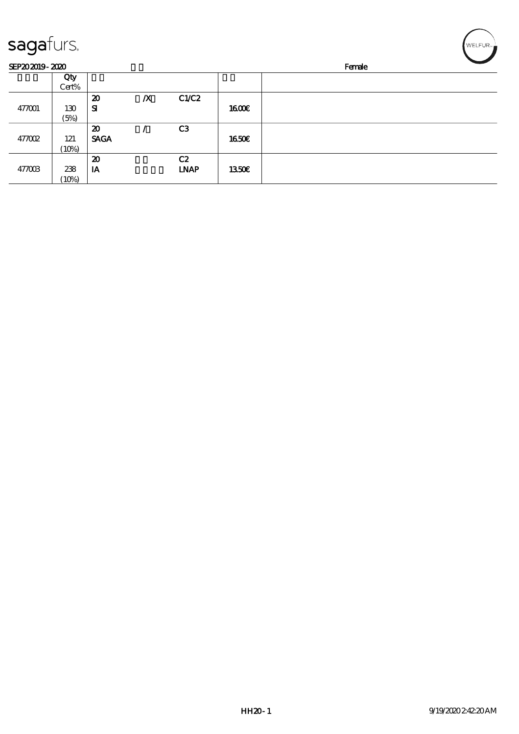sagafurs.

SEP20 2019 - 2020 Female

| | Qty Cert% | | | | | |
|---|---|---|---|---|---|---|
| 477001 | 130 (5%) | 20 SI | /X | C1/C2 | 1600€ | |
| 477002 | 121 (10%) | 20 SAGA | / | C3 | 1650€ | |
| 477003 | 238 (10%) | 20 IA | | C2 LNAP | 1350€ | |

HH20 - 1 9/19/2020 2:42:20 AM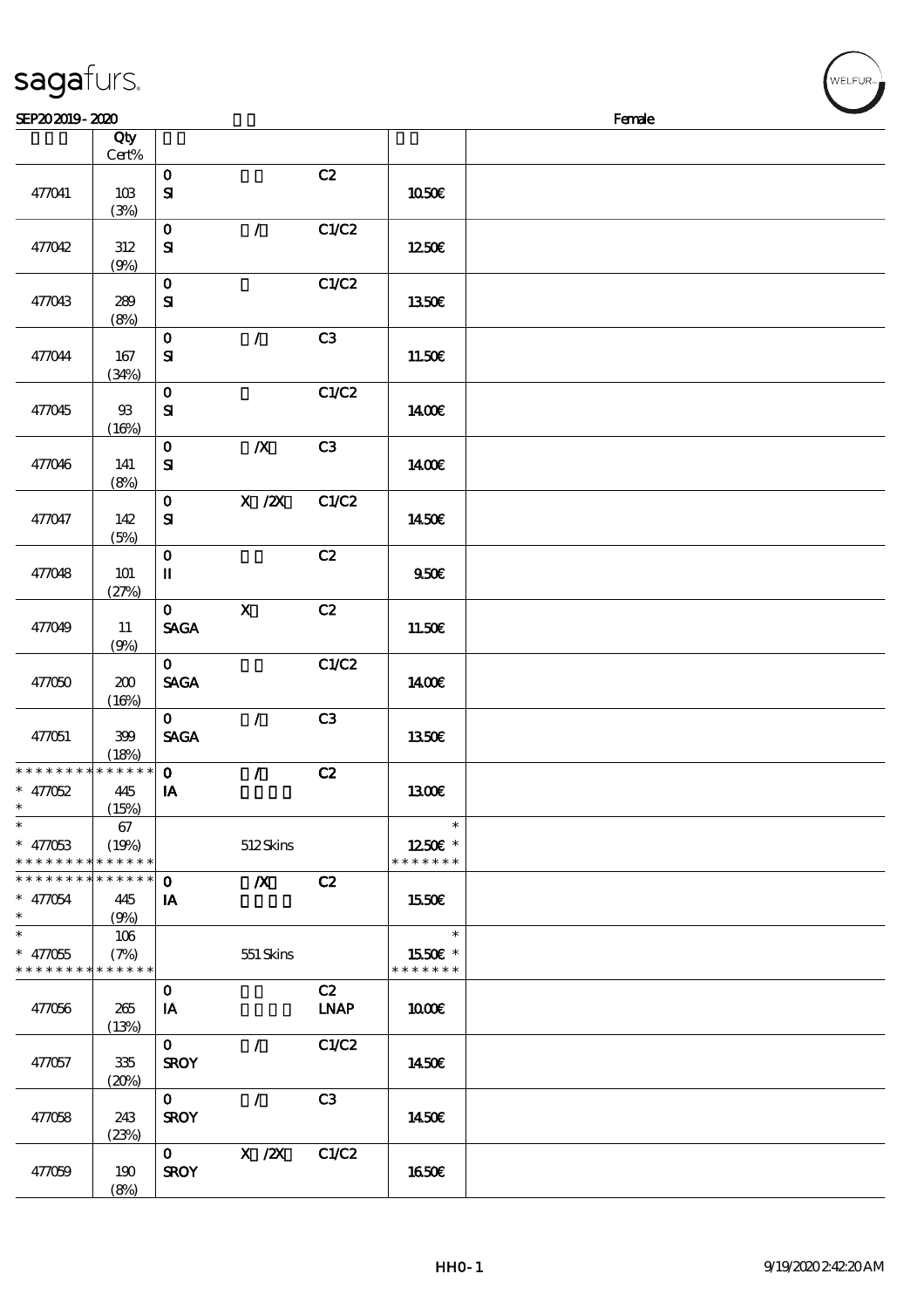sagafurs.

SEP20 2019 - 2020 Female

| | Qty Cert% | | | | | |
|---|---|---|---|---|---|---|
| 477041 | 103 (3%) | 0 SI | | C2 | 10.50€ | |
| 477042 | 312 (9%) | 0 SI | / | C1/C2 | 12.50€ | |
| 477043 | 289 (8%) | 0 SI | | C1/C2 | 13.50€ | |
| 477044 | 167 (34%) | 0 SI | / | C3 | 11.50€ | |
| 477045 | 93 (16%) | 0 SI | | C1/C2 | 14.00€ | |
| 477046 | 141 (8%) | 0 SI | /X | C3 | 14.00€ | |
| 477047 | 142 (5%) | 0 SI | X /2X | C1/C2 | 14.50€ | |
| 477048 | 101 (27%) | 0 II | | C2 | 9.50€ | |
| 477049 | 11 (9%) | 0 SAGA | X | C2 | 11.50€ | |
| 477050 | 200 (16%) | 0 SAGA | | C1/C2 | 14.00€ | |
| 477051 | 399 (18%) | 0 SAGA | / | C3 | 13.50€ | |
| * 477052 | 445 (15%) | 0 IA | / | C2 | 13.00€ | |
| * 477053 | 67 (19%) | | 512 Skins | | 12.50€ * | |
| * 477054 | 445 (9%) | 0 IA | /X | C2 | 15.50€ | |
| * 477055 | 106 (7%) | | 551 Skins | | 15.50€ * | |
| 477056 | 265 (13%) | 0 IA | | C2 LNAP | 10.00€ | |
| 477057 | 335 (20%) | 0 SROY | / | C1/C2 | 14.50€ | |
| 477058 | 243 (23%) | 0 SROY | / | C3 | 14.50€ | |
| 477059 | 190 (8%) | 0 SROY | X /2X | C1/C2 | 16.50€ | |

HHO-1 9/19/2020 2:42:20 AM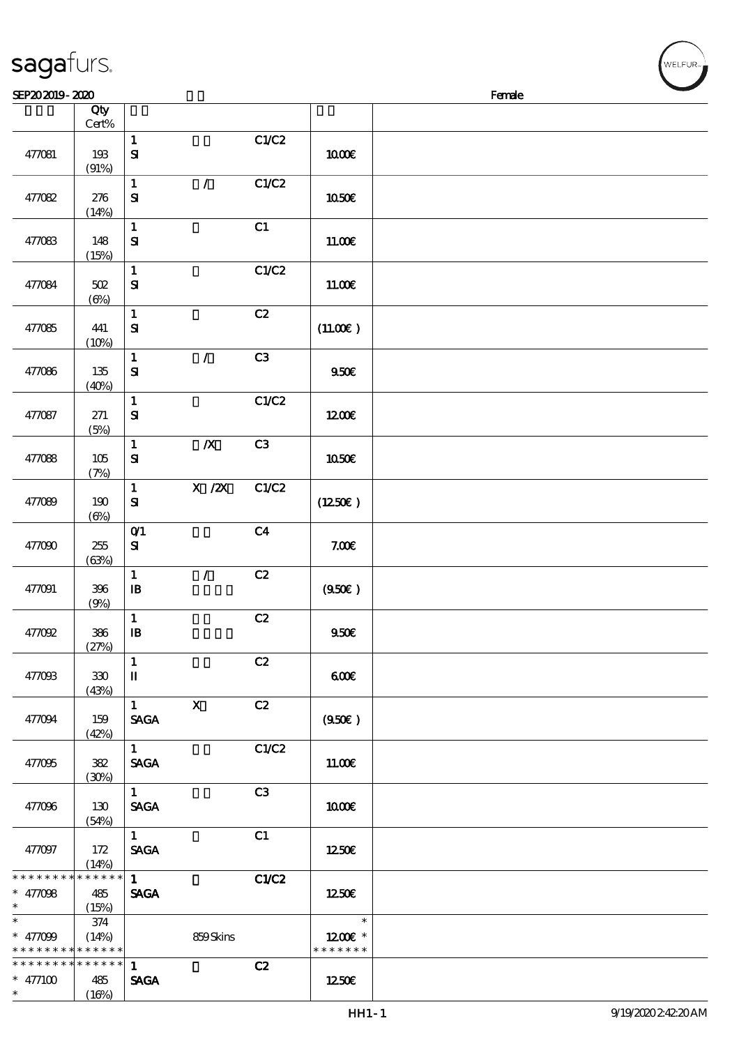sagafurs.

SEP20 2019 - 2020 Female

| | Qty Cert% | | | | | |
|---|---|---|---|---|---|---|
| 477081 | 193 (91%) | 1 SI | | C1/C2 | 10.00€ | |
| 477082 | 276 (14%) | 1 SI | / | C1/C2 | 10.50€ | |
| 477083 | 148 (15%) | 1 SI | | C1 | 11.00€ | |
| 477084 | 502 (6%) | 1 SI | | C1/C2 | 11.00€ | |
| 477085 | 441 (10%) | 1 SI | | C2 | (11.00€ ) | |
| 477086 | 135 (40%) | 1 SI | / | C3 | 9.50€ | |
| 477087 | 271 (5%) | 1 SI | | C1/C2 | 12.00€ | |
| 477088 | 105 (7%) | 1 SI | /X | C3 | 10.50€ | |
| 477089 | 190 (6%) | 1 SI | X /2X | C1/C2 | (12.50€ ) | |
| 477090 | 255 (63%) | 0/1 SI | | C4 | 7.00€ | |
| 477091 | 396 (9%) | 1 IB | / | C2 | (9.50€ ) | |
| 477092 | 386 (27%) | 1 IB | | C2 | 9.50€ | |
| 477093 | 330 (43%) | 1 II | | C2 | 6.00€ | |
| 477094 | 159 (42%) | 1 SAGA | X | C2 | (9.50€ ) | |
| 477095 | 382 (30%) | 1 SAGA | | C1/C2 | 11.00€ | |
| 477096 | 130 (54%) | 1 SAGA | | C3 | 10.00€ | |
| 477097 | 172 (14%) | 1 SAGA | | C1 | 12.50€ | |
| * * * * * * * * * * * * * * 477098 * | 485 (15%) | 1 SAGA | | C1/C2 | 12.50€ | |
| * * 477099 * * * * * * * * * * * * * | 374 (14%) | | 859 Skins | | * 12.00€ * * * * * * * * | |
| * * * * * * * * * * * * * * 477100 * | 485 (16%) | 1 SAGA | | C2 | 12.50€ | |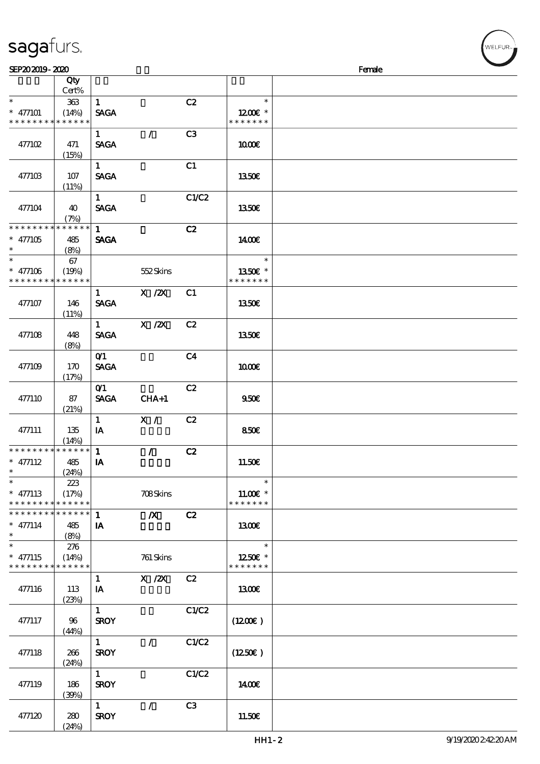sagafurs.

SEP20 2019 - 2020 Female

| | Qty Cert% | | | | | |
|---|---|---|---|---|---|---|
| * <br> * 477101 <br> * * * * * * * * * * * * * * | 363 <br> (14%) | 1 <br> SAGA | | C2 | * <br> 12.00€ * <br> * * * * * * * | |
| 477102 | 471 <br> (15%) | 1 <br> SAGA | / | C3 | 10.00€ | |
| 477103 | 107 <br> (11%) | 1 <br> SAGA | | C1 | 13.50€ | |
| 477104 | 40 <br> (7%) | 1 <br> SAGA | | C1/C2 | 13.50€ | |
| * * * * * * * * * * * * * * <br> * 477105 <br> * | 485 <br> (8%) | 1 <br> SAGA | | C2 | 14.00€ | |
| * <br> * 477106 <br> * * * * * * * * * * * * * * | 67 <br> (19%) | | 552 Skins | | * <br> 13.50€ * <br> * * * * * * * | |
| 477107 | 146 <br> (11%) | 1 <br> SAGA | X /2X | C1 | 13.50€ | |
| 477108 | 448 <br> (8%) | 1 <br> SAGA | X /2X | C2 | 13.50€ | |
| 477109 | 170 <br> (17%) | 0/1 <br> SAGA | | C4 | 10.00€ | |
| 477110 | 87 <br> (21%) | 0/1 <br> SAGA | CHA+1 | C2 | 9.50€ | |
| 477111 | 135 <br> (14%) | 1 <br> IA | X / | C2 | 8.50€ | |
| * * * * * * * * * * * * * * <br> * 477112 <br> * | 485 <br> (24%) | 1 <br> IA | / | C2 | 11.50€ | |
| * <br> * 477113 <br> * * * * * * * * * * * * * * | 223 <br> (17%) | | 708 Skins | | * <br> 11.00€ * <br> * * * * * * * | |
| * * * * * * * * * * * * * * <br> * 477114 <br> * | 485 <br> (8%) | 1 <br> IA | /X | C2 | 13.00€ | |
| * <br> * 477115 <br> * * * * * * * * * * * * * * | 276 <br> (14%) | | 761 Skins | | * <br> 12.50€ * <br> * * * * * * * | |
| 477116 | 113 <br> (23%) | 1 <br> IA | X /2X | C2 | 13.00€ | |
| 477117 | 96 <br> (44%) | 1 <br> SROY | | C1/C2 | (12.00€) | |
| 477118 | 266 <br> (24%) | 1 <br> SROY | / | C1/C2 | (12.50€) | |
| 477119 | 186 <br> (39%) | 1 <br> SROY | | C1/C2 | 14.00€ | |
| 477120 | 280 <br> (24%) | 1 <br> SROY | / | C3 | 11.50€ | |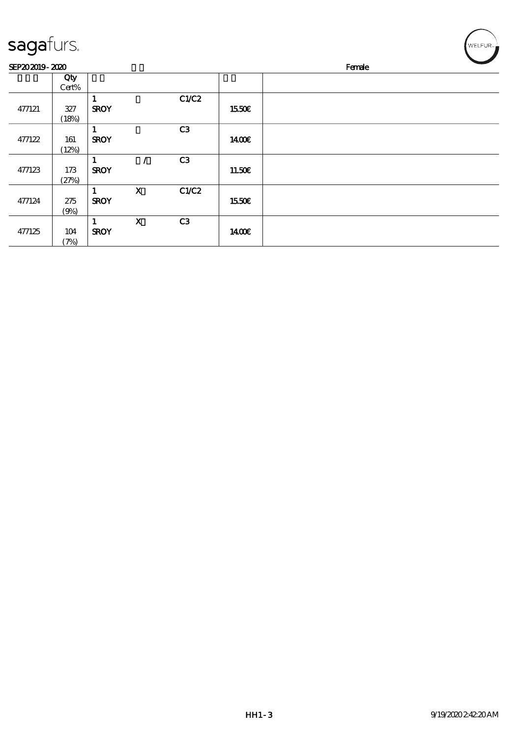sagafurs.

SEP20 2019 - 2020

Female

| | Qty Cert% | | | | | |
|---|---|---|---|---|---|---|
| 477121 | 327 (18%) | 1 SROY | | C1/C2 | 15.50€ | |
| 477122 | 161 (12%) | 1 SROY | | C3 | 14.00€ | |
| 477123 | 173 (27%) | 1 SROY | / | C3 | 11.50€ | |
| 477124 | 275 (9%) | 1 SROY | X | C1/C2 | 15.50€ | |
| 477125 | 104 (7%) | 1 SROY | X | C3 | 14.00€ | |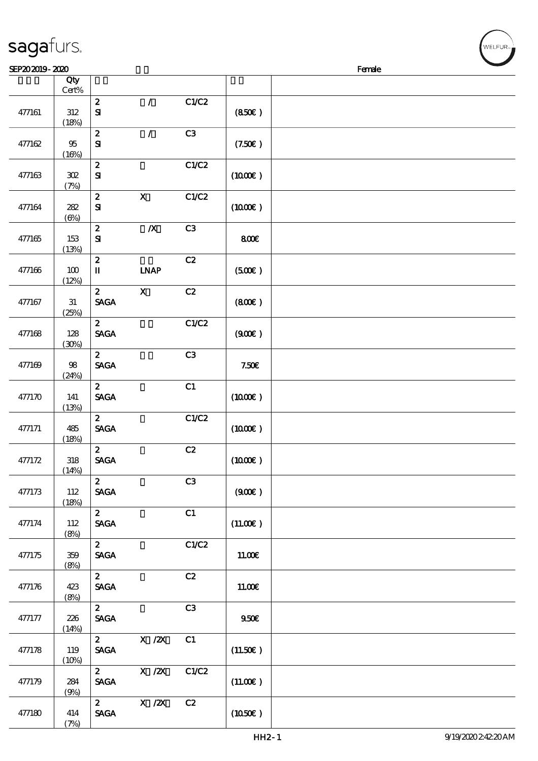sagafurs.

SEP20 2019 - 2020 Female

| | Qty Cert% | | | | | |
|---|---|---|---|---|---|---|
| 477161 | 312 (18%) | 2 SI | / | C1/C2 | (8.50€ ) | |
| 477162 | 95 (16%) | 2 SI | / | C3 | (7.50€ ) | |
| 477163 | 302 (7%) | 2 SI | | C1/C2 | (10.00€ ) | |
| 477164 | 282 (6%) | 2 SI | X | C1/C2 | (10.00€ ) | |
| 477165 | 153 (13%) | 2 SI | /X | C3 | 8.00€ | |
| 477166 | 100 (12%) | 2 II | LNAP | C2 | (5.00€ ) | |
| 477167 | 31 (25%) | 2 SAGA | X | C2 | (8.00€ ) | |
| 477168 | 128 (30%) | 2 SAGA | | C1/C2 | (9.00€ ) | |
| 477169 | 98 (24%) | 2 SAGA | | C3 | 7.50€ | |
| 477170 | 141 (13%) | 2 SAGA | | C1 | (10.00€ ) | |
| 477171 | 485 (18%) | 2 SAGA | | C1/C2 | (10.00€ ) | |
| 477172 | 318 (14%) | 2 SAGA | | C2 | (10.00€ ) | |
| 477173 | 112 (18%) | 2 SAGA | | C3 | (9.00€ ) | |
| 477174 | 112 (8%) | 2 SAGA | | C1 | (11.00€ ) | |
| 477175 | 359 (8%) | 2 SAGA | | C1/C2 | 11.00€ | |
| 477176 | 423 (8%) | 2 SAGA | | C2 | 11.00€ | |
| 477177 | 226 (14%) | 2 SAGA | | C3 | 9.50€ | |
| 477178 | 119 (10%) | 2 SAGA | X /2X | C1 | (11.50€ ) | |
| 477179 | 284 (9%) | 2 SAGA | X /2X | C1/C2 | (11.00€ ) | |
| 477180 | 414 (7%) | 2 SAGA | X /2X | C2 | (10.50€ ) | |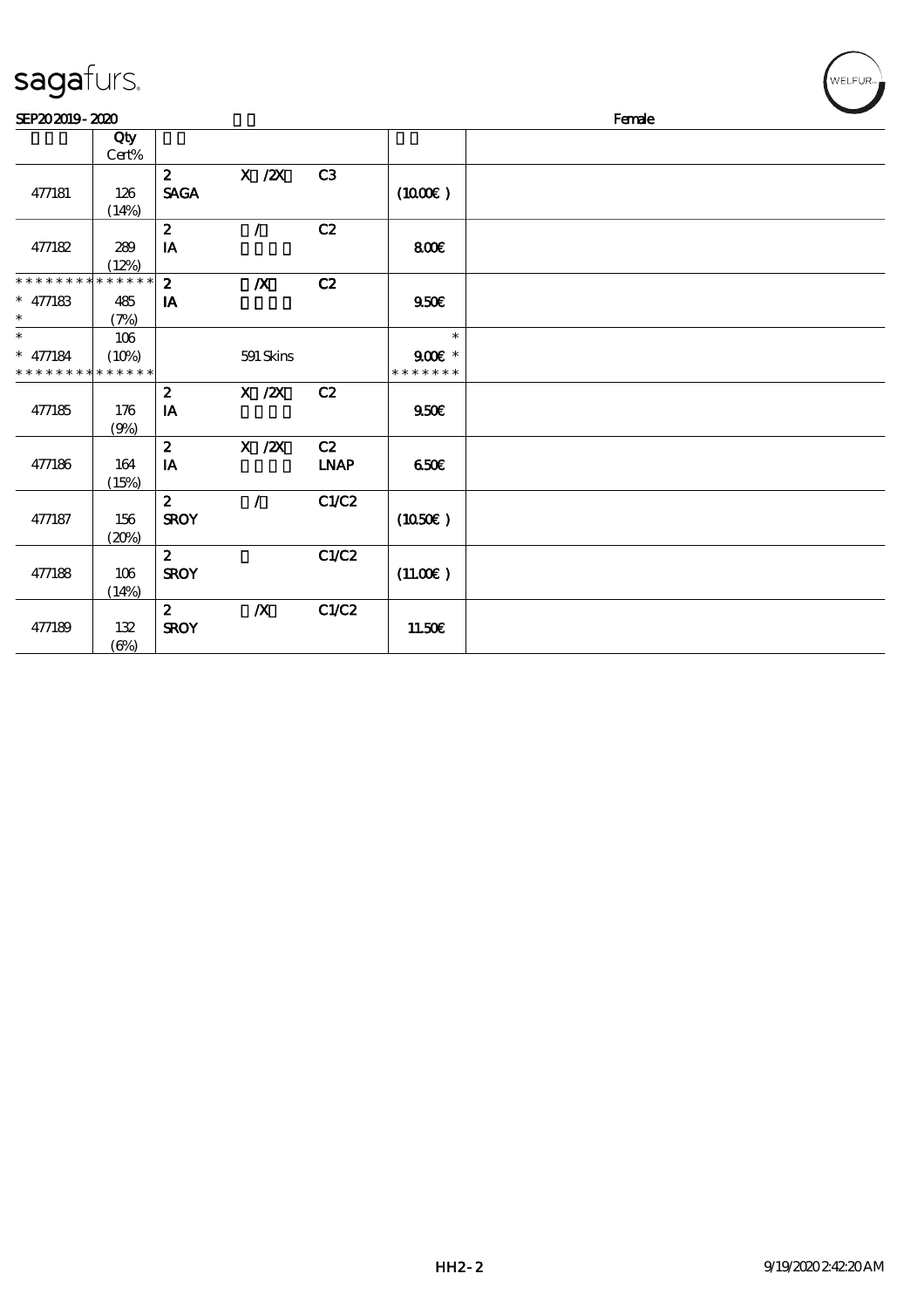SEP20 2019 - 2020 Female

| | Qty Cert% | | | | | |
|---|---|---|---|---|---|---|
| 477181 | 126 (14%) | 2 SAGA | X /2X | C3 | (10.00€ ) | |
| 477182 | 289 (12%) | 2 IA | / | C2 | 8.00€ | |
| * * * * * * * * * * * * * * * 477183 * | 485 (7%) | 2 IA | /X | C2 | 9.50€ | |
| * * 477184 * * * * * * * * * * * * * * | 106 (10%) | | 591 Skins | | * 9.00€ * * * * * * * * | |
| 477185 | 176 (9%) | 2 IA | X /2X | C2 | 9.50€ | |
| 477186 | 164 (15%) | 2 IA | X /2X | C2 LNAP | 6.50€ | |
| 477187 | 156 (20%) | 2 SROY | / | C1/C2 | (10.50€ ) | |
| 477188 | 106 (14%) | 2 SROY | | C1/C2 | (11.00€ ) | |
| 477189 | 132 (6%) | 2 SROY | /X | C1/C2 | 11.50€ | |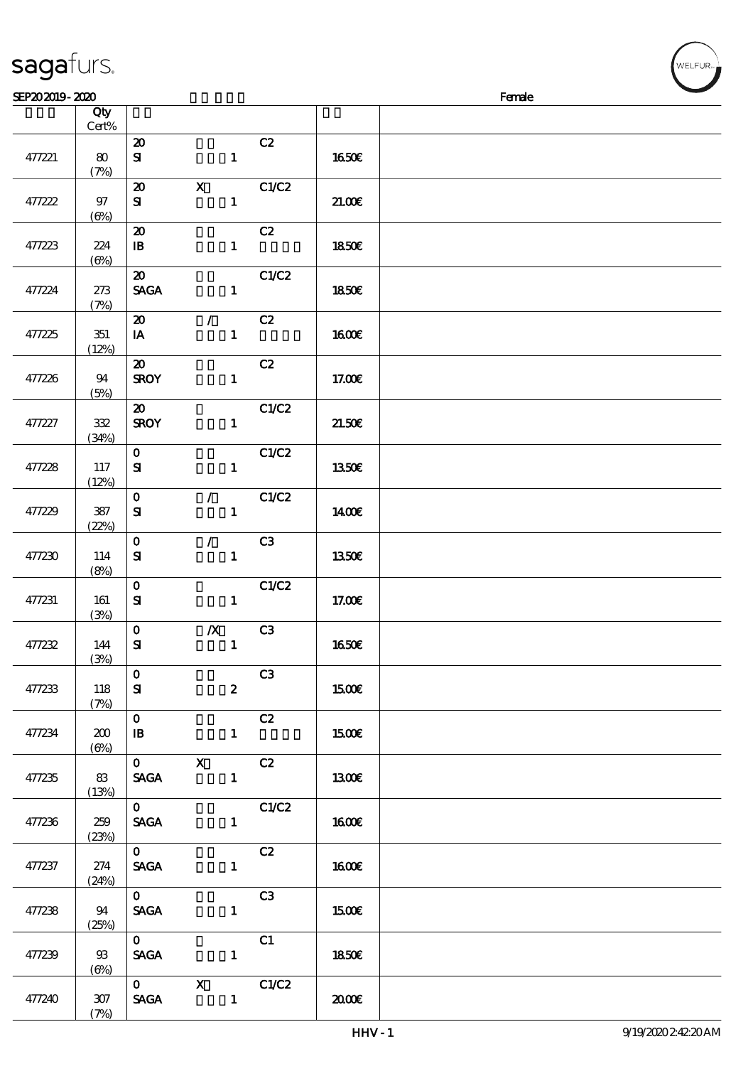sagafurs.

SEP20 2019 - 2020 Female

| | Qty Cert% | | | | | |
|---|---|---|---|---|---|---|
| 477221 | 80 (7%) | 20 SI 1 | | C2 | 16.50€ | |
| 477222 | 97 (6%) | 20 SI 1 | X | C1/C2 | 21.00€ | |
| 477223 | 224 (6%) | 20 IB 1 | | C2 | 18.50€ | |
| 477224 | 273 (7%) | 20 SAGA 1 | | C1/C2 | 18.50€ | |
| 477225 | 351 (12%) | 20 IA 1 | / | C2 | 16.00€ | |
| 477226 | 94 (5%) | 20 SROY 1 | | C2 | 17.00€ | |
| 477227 | 332 (34%) | 20 SROY 1 | | C1/C2 | 21.50€ | |
| 477228 | 117 (12%) | 0 SI 1 | | C1/C2 | 13.50€ | |
| 477229 | 387 (22%) | 0 SI 1 | / | C1/C2 | 14.00€ | |
| 477230 | 114 (8%) | 0 SI 1 | / | C3 | 13.50€ | |
| 477231 | 161 (3%) | 0 SI 1 | | C1/C2 | 17.00€ | |
| 477232 | 144 (3%) | 0 SI 1 | /X | C3 | 16.50€ | |
| 477233 | 118 (7%) | 0 SI 2 | | C3 | 15.00€ | |
| 477234 | 200 (6%) | 0 IB 1 | | C2 | 15.00€ | |
| 477235 | 83 (13%) | 0 SAGA 1 | X | C2 | 13.00€ | |
| 477236 | 259 (23%) | 0 SAGA 1 | | C1/C2 | 16.00€ | |
| 477237 | 274 (24%) | 0 SAGA 1 | | C2 | 16.00€ | |
| 477238 | 94 (25%) | 0 SAGA 1 | | C3 | 15.00€ | |
| 477239 | 93 (6%) | 0 SAGA 1 | | C1 | 18.50€ | |
| 477240 | 307 (7%) | 0 SAGA 1 | X | C1/C2 | 20.00€ | |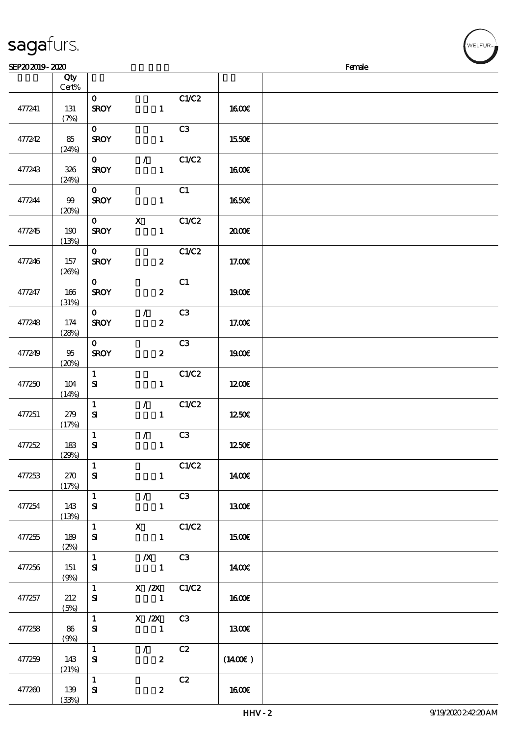sagafurs.

SEP20 2019 - 2020 Female

| | Qty Cert% | | | | | |
|---|---|---|---|---|---|---|
| 477241 | 131 (7%) | 0 SROY | 1 | C1/C2 | 16.00€ | |
| 477242 | 85 (24%) | 0 SROY | 1 | C3 | 15.50€ | |
| 477243 | 326 (24%) | 0 SROY | / 1 | C1/C2 | 16.00€ | |
| 477244 | 99 (20%) | 0 SROY | 1 | C1 | 16.50€ | |
| 477245 | 190 (13%) | 0 SROY | X 1 | C1/C2 | 20.00€ | |
| 477246 | 157 (26%) | 0 SROY | 2 | C1/C2 | 17.00€ | |
| 477247 | 166 (31%) | 0 SROY | 2 | C1 | 19.00€ | |
| 477248 | 174 (28%) | 0 SROY | / 2 | C3 | 17.00€ | |
| 477249 | 95 (20%) | 0 SROY | 2 | C3 | 19.00€ | |
| 477250 | 104 (14%) | 1 SI | 1 | C1/C2 | 12.00€ | |
| 477251 | 279 (17%) | 1 SI | / 1 | C1/C2 | 12.50€ | |
| 477252 | 183 (29%) | 1 SI | / 1 | C3 | 12.50€ | |
| 477253 | 270 (17%) | 1 SI | 1 | C1/C2 | 14.00€ | |
| 477254 | 143 (13%) | 1 SI | / 1 | C3 | 13.00€ | |
| 477255 | 189 (2%) | 1 SI | X 1 | C1/C2 | 15.00€ | |
| 477256 | 151 (9%) | 1 SI | /X 1 | C3 | 14.00€ | |
| 477257 | 212 (5%) | 1 SI | X /2X 1 | C1/C2 | 16.00€ | |
| 477258 | 86 (9%) | 1 SI | X /2X 1 | C3 | 13.00€ | |
| 477259 | 143 (21%) | 1 SI | / 2 | C2 | (14.00€ ) | |
| 477260 | 139 (33%) | 1 SI | 2 | C2 | 16.00€ | |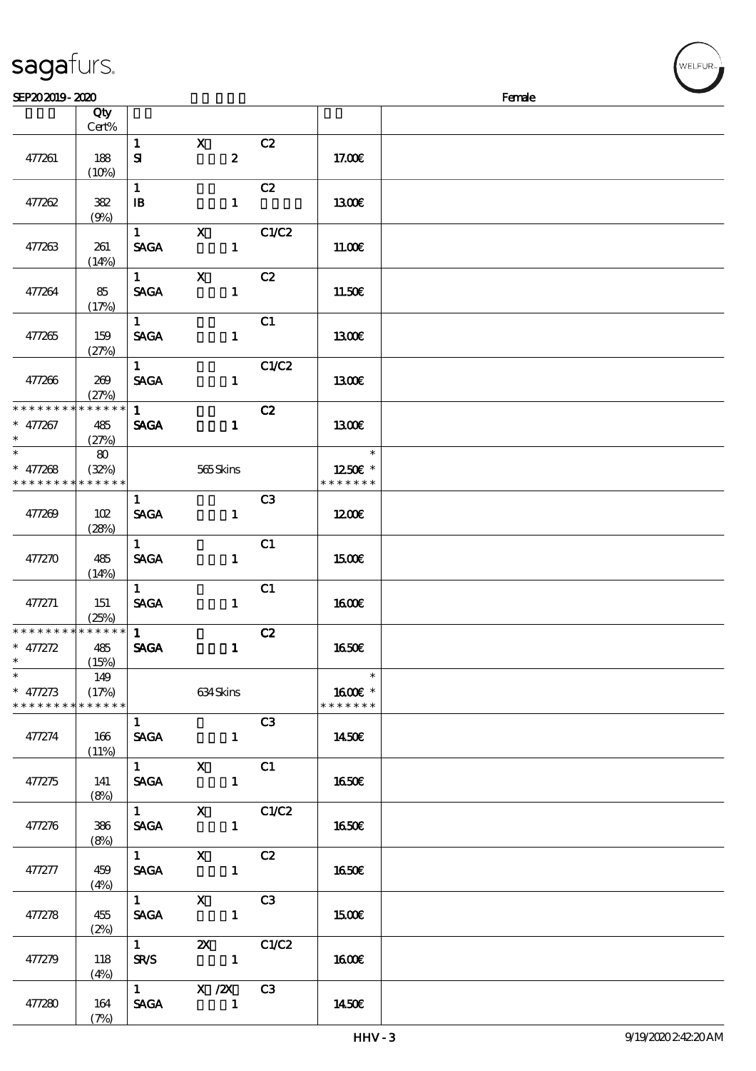sagafurs.

SEP20 2019 - 2020 Female

| | Qty Cert% | | | | | |
|---|---|---|---|---|---|---|
| 477261 | 188 (10%) | 1 SI | X 2 | C2 | 17.00€ | |
| 477262 | 382 (9%) | 1 IB | 1 | C2 | 13.00€ | |
| 477263 | 261 (14%) | 1 SAGA | X 1 | C1/C2 | 11.00€ | |
| 477264 | 85 (17%) | 1 SAGA | X 1 | C2 | 11.50€ | |
| 477265 | 159 (27%) | 1 SAGA | 1 | C1 | 13.00€ | |
| 477266 | 269 (27%) | 1 SAGA | 1 | C1/C2 | 13.00€ | |
| * * * * * * * * * * * * * * * 477267 * | 485 (27%) | 1 SAGA | 1 | C2 | 13.00€ | |
| * * 477268 * * * * * * * * * * * * * * | 80 (32%) | | 565 Skins | | * 12.50€ * * * * * * * * | |
| 477269 | 102 (28%) | 1 SAGA | 1 | C3 | 12.00€ | |
| 477270 | 485 (14%) | 1 SAGA | 1 | C1 | 15.00€ | |
| 477271 | 151 (25%) | 1 SAGA | 1 | C1 | 16.00€ | |
| * * * * * * * * * * * * * * * 477272 * | 485 (15%) | 1 SAGA | 1 | C2 | 16.50€ | |
| * * 477273 * * * * * * * * * * * * * * | 149 (17%) | | 634 Skins | | * 16.00€ * * * * * * * * | |
| 477274 | 166 (11%) | 1 SAGA | 1 | C3 | 14.50€ | |
| 477275 | 141 (8%) | 1 SAGA | X 1 | C1 | 16.50€ | |
| 477276 | 386 (8%) | 1 SAGA | X 1 | C1/C2 | 16.50€ | |
| 477277 | 459 (4%) | 1 SAGA | X 1 | C2 | 16.50€ | |
| 477278 | 455 (2%) | 1 SAGA | X 1 | C3 | 15.00€ | |
| 477279 | 118 (4%) | 1 SR/S | 2X 1 | C1/C2 | 16.00€ | |
| 477280 | 164 (7%) | 1 SAGA | X /2X 1 | C3 | 14.50€ | |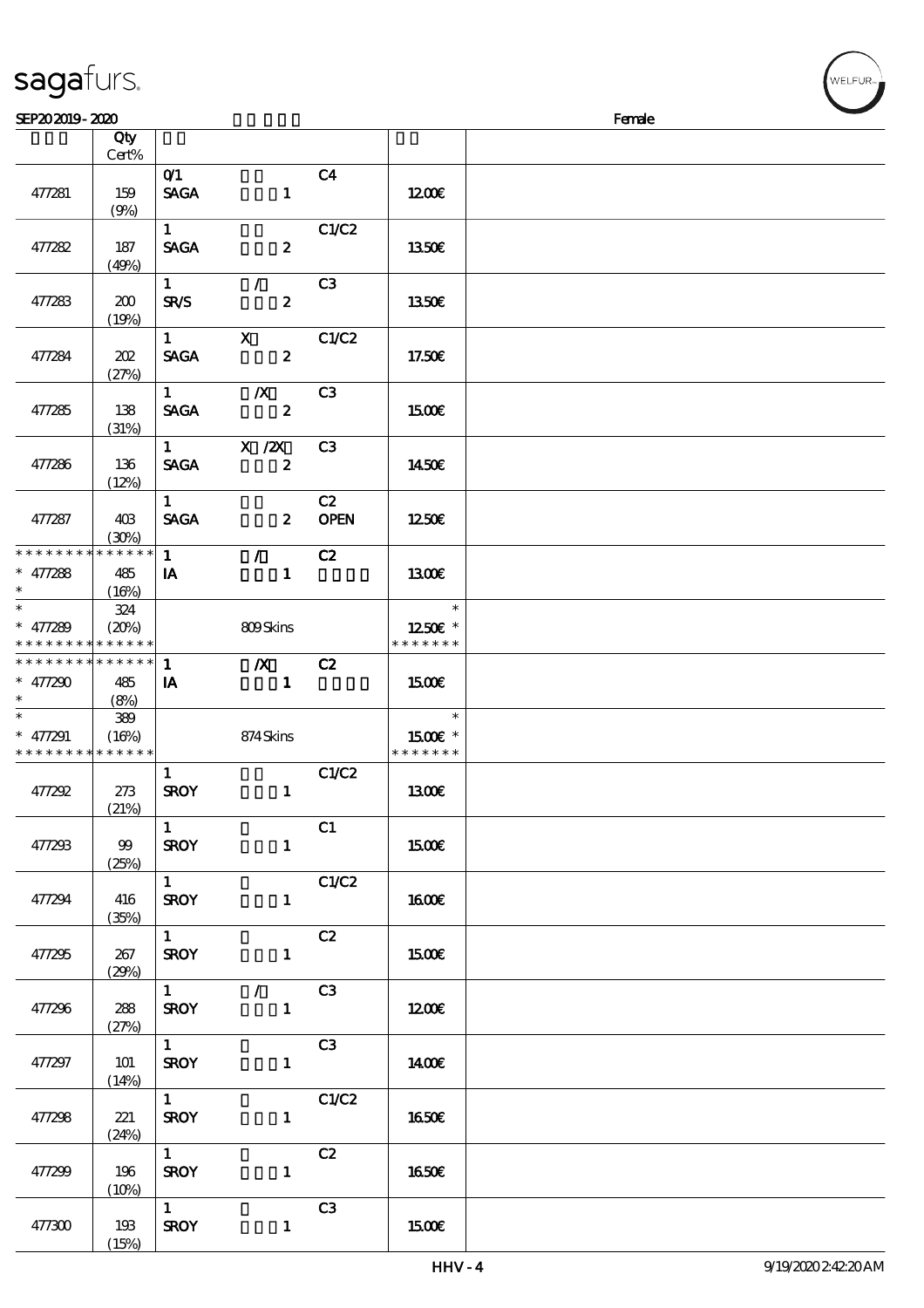sagafurs.

SEP202019 - 2020 Female

| | Qty Cert% | | | | | |
|---|---|---|---|---|---|---|
| 477281 | 159 (9%) | 0/1 SAGA | 1 | C4 | 12.00€ | |
| 477282 | 187 (49%) | 1 SAGA | 2 | C1/C2 | 13.50€ | |
| 477283 | 200 (19%) | 1 SR/S | / 2 | C3 | 13.50€ | |
| 477284 | 202 (27%) | 1 SAGA | X 2 | C1/C2 | 17.50€ | |
| 477285 | 138 (31%) | 1 SAGA | /X 2 | C3 | 15.00€ | |
| 477286 | 136 (12%) | 1 SAGA | X /2X 2 | C3 | 14.50€ | |
| 477287 | 403 (30%) | 1 SAGA | 2 | C2 OPEN | 12.50€ | |
| * * * * * * * * * * * * * * * 477288 * | 485 (16%) | 1 IA | / 1 | C2 | 13.00€ | |
| * * 477289 * * * * * * * * * * * * * | 324 (20%) | | 809 Skins | | * 12.50€ * * * * * * * * | |
| * * * * * * * * * * * * * * * 477290 * | 485 (8%) | 1 IA | /X 1 | C2 | 15.00€ | |
| * * 477291 * * * * * * * * * * * * * | 389 (16%) | | 874 Skins | | * 15.00€ * * * * * * * * | |
| 477292 | 273 (21%) | 1 SROY | 1 | C1/C2 | 13.00€ | |
| 477293 | 99 (25%) | 1 SROY | 1 | C1 | 15.00€ | |
| 477294 | 416 (35%) | 1 SROY | 1 | C1/C2 | 16.00€ | |
| 477295 | 267 (29%) | 1 SROY | 1 | C2 | 15.00€ | |
| 477296 | 288 (27%) | 1 SROY | / 1 | C3 | 12.00€ | |
| 477297 | 101 (14%) | 1 SROY | 1 | C3 | 14.00€ | |
| 477298 | 221 (24%) | 1 SROY | 1 | C1/C2 | 16.50€ | |
| 477299 | 196 (10%) | 1 SROY | 1 | C2 | 16.50€ | |
| 477300 | 193 (15%) | 1 SROY | 1 | C3 | 15.00€ | |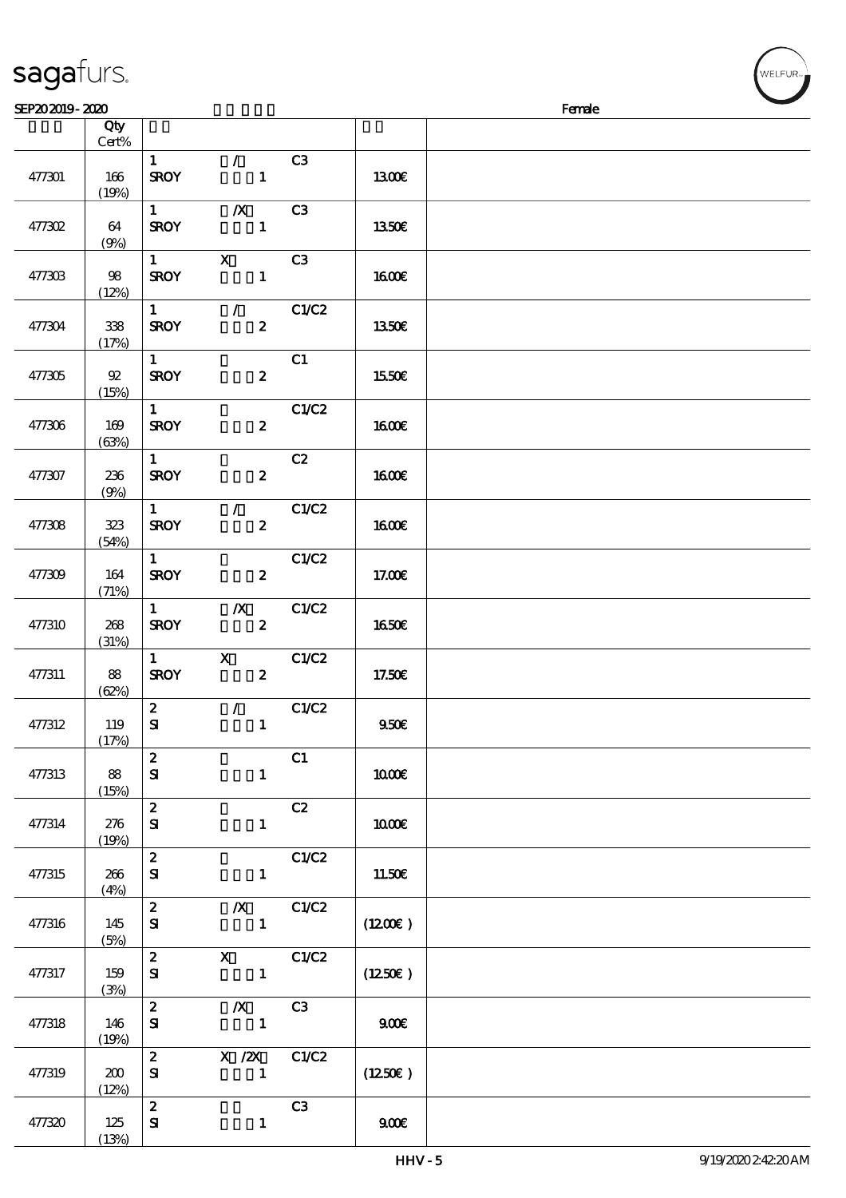SEP20 2019 - 2020 Female

| | Qty Cert% | | |
|---|---|---|---|
| 477301 | 166 (19%) | 1 / C3 SROY 1 | 13.00€ |
| 477302 | 64 (9%) | 1 /X C3 SROY 1 | 13.50€ |
| 477303 | 98 (12%) | 1 X C3 SROY 1 | 16.00€ |
| 477304 | 338 (17%) | 1 / C1/C2 SROY 2 | 13.50€ |
| 477305 | 92 (15%) | 1 C1 SROY 2 | 15.50€ |
| 477306 | 169 (63%) | 1 C1/C2 SROY 2 | 16.00€ |
| 477307 | 236 (9%) | 1 C2 SROY 2 | 16.00€ |
| 477308 | 323 (54%) | 1 / C1/C2 SROY 2 | 16.00€ |
| 477309 | 164 (71%) | 1 C1/C2 SROY 2 | 17.00€ |
| 477310 | 268 (31%) | 1 /X C1/C2 SROY 2 | 16.50€ |
| 477311 | 88 (62%) | 1 X C1/C2 SROY 2 | 17.50€ |
| 477312 | 119 (17%) | 2 / C1/C2 SI 1 | 9.50€ |
| 477313 | 88 (15%) | 2 C1 SI 1 | 10.00€ |
| 477314 | 276 (19%) | 2 C2 SI 1 | 10.00€ |
| 477315 | 266 (4%) | 2 C1/C2 SI 1 | 11.50€ |
| 477316 | 145 (5%) | 2 /X C1/C2 SI 1 | (12.00€ ) |
| 477317 | 159 (3%) | 2 X C1/C2 SI 1 | (12.50€ ) |
| 477318 | 146 (19%) | 2 /X C3 SI 1 | 9.00€ |
| 477319 | 200 (12%) | 2 X /2X C1/C2 SI 1 | (12.50€ ) |
| 477320 | 125 (13%) | 2 C3 SI 1 | 9.00€ |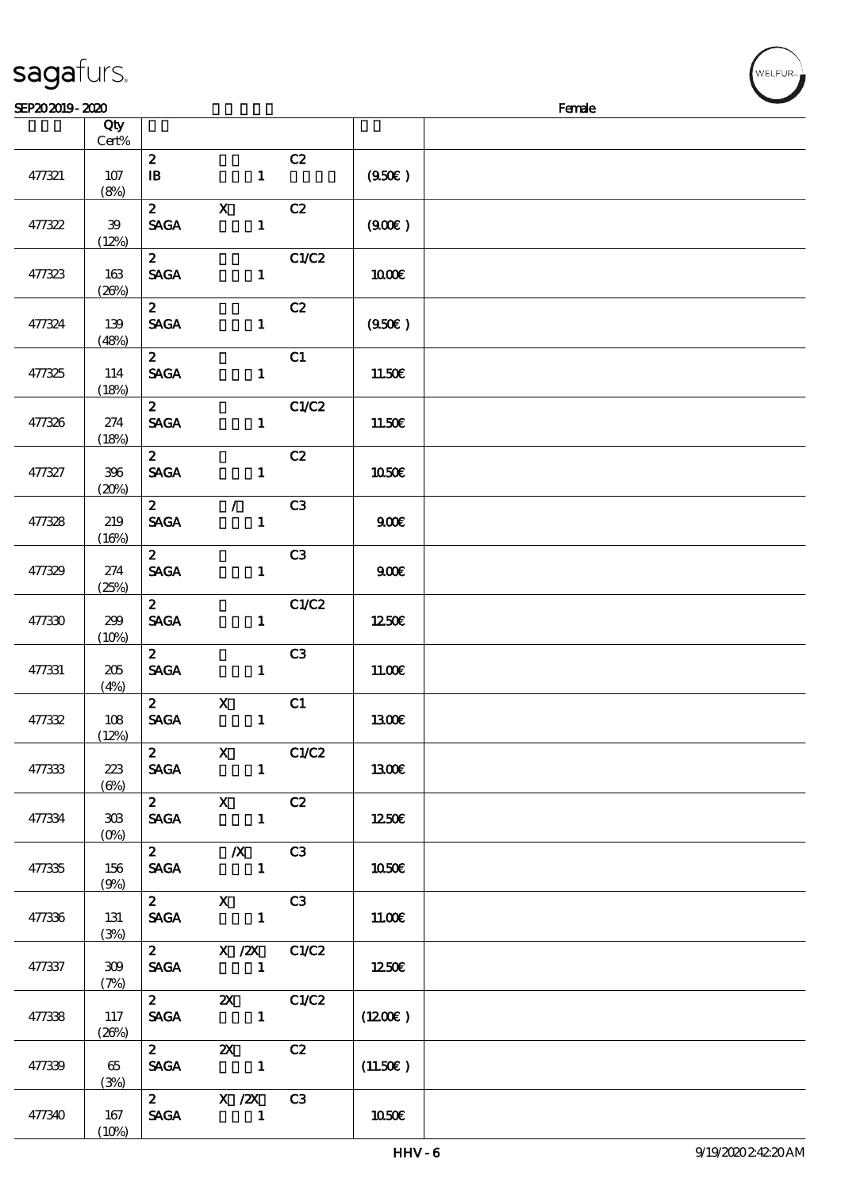sagafurs.

SEP20 2019 - 2020 Female

| | Qty Cert% | | | | | |
|---|---|---|---|---|---|---|
| 477321 | 107 (8%) | 2 IB | 1 | C2 | (9.50€ ) | |
| 477322 | 39 (12%) | 2 SAGA | X 1 | C2 | (9.00€ ) | |
| 477323 | 163 (26%) | 2 SAGA | 1 | C1/C2 | 10.00€ | |
| 477324 | 139 (48%) | 2 SAGA | 1 | C2 | (9.50€ ) | |
| 477325 | 114 (18%) | 2 SAGA | 1 | C1 | 11.50€ | |
| 477326 | 274 (18%) | 2 SAGA | 1 | C1/C2 | 11.50€ | |
| 477327 | 396 (20%) | 2 SAGA | 1 | C2 | 10.50€ | |
| 477328 | 219 (16%) | 2 SAGA | / 1 | C3 | 9.00€ | |
| 477329 | 274 (25%) | 2 SAGA | 1 | C3 | 9.00€ | |
| 477330 | 299 (10%) | 2 SAGA | 1 | C1/C2 | 12.50€ | |
| 477331 | 205 (4%) | 2 SAGA | 1 | C3 | 11.00€ | |
| 477332 | 108 (12%) | 2 SAGA | X 1 | C1 | 13.00€ | |
| 477333 | 223 (6%) | 2 SAGA | X 1 | C1/C2 | 13.00€ | |
| 477334 | 303 (0%) | 2 SAGA | X 1 | C2 | 12.50€ | |
| 477335 | 156 (9%) | 2 SAGA | /X 1 | C3 | 10.50€ | |
| 477336 | 131 (3%) | 2 SAGA | X 1 | C3 | 11.00€ | |
| 477337 | 309 (7%) | 2 SAGA | X /2X 1 | C1/C2 | 12.50€ | |
| 477338 | 117 (26%) | 2 SAGA | 2X 1 | C1/C2 | (12.00€ ) | |
| 477339 | 65 (3%) | 2 SAGA | 2X 1 | C2 | (11.50€ ) | |
| 477340 | 167 (10%) | 2 SAGA | X /2X 1 | C3 | 10.50€ | |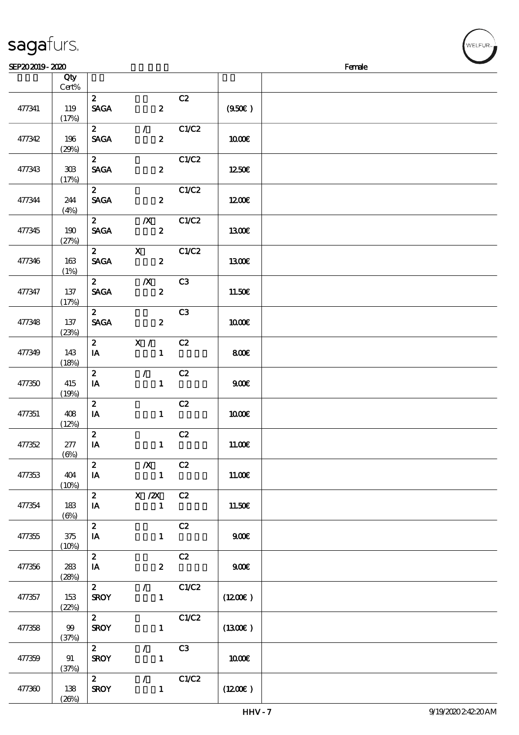SEP20 2019 - 2020 — Female

| | Qty Cert% | | | | | |
|---|---|---|---|---|---|---|
| 477341 | 119 (17%) | 2 SAGA | 2 | C2 | (9.50€) | |
| 477342 | 196 (29%) | 2 SAGA | / 2 | C1/C2 | 10.00€ | |
| 477343 | 303 (17%) | 2 SAGA | 2 | C1/C2 | 12.50€ | |
| 477344 | 244 (4%) | 2 SAGA | 2 | C1/C2 | 12.00€ | |
| 477345 | 190 (27%) | 2 SAGA | /X 2 | C1/C2 | 13.00€ | |
| 477346 | 163 (1%) | 2 SAGA | X 2 | C1/C2 | 13.00€ | |
| 477347 | 137 (17%) | 2 SAGA | /X 2 | C3 | 11.50€ | |
| 477348 | 137 (23%) | 2 SAGA | 2 | C3 | 10.00€ | |
| 477349 | 143 (18%) | 2 IA | X / 1 | C2 | 8.00€ | |
| 477350 | 415 (19%) | 2 IA | / 1 | C2 | 9.00€ | |
| 477351 | 408 (12%) | 2 IA | 1 | C2 | 10.00€ | |
| 477352 | 277 (6%) | 2 IA | 1 | C2 | 11.00€ | |
| 477353 | 404 (10%) | 2 IA | /X 1 | C2 | 11.00€ | |
| 477354 | 183 (6%) | 2 IA | X /2X 1 | C2 | 11.50€ | |
| 477355 | 375 (10%) | 2 IA | 1 | C2 | 9.00€ | |
| 477356 | 283 (28%) | 2 IA | 2 | C2 | 9.00€ | |
| 477357 | 153 (22%) | 2 SROY | / 1 | C1/C2 | (12.00€) | |
| 477358 | 99 (37%) | 2 SROY | 1 | C1/C2 | (13.00€) | |
| 477359 | 91 (37%) | 2 SROY | / 1 | C3 | 10.00€ | |
| 477360 | 138 (26%) | 2 SROY | / 1 | C1/C2 | (12.00€) | |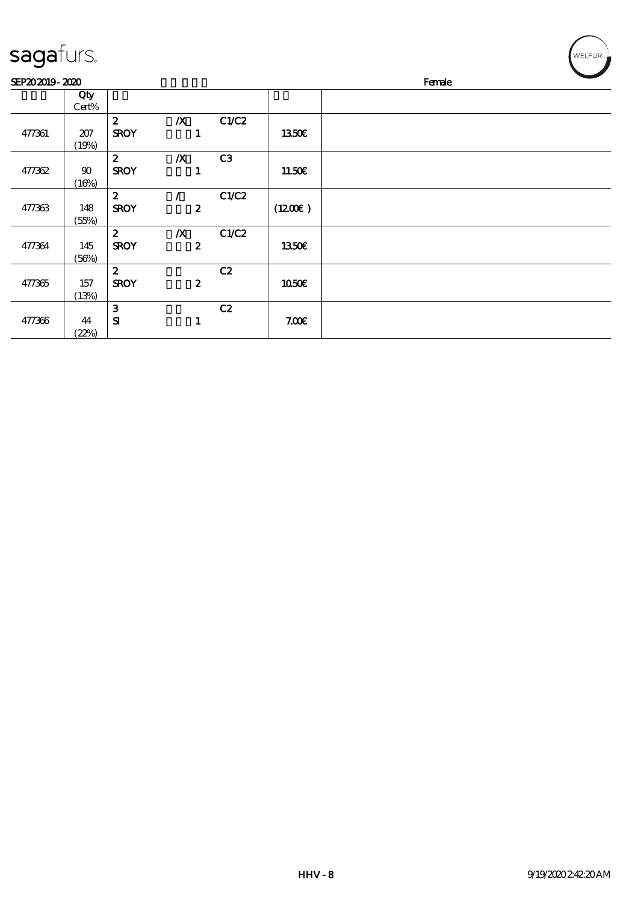sagafurs.

SEP20 2019 - 2020 Female

| | Qty Cert% | | | | | |
|---|---|---|---|---|---|---|
| 477361 | 207 (19%) | 2 SROY | /X 1 | C1/C2 | 13.50€ | |
| 477362 | 90 (16%) | 2 SROY | /X 1 | C3 | 11.50€ | |
| 477363 | 148 (55%) | 2 SROY | / 2 | C1/C2 | (12.00€ ) | |
| 477364 | 145 (56%) | 2 SROY | /X 2 | C1/C2 | 13.50€ | |
| 477365 | 157 (13%) | 2 SROY | 2 | C2 | 10.50€ | |
| 477366 | 44 (22%) | 3 SI | 1 | C2 | 7.00€ | |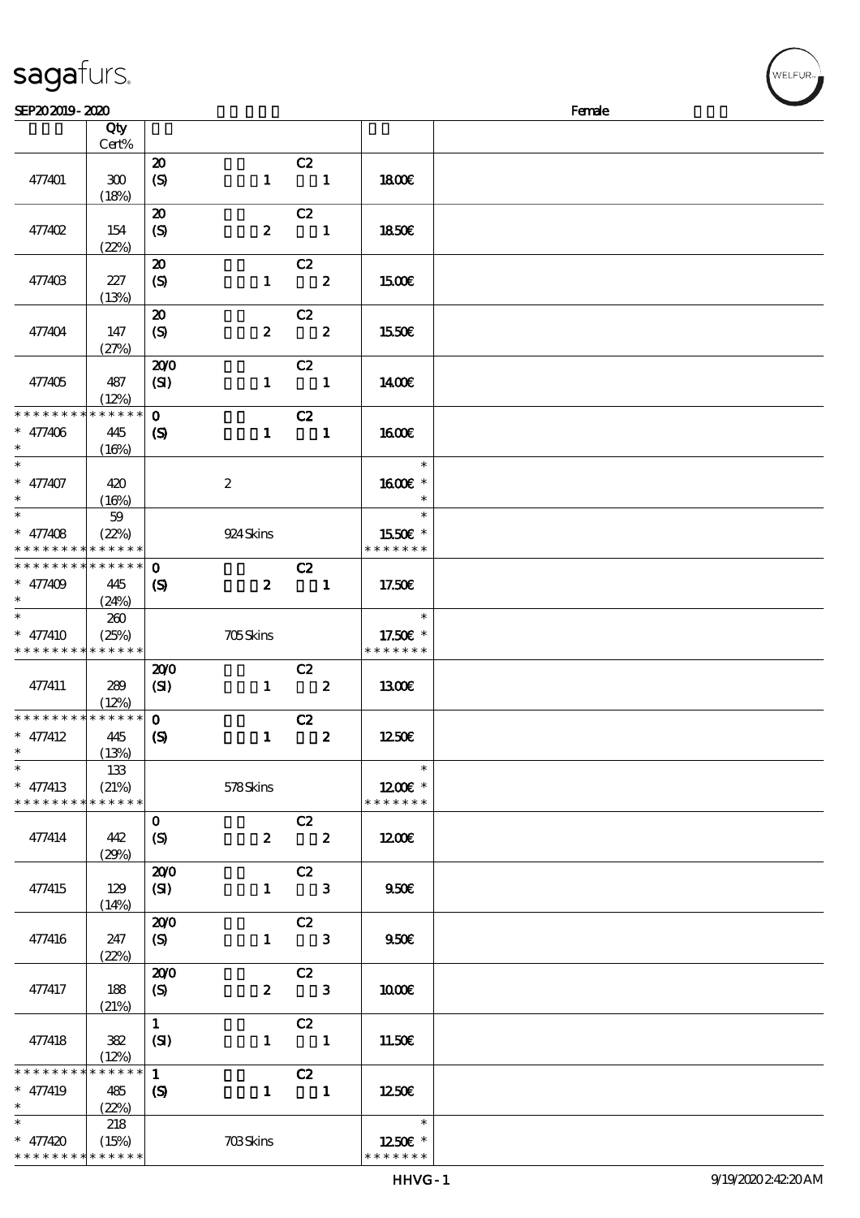sagafurs.

SEP20 2019 - 2020 Female

| | Qty Cert% | | |
|---|---|---|---|
| 477401 | 300 (18%) | 20 C2 (S) 1 1 | 18.00€ |
| 477402 | 154 (22%) | 20 C2 (S) 2 1 | 18.50€ |
| 477403 | 227 (13%) | 20 C2 (S) 1 2 | 15.00€ |
| 477404 | 147 (27%) | 20 C2 (S) 2 2 | 15.50€ |
| 477405 | 487 (12%) | 20/0 C2 (SI) 1 1 | 14.00€ |
| * * * * * * * * * * * * * * * 477406 * | 445 (16%) | 0 C2 (S) 1 1 | 16.00€ |
| * * 477407 * | 420 (16%) | 2 | 16.00€ * * * |
| * * 477408 * * * * * * * * * * * * * * | 59 (22%) | 924 Skins | * 15.50€ * * * * * * * * |
| * * * * * * * * * * * * * * * 477409 * | 445 (24%) | 0 C2 (S) 2 1 | 17.50€ |
| * * 477410 * * * * * * * * * * * * * * | 260 (25%) | 705 Skins | * 17.50€ * * * * * * * * |
| 477411 | 289 (12%) | 20/0 C2 (SI) 1 2 | 13.00€ |
| * * * * * * * * * * * * * * * 477412 * | 445 (13%) | 0 C2 (S) 1 2 | 12.50€ |
| * * 477413 * * * * * * * * * * * * * * | 133 (21%) | 578 Skins | * 12.00€ * * * * * * * * |
| 477414 | 442 (29%) | 0 C2 (S) 2 2 | 12.00€ |
| 477415 | 129 (14%) | 20/0 C2 (SI) 1 3 | 9.50€ |
| 477416 | 247 (22%) | 20/0 C2 (S) 1 3 | 9.50€ |
| 477417 | 188 (21%) | 20/0 C2 (S) 2 3 | 10.00€ |
| 477418 | 382 (12%) | 1 C2 (SI) 1 1 | 11.50€ |
| * * * * * * * * * * * * * * * 477419 * | 485 (22%) | 1 C2 (S) 1 1 | 12.50€ |
| * * 477420 * * * * * * * * * * * * * * | 218 (15%) | 703 Skins | * 12.50€ * * * * * * * * |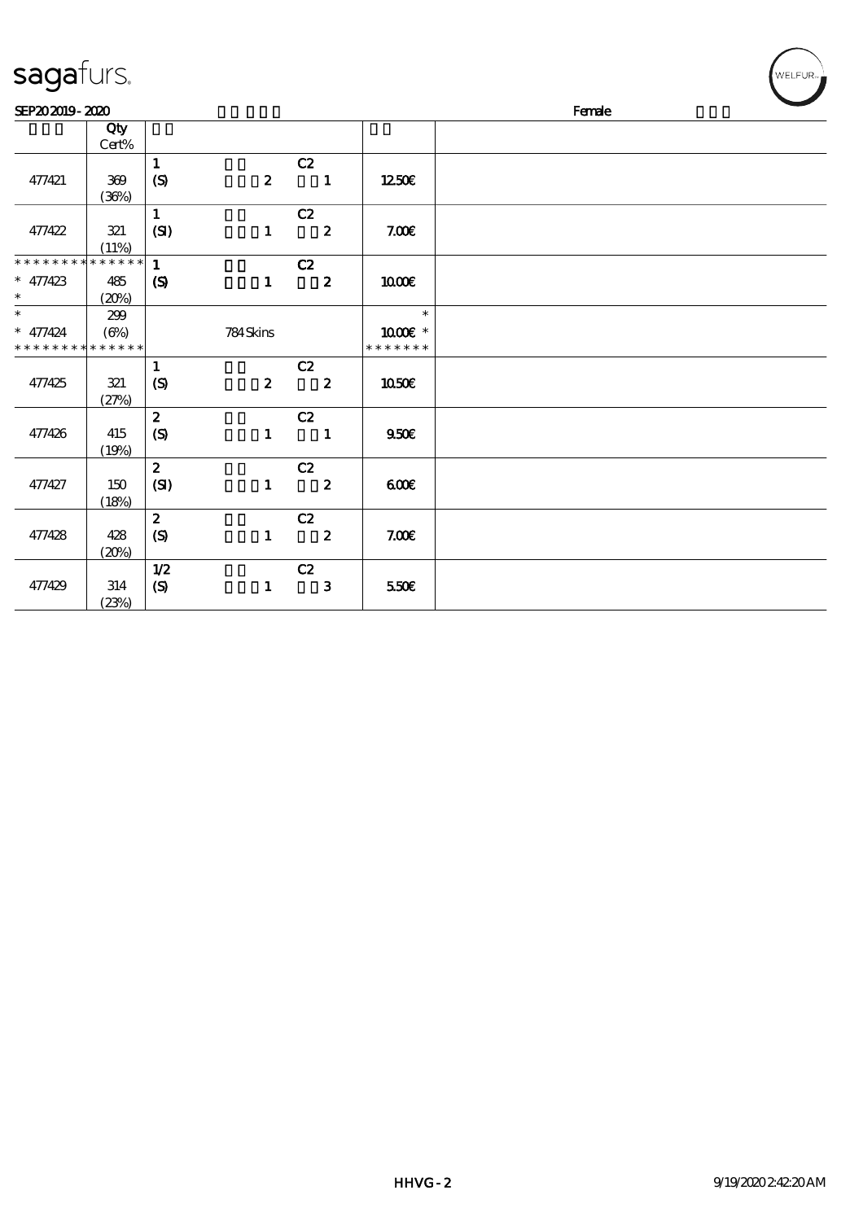sagafurs.

SEP20 2019 - 2020 　　Female

| | Qty Cert% | | | | |
|---|---|---|---|---|---|
| 477421 | 369 (36%) | 1 (S) 2 | C2 1 | 12.50€ | |
| 477422 | 321 (11%) | 1 (SI) 1 | C2 2 | 7.00€ | |
| * * * * * * * * * * * * * * 477423 * | 485 (20%) | 1 (S) 1 | C2 2 | 10.00€ | |
| * * 477424 * * * * * * * * * * * * * | 299 (6%) | 784 Skins | | * 10.00€ * * * * * * * * | |
| 477425 | 321 (27%) | 1 (S) 2 | C2 2 | 10.50€ | |
| 477426 | 415 (19%) | 2 (S) 1 | C2 1 | 9.50€ | |
| 477427 | 150 (18%) | 2 (SI) 1 | C2 2 | 6.00€ | |
| 477428 | 428 (20%) | 2 (S) 1 | C2 2 | 7.00€ | |
| 477429 | 314 (23%) | 1/2 (S) 1 | C2 3 | 5.50€ | |

HHVG - 2 　　9/19/2020 2:42:20 AM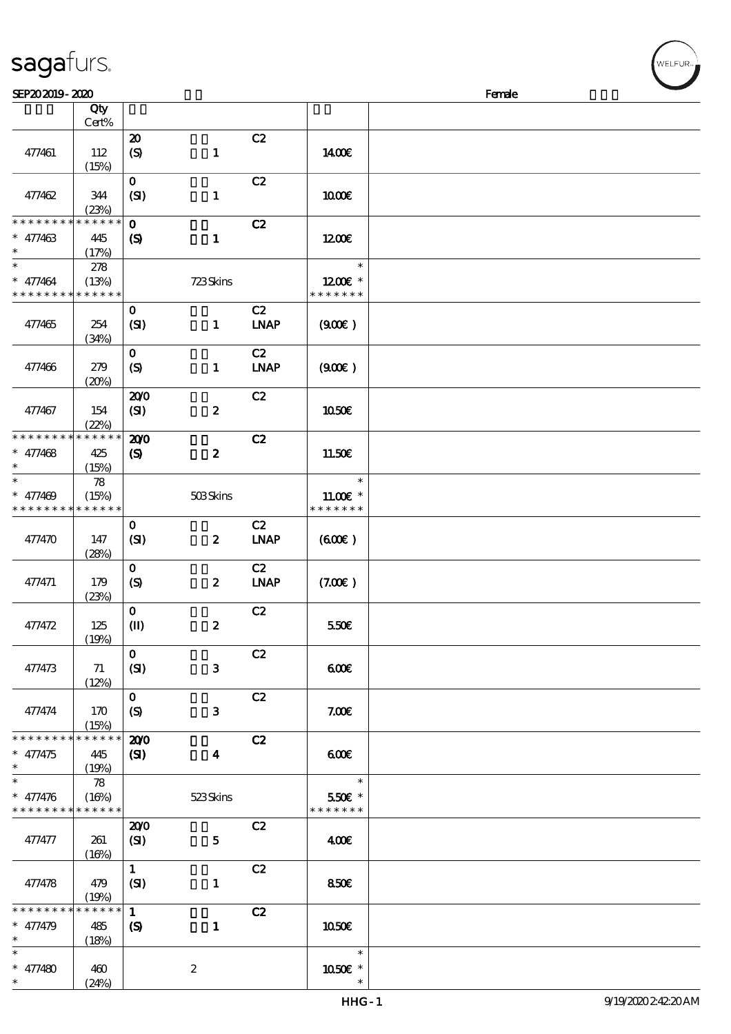SEP20 2019 - 2020 Female

| | Qty Cert% | | | | | |
|---|---|---|---|---|---|---|
| 477461 | 112 (15%) | 20 (S) | 1 | C2 | 14.00€ | |
| 477462 | 344 (23%) | 0 (SI) | 1 | C2 | 10.00€ | |
| * * * * * * * * * * * * * * | | | | | | |
| * 477463 * | 445 (17%) | 0 (S) | 1 | C2 | 12.00€ | |
| * * 477464 * * * * * * * * * * * * * * | 278 (13%) | 723 Skins | | | * 12.00€ * * * * * * * * | |
| 477465 | 254 (34%) | 0 (SI) | 1 | C2 LNAP | (9.00€ ) | |
| 477466 | 279 (20%) | 0 (S) | 1 | C2 LNAP | (9.00€ ) | |
| 477467 | 154 (22%) | 20/0 (SI) | 2 | C2 | 10.50€ | |
| * * * * * * * * * * * * * * | | | | | | |
| * 477468 * | 425 (15%) | 20/0 (S) | 2 | C2 | 11.50€ | |
| * * 477469 * * * * * * * * * * * * * * | 78 (15%) | 503 Skins | | | * 11.00€ * * * * * * * * | |
| 477470 | 147 (28%) | 0 (SI) | 2 | C2 LNAP | (6.00€ ) | |
| 477471 | 179 (23%) | 0 (S) | 2 | C2 LNAP | (7.00€ ) | |
| 477472 | 125 (19%) | 0 (II) | 2 | C2 | 5.50€ | |
| 477473 | 71 (12%) | 0 (SI) | 3 | C2 | 6.00€ | |
| 477474 | 170 (15%) | 0 (S) | 3 | C2 | 7.00€ | |
| * * * * * * * * * * * * * * | | | | | | |
| * 477475 * | 445 (19%) | 20/0 (SI) | 4 | C2 | 6.00€ | |
| * * 477476 * * * * * * * * * * * * * * | 78 (16%) | 523 Skins | | | * 5.50€ * * * * * * * * | |
| 477477 | 261 (16%) | 20/0 (SI) | 5 | C2 | 4.00€ | |
| 477478 | 479 (19%) | 1 (SI) | 1 | C2 | 8.50€ | |
| * * * * * * * * * * * * * * | | | | | | |
| * 477479 * | 485 (18%) | 1 (S) | 1 | C2 | 10.50€ | |
| * * 477480 * | 460 (24%) | 2 | | | * 10.50€ * * | |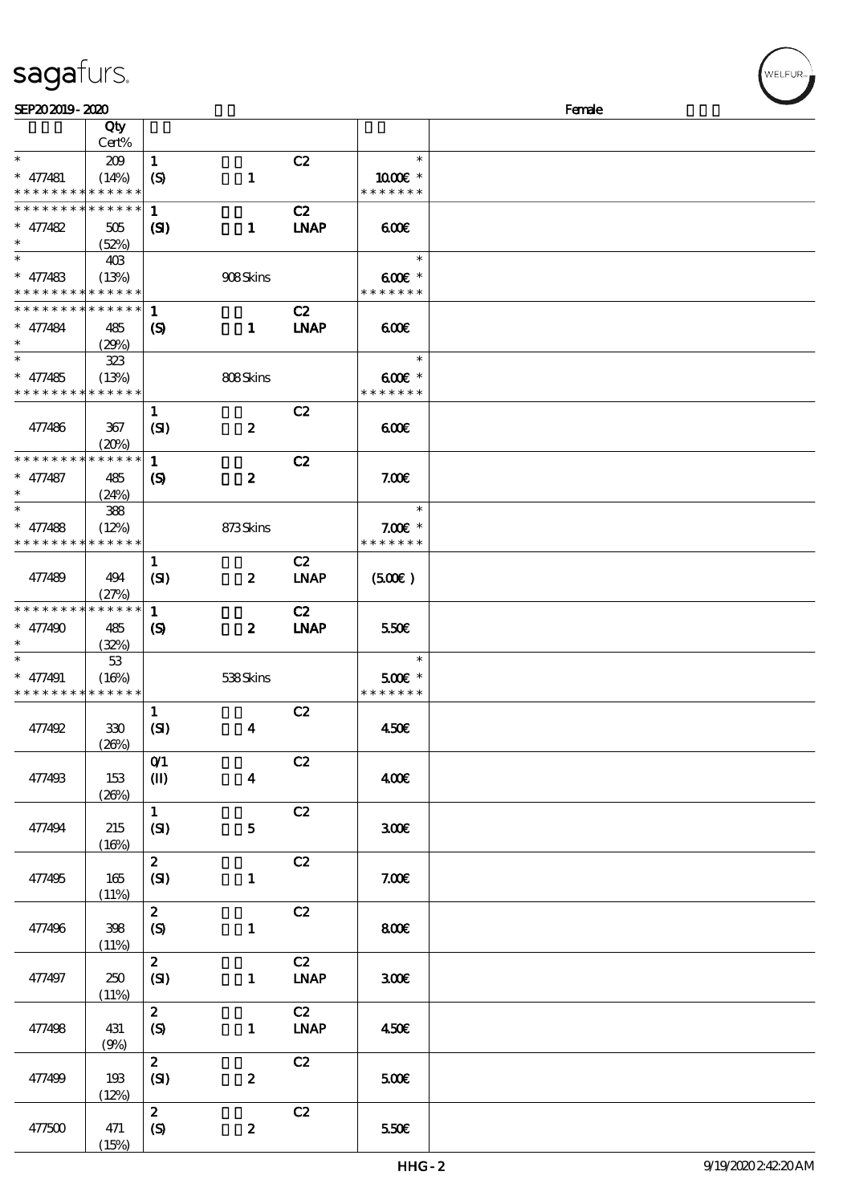SEP20 2019 - 2020 Female

| | Qty Cert% | | | | |
|---|---|---|---|---|---|
| * <br> * 477481 <br> * * * * * * * * * * * * * * | 209 <br> (14%) | 1 <br> (S) | 1 | C2 | * <br> 10.00€ * <br> * * * * * * * |
| * * * * * * * * * * * * * * <br> * 477482 <br> * | 505 <br> (52%) | 1 <br> (SI) | 1 | C2 <br> LNAP | 6.00€ |
| * <br> * 477483 <br> * * * * * * * * * * * * * * | 403 <br> (13%) | | 908 Skins | | * <br> 6.00€ * <br> * * * * * * * |
| * * * * * * * * * * * * * * <br> * 477484 <br> * | 485 <br> (29%) | 1 <br> (S) | 1 | C2 <br> LNAP | 6.00€ |
| * <br> * 477485 <br> * * * * * * * * * * * * * * | 323 <br> (13%) | | 808 Skins | | * <br> 6.00€ * <br> * * * * * * * |
| 477486 | 367 <br> (20%) | 1 <br> (SI) | 2 | C2 | 6.00€ |
| * * * * * * * * * * * * * * <br> * 477487 <br> * | 485 <br> (24%) | 1 <br> (S) | 2 | C2 | 7.00€ |
| * <br> * 477488 <br> * * * * * * * * * * * * * * | 388 <br> (12%) | | 873 Skins | | * <br> 7.00€ * <br> * * * * * * * |
| 477489 | 494 <br> (27%) | 1 <br> (SI) | 2 | C2 <br> LNAP | (5.00€) |
| * * * * * * * * * * * * * * <br> * 477490 <br> * | 485 <br> (32%) | 1 <br> (S) | 2 | C2 <br> LNAP | 5.50€ |
| * <br> * 477491 <br> * * * * * * * * * * * * * * | 53 <br> (16%) | | 538 Skins | | * <br> 5.00€ * <br> * * * * * * * |
| 477492 | 330 <br> (26%) | 1 <br> (SI) | 4 | C2 | 4.50€ |
| 477493 | 153 <br> (26%) | 0/1 <br> (II) | 4 | C2 | 4.00€ |
| 477494 | 215 <br> (16%) | 1 <br> (SI) | 5 | C2 | 3.00€ |
| 477495 | 165 <br> (11%) | 2 <br> (SI) | 1 | C2 | 7.00€ |
| 477496 | 398 <br> (11%) | 2 <br> (S) | 1 | C2 | 8.00€ |
| 477497 | 250 <br> (11%) | 2 <br> (SI) | 1 | C2 <br> LNAP | 3.00€ |
| 477498 | 431 <br> (9%) | 2 <br> (S) | 1 | C2 <br> LNAP | 4.50€ |
| 477499 | 193 <br> (12%) | 2 <br> (SI) | 2 | C2 | 5.00€ |
| 477500 | 471 <br> (15%) | 2 <br> (S) | 2 | C2 | 5.50€ |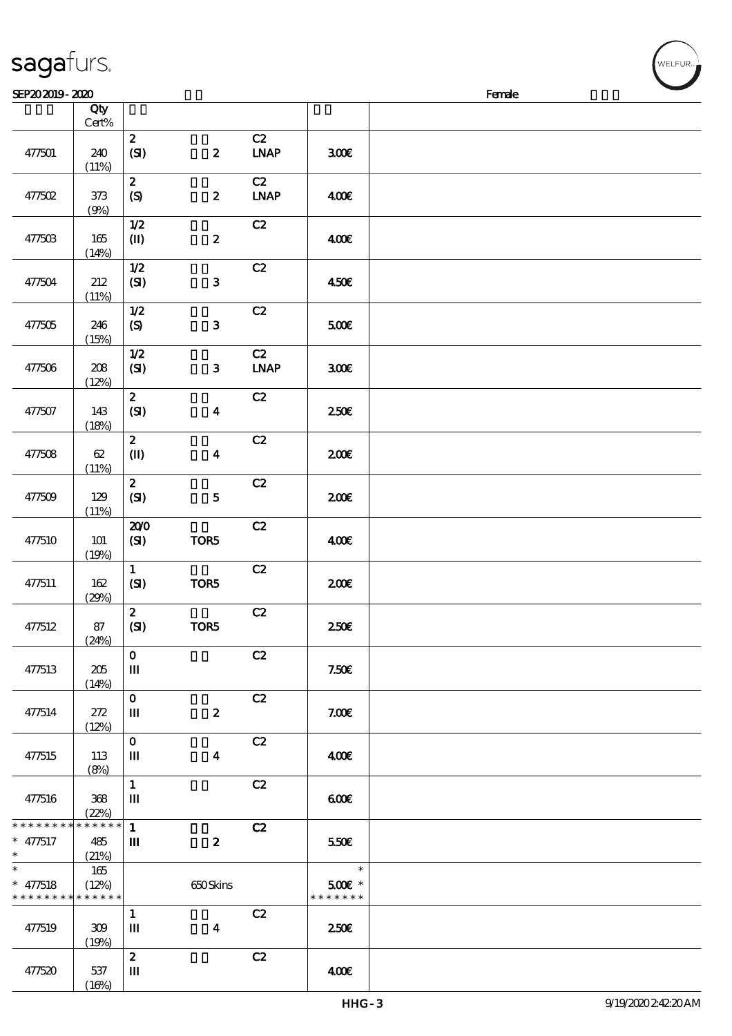SEP202019 - 2020 Female

| | Qty Cert% | | | | | |
|---|---|---|---|---|---|---|
| 477501 | 240 (11%) | 2 (SI) | 2 | C2 LNAP | 3.00€ | |
| 477502 | 373 (9%) | 2 (S) | 2 | C2 LNAP | 4.00€ | |
| 477503 | 165 (14%) | 1/2 (II) | 2 | C2 | 4.00€ | |
| 477504 | 212 (11%) | 1/2 (SI) | 3 | C2 | 4.50€ | |
| 477505 | 246 (15%) | 1/2 (S) | 3 | C2 | 5.00€ | |
| 477506 | 208 (12%) | 1/2 (SI) | 3 | C2 LNAP | 3.00€ | |
| 477507 | 143 (18%) | 2 (SI) | 4 | C2 | 2.50€ | |
| 477508 | 62 (11%) | 2 (II) | 4 | C2 | 2.00€ | |
| 477509 | 129 (11%) | 2 (SI) | 5 | C2 | 2.00€ | |
| 477510 | 101 (19%) | 20/0 (SI) | TOR5 | C2 | 4.00€ | |
| 477511 | 162 (29%) | 1 (SI) | TOR5 | C2 | 2.00€ | |
| 477512 | 87 (24%) | 2 (SI) | TOR5 | C2 | 2.50€ | |
| 477513 | 205 (14%) | 0 III | | C2 | 7.50€ | |
| 477514 | 272 (12%) | 0 III | 2 | C2 | 7.00€ | |
| 477515 | 113 (8%) | 0 III | 4 | C2 | 4.00€ | |
| 477516 | 368 (22%) | 1 III | | C2 | 6.00€ | |
| * * * * * * * * * * * * * * 477517 * | 485 (21%) | 1 III | 2 | C2 | 5.50€ | |
| * 477518 * * * * * * * * * * * * * * | 165 (12%) | | 650 Skins | | * 5.00€ * * * * * * * * | |
| 477519 | 309 (19%) | 1 III | 4 | C2 | 2.50€ | |
| 477520 | 537 (16%) | 2 III | | C2 | 4.00€ | |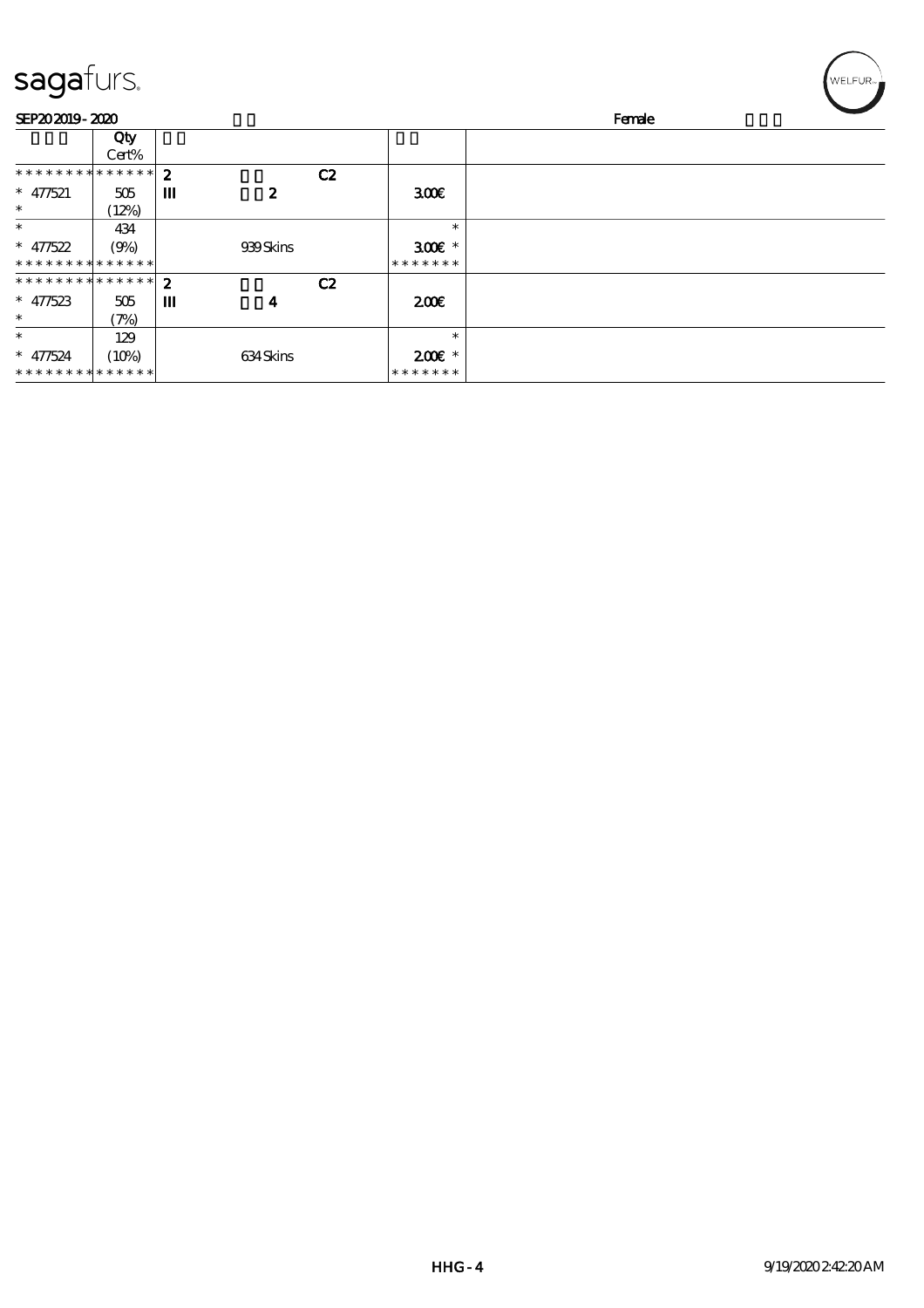sagafurs.

SEP20 2019 - 2020 Female

| | Qty Cert% | | | |
|---|---|---|---|---|
| * * * * * * * * * * * * * * | 2 C2 | | | |
| * 477521 * | 505 (12%) | III 2 | 3.00€ | |
| * * 477522 * * * * * * * * * * * * * * | 434 (9%) | 939 Skins | * 3.00€ * * * * * * * * | |
| * * * * * * * * * * * * * * | 2 C2 | | | |
| * 477523 * | 505 (7%) | III 4 | 2.00€ | |
| * * 477524 * * * * * * * * * * * * * * | 129 (10%) | 634 Skins | * 2.00€ * * * * * * * * | |

HHG - 4 9/19/2020 2:42:20 AM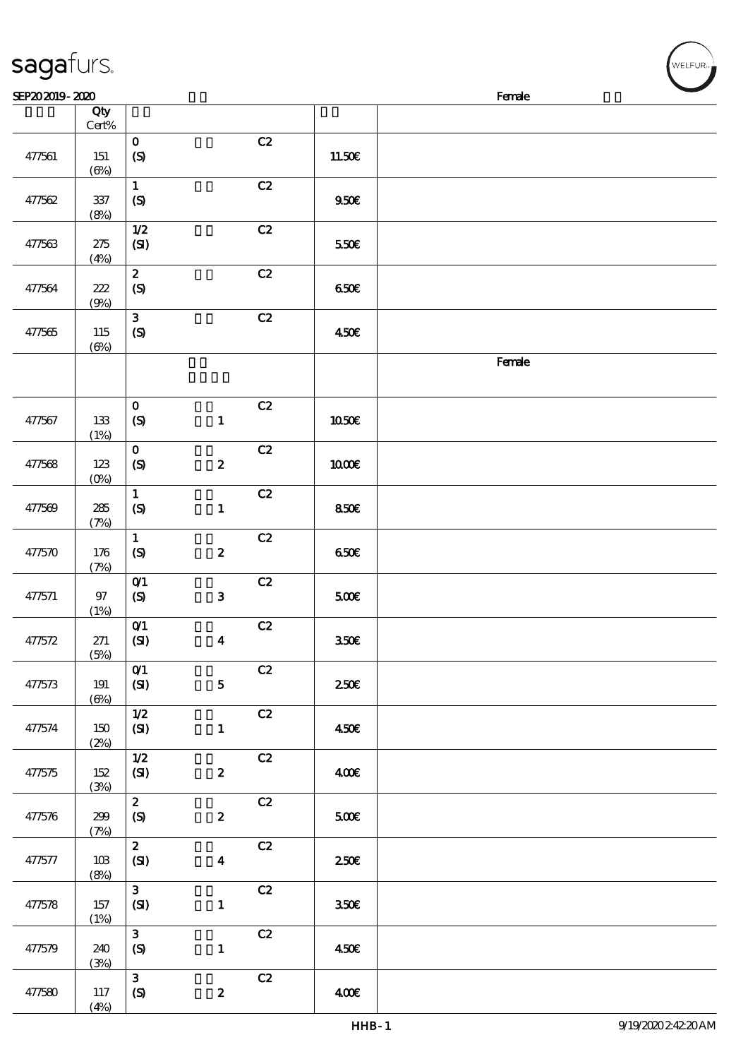| | Qty Cert% | | | | |
|---|---|---|---|---|---|
| 477561 | 151 (6%) | 0 (S) | C2 | 11.50€ | |
| 477562 | 337 (8%) | 1 (S) | C2 | 9.50€ | |
| 477563 | 275 (4%) | 1/2 (SI) | C2 | 5.50€ | |
| 477564 | 222 (9%) | 2 (S) | C2 | 6.50€ | |
| 477565 | 115 (6%) | 3 (S) | C2 | 4.50€ | |
| | | | | | Female |
| 477567 | 133 (1%) | 0 (S) 1 | C2 | 10.50€ | |
| 477568 | 123 (0%) | 0 (S) 2 | C2 | 10.00€ | |
| 477569 | 285 (7%) | 1 (S) 1 | C2 | 8.50€ | |
| 477570 | 176 (7%) | 1 (S) 2 | C2 | 6.50€ | |
| 477571 | 97 (1%) | 0/1 (S) 3 | C2 | 5.00€ | |
| 477572 | 271 (5%) | 0/1 (SI) 4 | C2 | 3.50€ | |
| 477573 | 191 (6%) | 0/1 (SI) 5 | C2 | 2.50€ | |
| 477574 | 150 (2%) | 1/2 (SI) 1 | C2 | 4.50€ | |
| 477575 | 152 (3%) | 1/2 (SI) 2 | C2 | 4.00€ | |
| 477576 | 299 (7%) | 2 (S) 2 | C2 | 5.00€ | |
| 477577 | 103 (8%) | 2 (SI) 4 | C2 | 2.50€ | |
| 477578 | 157 (1%) | 3 (SI) 1 | C2 | 3.50€ | |
| 477579 | 240 (3%) | 3 (S) 1 | C2 | 4.50€ | |
| 477580 | 117 (4%) | 3 (S) 2 | C2 | 4.00€ | |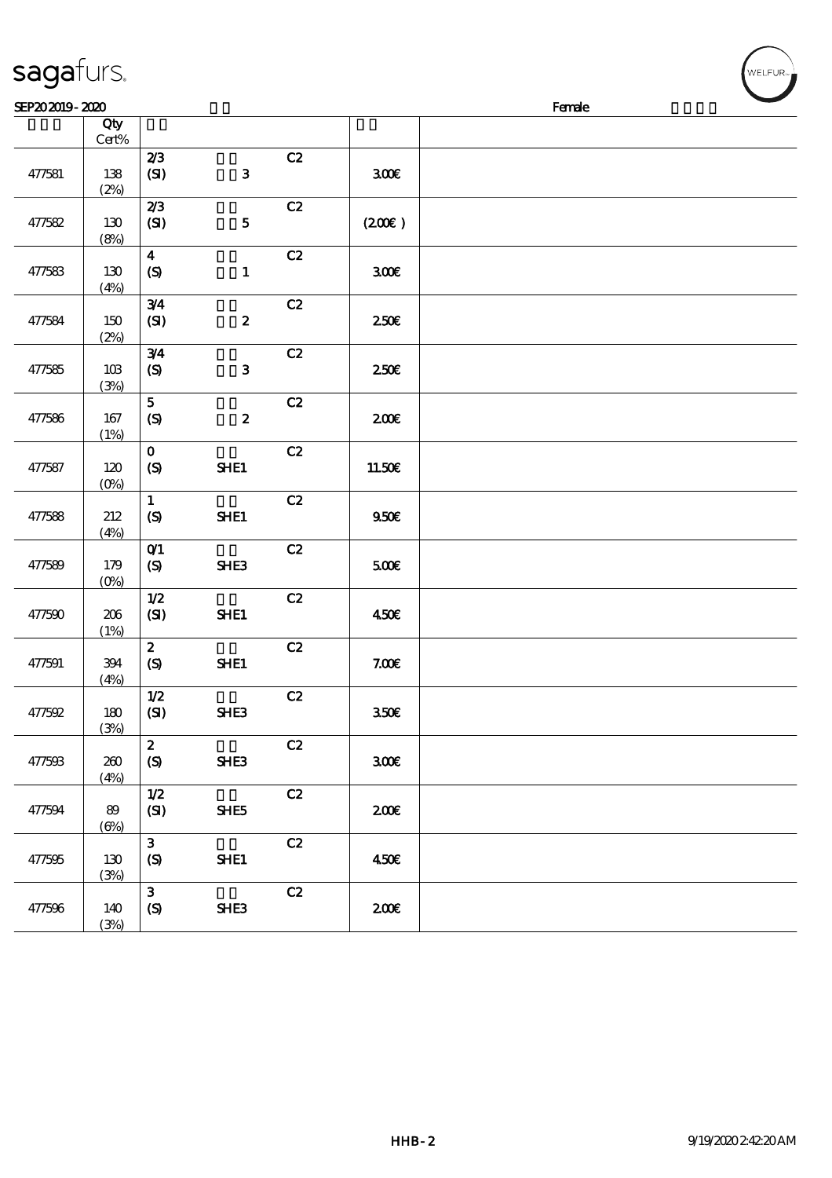| | Qty Cert% | | | | | |
|---|---|---|---|---|---|---|
| 477581 | 138 (2%) | 2/3 (SI) | 3 | C2 | 300€ | |
| 477582 | 130 (8%) | 2/3 (SI) | 5 | C2 | (200€ ) | |
| 477583 | 130 (4%) | 4 (S) | 1 | C2 | 300€ | |
| 477584 | 150 (2%) | 3/4 (SI) | 2 | C2 | 250€ | |
| 477585 | 103 (3%) | 3/4 (S) | 3 | C2 | 250€ | |
| 477586 | 167 (1%) | 5 (S) | 2 | C2 | 200€ | |
| 477587 | 120 (0%) | 0 (S) | SHE1 | C2 | 11.50€ | |
| 477588 | 212 (4%) | 1 (S) | SHE1 | C2 | 9.50€ | |
| 477589 | 179 (0%) | 0/1 (S) | SHE3 | C2 | 5.00€ | |
| 477590 | 206 (1%) | 1/2 (SI) | SHE1 | C2 | 4.50€ | |
| 477591 | 394 (4%) | 2 (S) | SHE1 | C2 | 7.00€ | |
| 477592 | 180 (3%) | 1/2 (SI) | SHE3 | C2 | 3.50€ | |
| 477593 | 260 (4%) | 2 (S) | SHE3 | C2 | 3.00€ | |
| 477594 | 89 (6%) | 1/2 (SI) | SHE5 | C2 | 2.00€ | |
| 477595 | 130 (3%) | 3 (S) | SHE1 | C2 | 4.50€ | |
| 477596 | 140 (3%) | 3 (S) | SHE3 | C2 | 2.00€ | |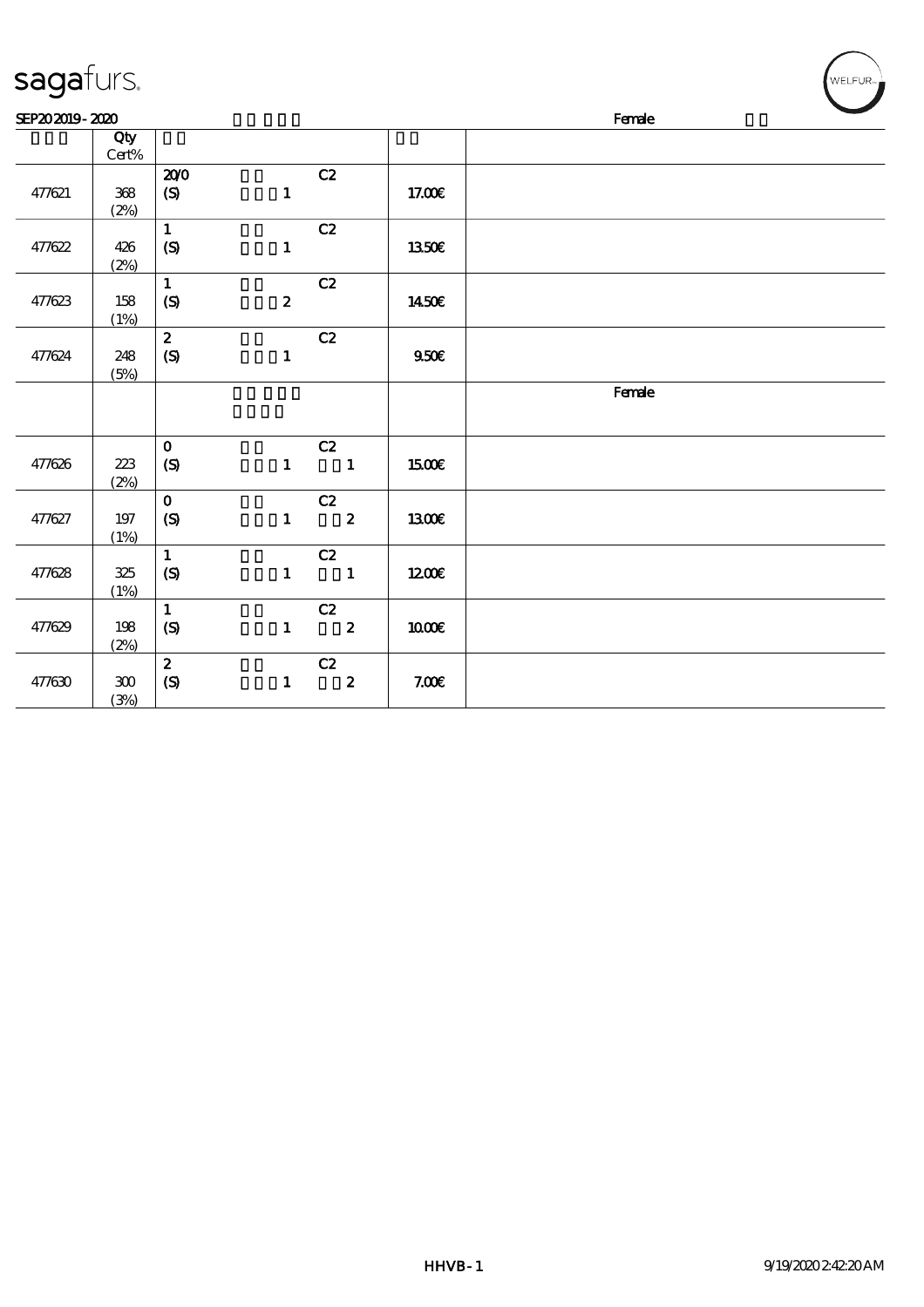sagafurs.

SEP20 2019 - 2020 Female

| | Qty Cert% | | | | |
|---|---|---|---|---|---|
| 477621 | 368 (2%) | 20/0 (S) 1 C2 | | 17.00€ | |
| 477622 | 426 (2%) | 1 (S) 1 C2 | | 13.50€ | |
| 477623 | 158 (1%) | 1 (S) 2 C2 | | 14.50€ | |
| 477624 | 248 (5%) | 2 (S) 1 C2 | | 9.50€ | |
| | | | | | Female |
| 477626 | 223 (2%) | 0 (S) 1 C2 1 | | 15.00€ | |
| 477627 | 197 (1%) | 0 (S) 1 C2 2 | | 13.00€ | |
| 477628 | 325 (1%) | 1 (S) 1 C2 1 | | 12.00€ | |
| 477629 | 198 (2%) | 1 (S) 1 C2 2 | | 10.00€ | |
| 477630 | 300 (3%) | 2 (S) 1 C2 2 | | 7.00€ | |